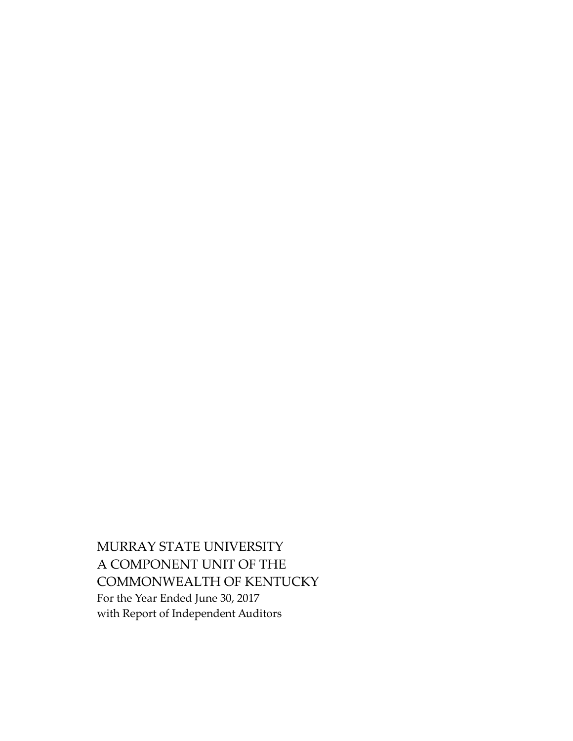MURRAY STATE UNIVERSITY
A COMPONENT UNIT OF THE
COMMONWEALTH OF KENTUCKY

For the Year Ended June 30, 2017
with Report of Independent Auditors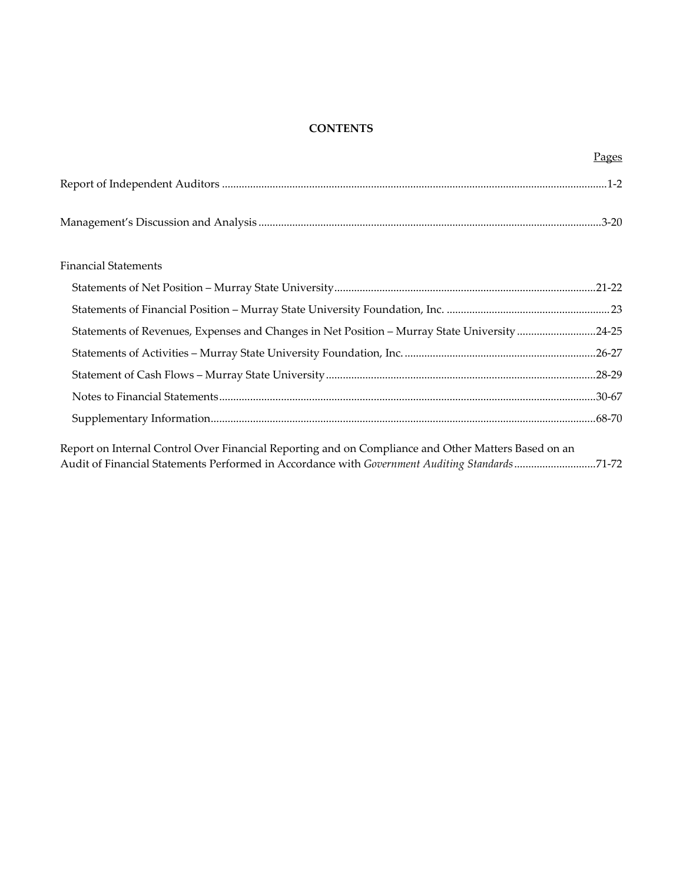# CONTENTS

| | Pages |
|---|---|
| Report of Independent Auditors | 1-2 |
| Management's Discussion and Analysis | 3-20 |
| **Financial Statements** | |
| Statements of Net Position – Murray State University | 21-22 |
| Statements of Financial Position – Murray State University Foundation, Inc. | 23 |
| Statements of Revenues, Expenses and Changes in Net Position – Murray State University | 24-25 |
| Statements of Activities – Murray State University Foundation, Inc. | 26-27 |
| Statement of Cash Flows – Murray State University | 28-29 |
| Notes to Financial Statements | 30-67 |
| Supplementary Information | 68-70 |
| Report on Internal Control Over Financial Reporting and on Compliance and Other Matters Based on an Audit of Financial Statements Performed in Accordance with *Government Auditing Standards* | 71-72 |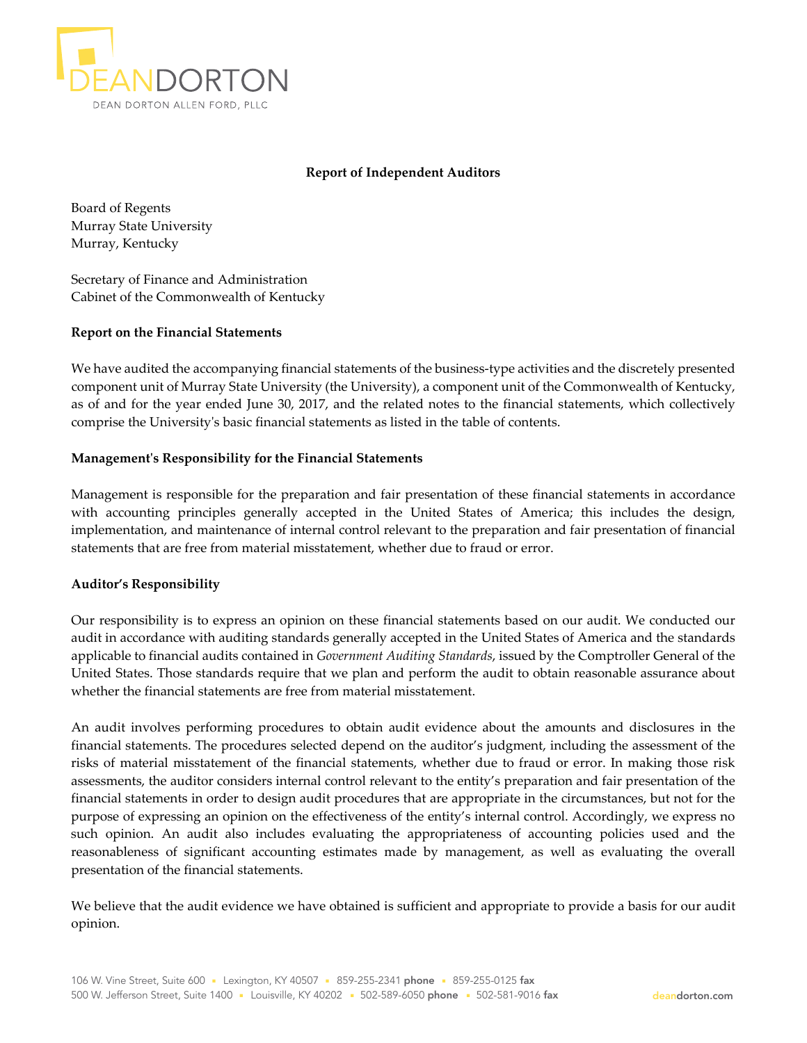DEANDORTON

DEAN DORTON ALLEN FORD, PLLC

**Report of Independent Auditors**

Board of Regents
Murray State University
Murray, Kentucky

Secretary of Finance and Administration
Cabinet of the Commonwealth of Kentucky

**Report on the Financial Statements**

We have audited the accompanying financial statements of the business-type activities and the discretely presented component unit of Murray State University (the University), a component unit of the Commonwealth of Kentucky, as of and for the year ended June 30, 2017, and the related notes to the financial statements, which collectively comprise the University's basic financial statements as listed in the table of contents.

**Management's Responsibility for the Financial Statements**

Management is responsible for the preparation and fair presentation of these financial statements in accordance with accounting principles generally accepted in the United States of America; this includes the design, implementation, and maintenance of internal control relevant to the preparation and fair presentation of financial statements that are free from material misstatement, whether due to fraud or error.

**Auditor's Responsibility**

Our responsibility is to express an opinion on these financial statements based on our audit. We conducted our audit in accordance with auditing standards generally accepted in the United States of America and the standards applicable to financial audits contained in *Government Auditing Standards*, issued by the Comptroller General of the United States. Those standards require that we plan and perform the audit to obtain reasonable assurance about whether the financial statements are free from material misstatement.

An audit involves performing procedures to obtain audit evidence about the amounts and disclosures in the financial statements. The procedures selected depend on the auditor's judgment, including the assessment of the risks of material misstatement of the financial statements, whether due to fraud or error. In making those risk assessments, the auditor considers internal control relevant to the entity's preparation and fair presentation of the financial statements in order to design audit procedures that are appropriate in the circumstances, but not for the purpose of expressing an opinion on the effectiveness of the entity's internal control. Accordingly, we express no such opinion. An audit also includes evaluating the appropriateness of accounting policies used and the reasonableness of significant accounting estimates made by management, as well as evaluating the overall presentation of the financial statements.

We believe that the audit evidence we have obtained is sufficient and appropriate to provide a basis for our audit opinion.

106 W. Vine Street, Suite 600 ▪ Lexington, KY 40507 ▪ 859-255-2341 **phone** ▪ 859-255-0125 **fax**
500 W. Jefferson Street, Suite 1400 ▪ Louisville, KY 40202 ▪ 502-589-6050 **phone** ▪ 502-581-9016 **fax**

deandorton.com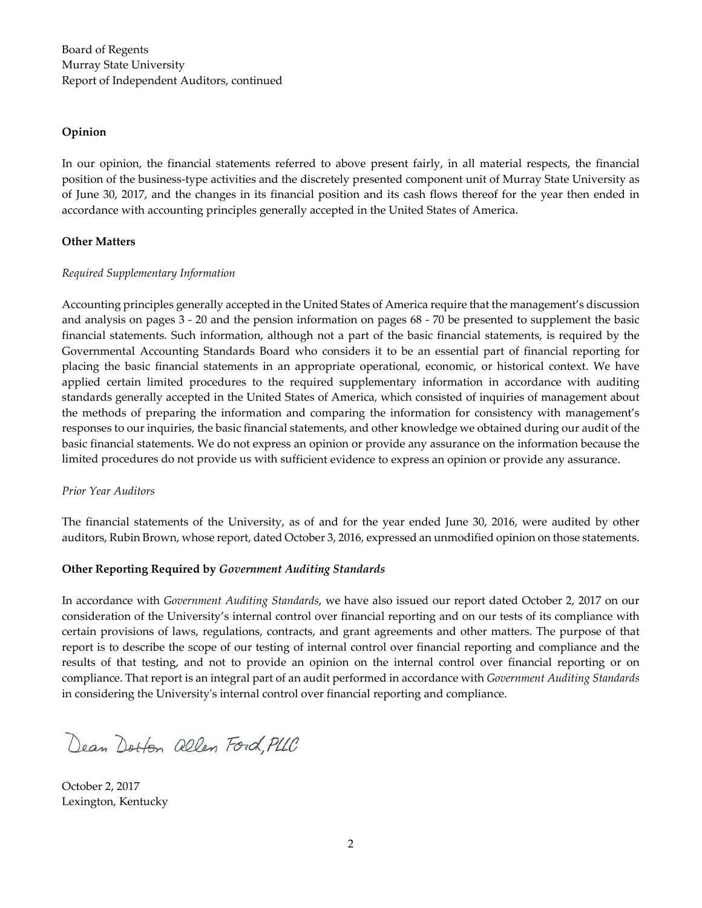Board of Regents
Murray State University
Report of Independent Auditors, continued

**Opinion**

In our opinion, the financial statements referred to above present fairly, in all material respects, the financial position of the business-type activities and the discretely presented component unit of Murray State University as of June 30, 2017, and the changes in its financial position and its cash flows thereof for the year then ended in accordance with accounting principles generally accepted in the United States of America.

**Other Matters**

*Required Supplementary Information*

Accounting principles generally accepted in the United States of America require that the management's discussion and analysis on pages 3 - 20 and the pension information on pages 68 - 70 be presented to supplement the basic financial statements. Such information, although not a part of the basic financial statements, is required by the Governmental Accounting Standards Board who considers it to be an essential part of financial reporting for placing the basic financial statements in an appropriate operational, economic, or historical context. We have applied certain limited procedures to the required supplementary information in accordance with auditing standards generally accepted in the United States of America, which consisted of inquiries of management about the methods of preparing the information and comparing the information for consistency with management's responses to our inquiries, the basic financial statements, and other knowledge we obtained during our audit of the basic financial statements. We do not express an opinion or provide any assurance on the information because the limited procedures do not provide us with sufficient evidence to express an opinion or provide any assurance.

*Prior Year Auditors*

The financial statements of the University, as of and for the year ended June 30, 2016, were audited by other auditors, Rubin Brown, whose report, dated October 3, 2016, expressed an unmodified opinion on those statements.

**Other Reporting Required by *Government Auditing Standards***

In accordance with *Government Auditing Standards*, we have also issued our report dated October 2, 2017 on our consideration of the University's internal control over financial reporting and on our tests of its compliance with certain provisions of laws, regulations, contracts, and grant agreements and other matters. The purpose of that report is to describe the scope of our testing of internal control over financial reporting and compliance and the results of that testing, and not to provide an opinion on the internal control over financial reporting or on compliance. That report is an integral part of an audit performed in accordance with *Government Auditing Standards* in considering the University's internal control over financial reporting and compliance.

Dean Dorton Allen Ford, PLLC

October 2, 2017
Lexington, Kentucky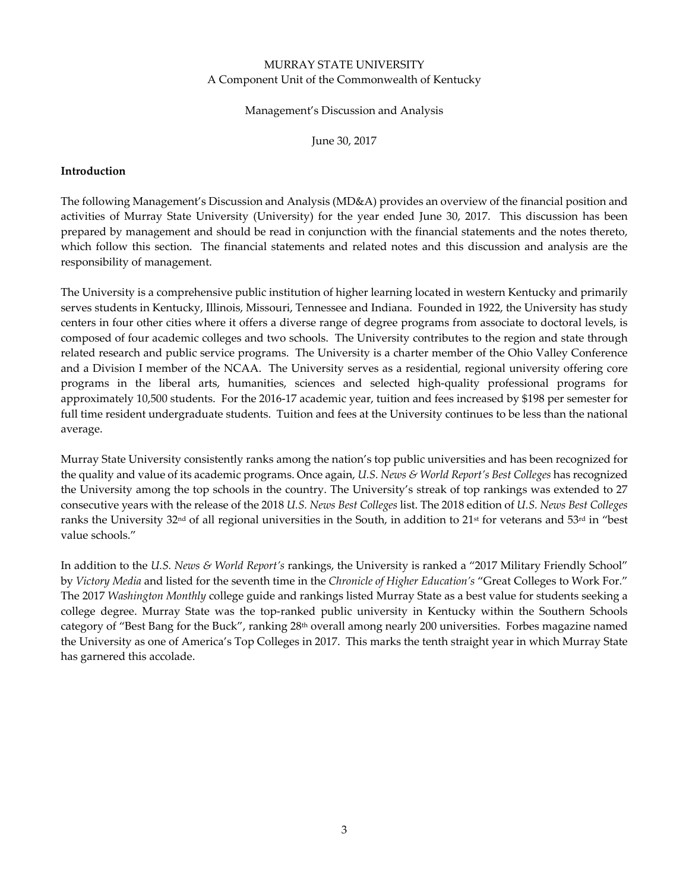MURRAY STATE UNIVERSITY
A Component Unit of the Commonwealth of Kentucky

Management's Discussion and Analysis

June 30, 2017

## Introduction

The following Management's Discussion and Analysis (MD&A) provides an overview of the financial position and activities of Murray State University (University) for the year ended June 30, 2017. This discussion has been prepared by management and should be read in conjunction with the financial statements and the notes thereto, which follow this section. The financial statements and related notes and this discussion and analysis are the responsibility of management.

The University is a comprehensive public institution of higher learning located in western Kentucky and primarily serves students in Kentucky, Illinois, Missouri, Tennessee and Indiana. Founded in 1922, the University has study centers in four other cities where it offers a diverse range of degree programs from associate to doctoral levels, is composed of four academic colleges and two schools. The University contributes to the region and state through related research and public service programs. The University is a charter member of the Ohio Valley Conference and a Division I member of the NCAA. The University serves as a residential, regional university offering core programs in the liberal arts, humanities, sciences and selected high-quality professional programs for approximately 10,500 students. For the 2016-17 academic year, tuition and fees increased by $198 per semester for full time resident undergraduate students. Tuition and fees at the University continues to be less than the national average.

Murray State University consistently ranks among the nation's top public universities and has been recognized for the quality and value of its academic programs. Once again, *U.S. News & World Report's Best Colleges* has recognized the University among the top schools in the country. The University's streak of top rankings was extended to 27 consecutive years with the release of the 2018 *U.S. News Best Colleges* list. The 2018 edition of *U.S. News Best Colleges* ranks the University 32nd of all regional universities in the South, in addition to 21st for veterans and 53rd in "best value schools."

In addition to the *U.S. News & World Report's* rankings, the University is ranked a "2017 Military Friendly School" by *Victory Media* and listed for the seventh time in the *Chronicle of Higher Education's* "Great Colleges to Work For." The 2017 *Washington Monthly* college guide and rankings listed Murray State as a best value for students seeking a college degree. Murray State was the top-ranked public university in Kentucky within the Southern Schools category of "Best Bang for the Buck", ranking 28th overall among nearly 200 universities. Forbes magazine named the University as one of America's Top Colleges in 2017. This marks the tenth straight year in which Murray State has garnered this accolade.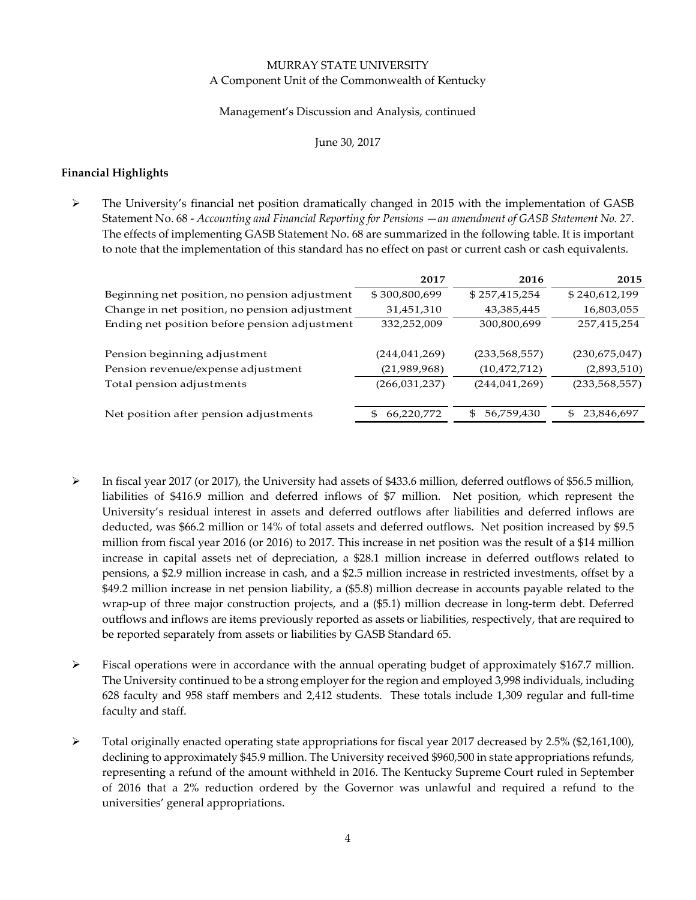MURRAY STATE UNIVERSITY
A Component Unit of the Commonwealth of Kentucky

Management's Discussion and Analysis, continued

June 30, 2017

**Financial Highlights**

- The University's financial net position dramatically changed in 2015 with the implementation of GASB Statement No. 68 - *Accounting and Financial Reporting for Pensions —an amendment of GASB Statement No. 27*. The effects of implementing GASB Statement No. 68 are summarized in the following table. It is important to note that the implementation of this standard has no effect on past or current cash or cash equivalents.

| | 2017 | 2016 | 2015 |
|---|---|---|---|
| Beginning net position, no pension adjustment | $ 300,800,699 | $ 257,415,254 | $ 240,612,199 |
| Change in net position, no pension adjustment | 31,451,310 | 43,385,445 | 16,803,055 |
| Ending net position before pension adjustment | 332,252,009 | 300,800,699 | 257,415,254 |
| | | | |
| Pension beginning adjustment | (244,041,269) | (233,568,557) | (230,675,047) |
| Pension revenue/expense adjustment | (21,989,968) | (10,472,712) | (2,893,510) |
| Total pension adjustments | (266,031,237) | (244,041,269) | (233,568,557) |
| | | | |
| Net position after pension adjustments | $ 66,220,772 | $ 56,759,430 | $ 23,846,697 |

- In fiscal year 2017 (or 2017), the University had assets of $433.6 million, deferred outflows of $56.5 million, liabilities of $416.9 million and deferred inflows of $7 million. Net position, which represent the University's residual interest in assets and deferred outflows after liabilities and deferred inflows are deducted, was $66.2 million or 14% of total assets and deferred outflows. Net position increased by $9.5 million from fiscal year 2016 (or 2016) to 2017. This increase in net position was the result of a $14 million increase in capital assets net of depreciation, a $28.1 million increase in deferred outflows related to pensions, a $2.9 million increase in cash, and a $2.5 million increase in restricted investments, offset by a $49.2 million increase in net pension liability, a ($5.8) million decrease in accounts payable related to the wrap-up of three major construction projects, and a ($5.1) million decrease in long-term debt. Deferred outflows and inflows are items previously reported as assets or liabilities, respectively, that are required to be reported separately from assets or liabilities by GASB Standard 65.

- Fiscal operations were in accordance with the annual operating budget of approximately $167.7 million. The University continued to be a strong employer for the region and employed 3,998 individuals, including 628 faculty and 958 staff members and 2,412 students. These totals include 1,309 regular and full-time faculty and staff.

- Total originally enacted operating state appropriations for fiscal year 2017 decreased by 2.5% ($2,161,100), declining to approximately $45.9 million. The University received $960,500 in state appropriations refunds, representing a refund of the amount withheld in 2016. The Kentucky Supreme Court ruled in September of 2016 that a 2% reduction ordered by the Governor was unlawful and required a refund to the universities' general appropriations.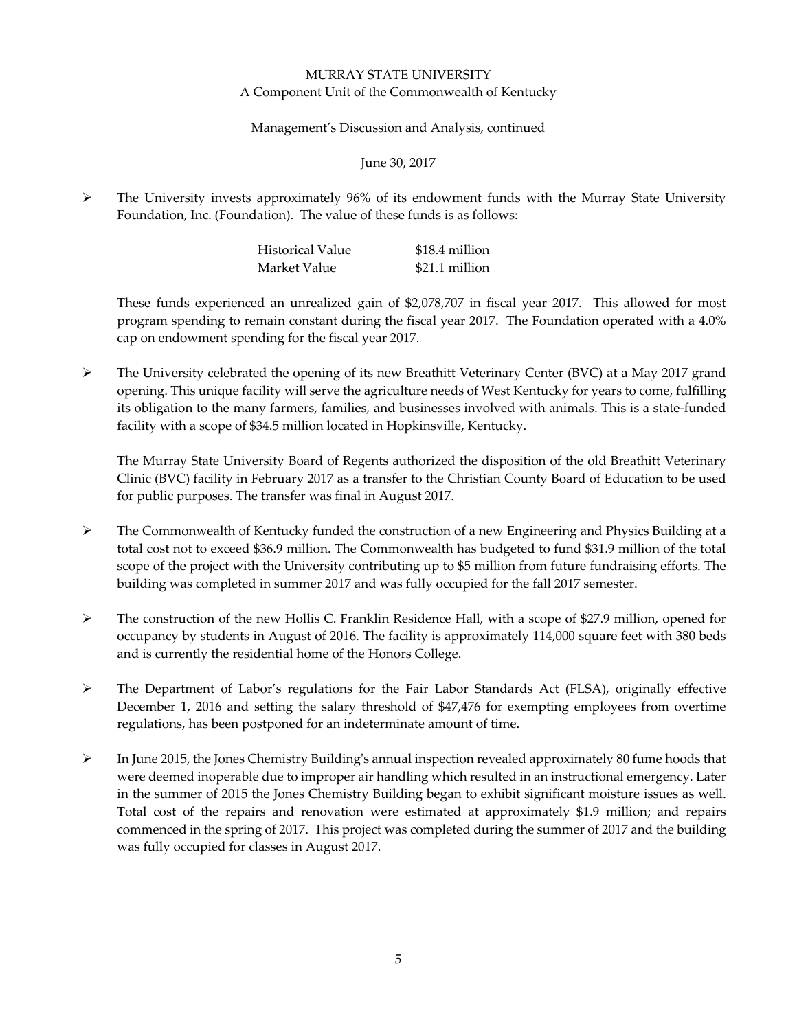- The University invests approximately 96% of its endowment funds with the Murray State University Foundation, Inc. (Foundation). The value of these funds is as follows:

  | | |
  |---|---|
  | Historical Value | $18.4 million |
  | Market Value | $21.1 million |

  These funds experienced an unrealized gain of $2,078,707 in fiscal year 2017. This allowed for most program spending to remain constant during the fiscal year 2017. The Foundation operated with a 4.0% cap on endowment spending for the fiscal year 2017.

- The University celebrated the opening of its new Breathitt Veterinary Center (BVC) at a May 2017 grand opening. This unique facility will serve the agriculture needs of West Kentucky for years to come, fulfilling its obligation to the many farmers, families, and businesses involved with animals. This is a state-funded facility with a scope of $34.5 million located in Hopkinsville, Kentucky.

  The Murray State University Board of Regents authorized the disposition of the old Breathitt Veterinary Clinic (BVC) facility in February 2017 as a transfer to the Christian County Board of Education to be used for public purposes. The transfer was final in August 2017.

- The Commonwealth of Kentucky funded the construction of a new Engineering and Physics Building at a total cost not to exceed $36.9 million. The Commonwealth has budgeted to fund $31.9 million of the total scope of the project with the University contributing up to $5 million from future fundraising efforts. The building was completed in summer 2017 and was fully occupied for the fall 2017 semester.

- The construction of the new Hollis C. Franklin Residence Hall, with a scope of $27.9 million, opened for occupancy by students in August of 2016. The facility is approximately 114,000 square feet with 380 beds and is currently the residential home of the Honors College.

- The Department of Labor's regulations for the Fair Labor Standards Act (FLSA), originally effective December 1, 2016 and setting the salary threshold of $47,476 for exempting employees from overtime regulations, has been postponed for an indeterminate amount of time.

- In June 2015, the Jones Chemistry Building's annual inspection revealed approximately 80 fume hoods that were deemed inoperable due to improper air handling which resulted in an instructional emergency. Later in the summer of 2015 the Jones Chemistry Building began to exhibit significant moisture issues as well. Total cost of the repairs and renovation were estimated at approximately $1.9 million; and repairs commenced in the spring of 2017. This project was completed during the summer of 2017 and the building was fully occupied for classes in August 2017.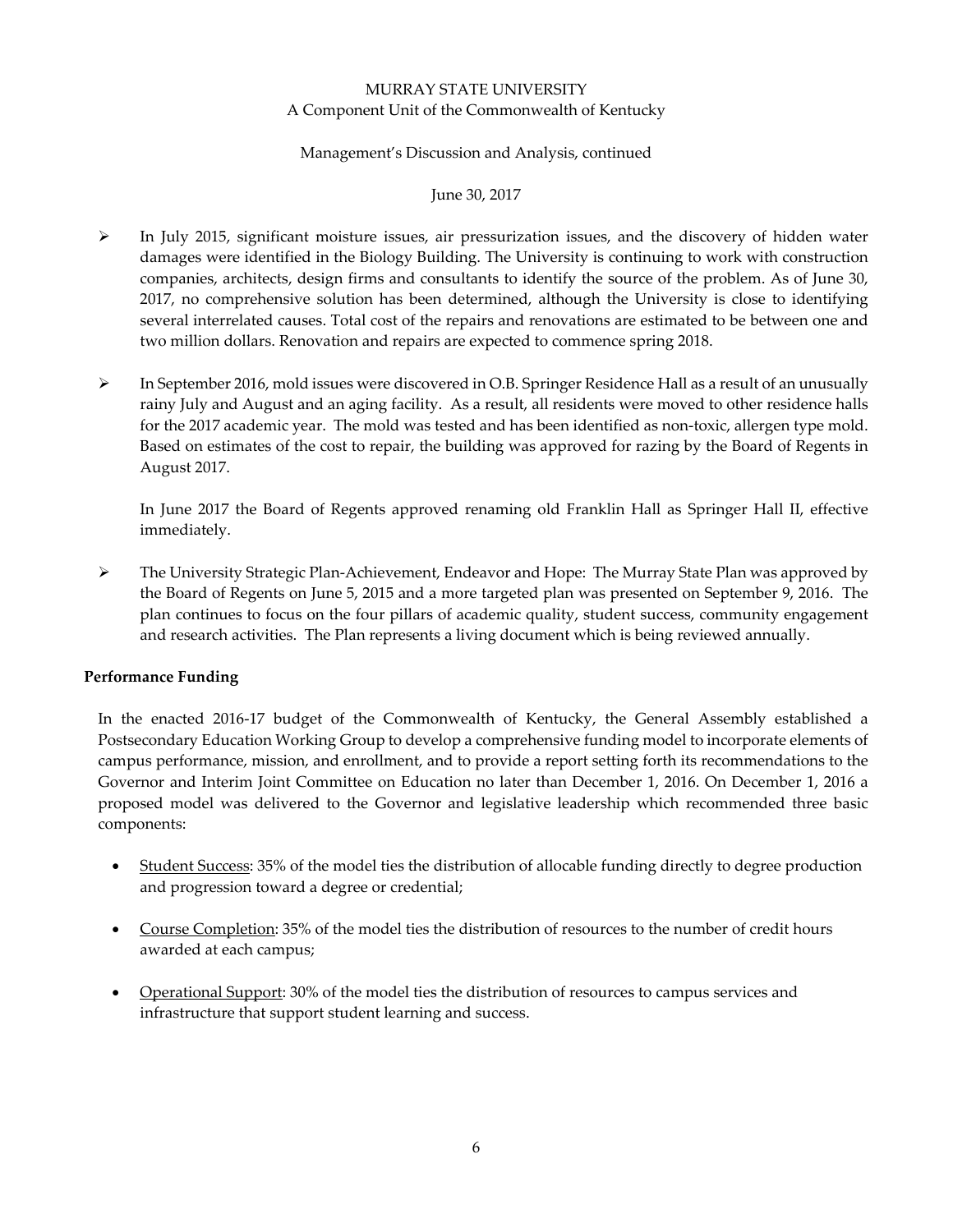- In July 2015, significant moisture issues, air pressurization issues, and the discovery of hidden water damages were identified in the Biology Building. The University is continuing to work with construction companies, architects, design firms and consultants to identify the source of the problem. As of June 30, 2017, no comprehensive solution has been determined, although the University is close to identifying several interrelated causes. Total cost of the repairs and renovations are estimated to be between one and two million dollars. Renovation and repairs are expected to commence spring 2018.

- In September 2016, mold issues were discovered in O.B. Springer Residence Hall as a result of an unusually rainy July and August and an aging facility. As a result, all residents were moved to other residence halls for the 2017 academic year. The mold was tested and has been identified as non-toxic, allergen type mold. Based on estimates of the cost to repair, the building was approved for razing by the Board of Regents in August 2017.

  In June 2017 the Board of Regents approved renaming old Franklin Hall as Springer Hall II, effective immediately.

- The University Strategic Plan-Achievement, Endeavor and Hope: The Murray State Plan was approved by the Board of Regents on June 5, 2015 and a more targeted plan was presented on September 9, 2016. The plan continues to focus on the four pillars of academic quality, student success, community engagement and research activities. The Plan represents a living document which is being reviewed annually.

**Performance Funding**

In the enacted 2016-17 budget of the Commonwealth of Kentucky, the General Assembly established a Postsecondary Education Working Group to develop a comprehensive funding model to incorporate elements of campus performance, mission, and enrollment, and to provide a report setting forth its recommendations to the Governor and Interim Joint Committee on Education no later than December 1, 2016. On December 1, 2016 a proposed model was delivered to the Governor and legislative leadership which recommended three basic components:

- Student Success: 35% of the model ties the distribution of allocable funding directly to degree production and progression toward a degree or credential;

- Course Completion: 35% of the model ties the distribution of resources to the number of credit hours awarded at each campus;

- Operational Support: 30% of the model ties the distribution of resources to campus services and infrastructure that support student learning and success.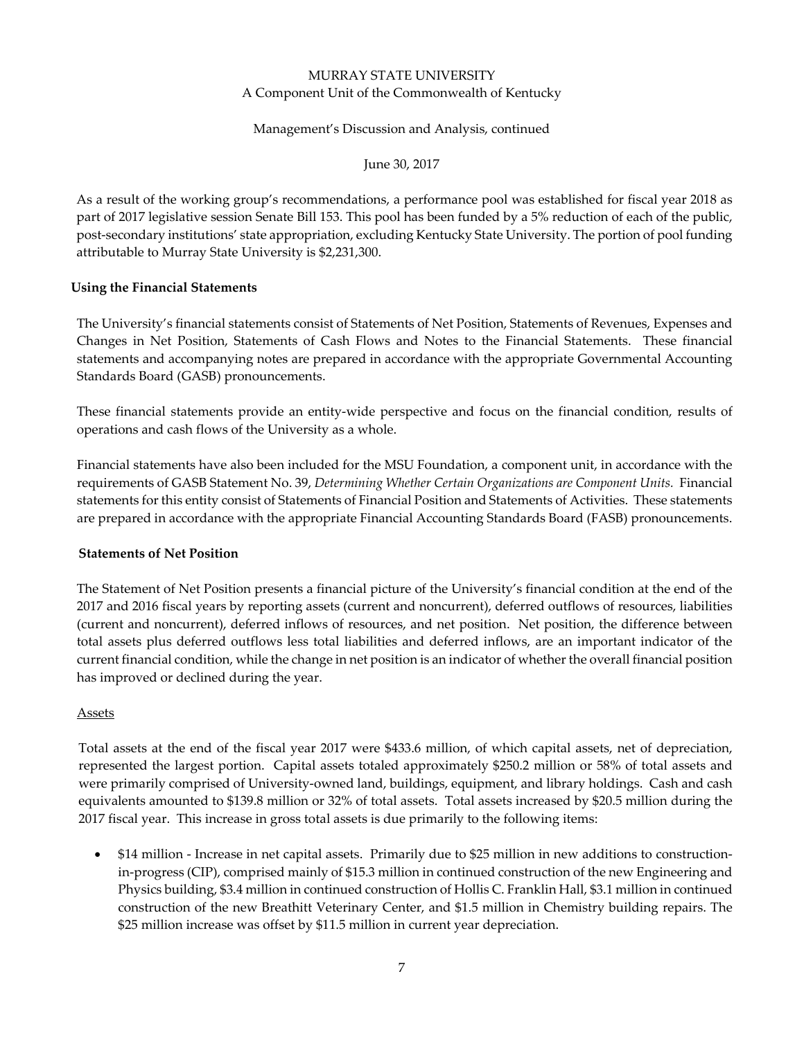As a result of the working group's recommendations, a performance pool was established for fiscal year 2018 as part of 2017 legislative session Senate Bill 153. This pool has been funded by a 5% reduction of each of the public, post-secondary institutions' state appropriation, excluding Kentucky State University. The portion of pool funding attributable to Murray State University is $2,231,300.

## Using the Financial Statements

The University's financial statements consist of Statements of Net Position, Statements of Revenues, Expenses and Changes in Net Position, Statements of Cash Flows and Notes to the Financial Statements. These financial statements and accompanying notes are prepared in accordance with the appropriate Governmental Accounting Standards Board (GASB) pronouncements.

These financial statements provide an entity-wide perspective and focus on the financial condition, results of operations and cash flows of the University as a whole.

Financial statements have also been included for the MSU Foundation, a component unit, in accordance with the requirements of GASB Statement No. 39, *Determining Whether Certain Organizations are Component Units.* Financial statements for this entity consist of Statements of Financial Position and Statements of Activities. These statements are prepared in accordance with the appropriate Financial Accounting Standards Board (FASB) pronouncements.

## Statements of Net Position

The Statement of Net Position presents a financial picture of the University's financial condition at the end of the 2017 and 2016 fiscal years by reporting assets (current and noncurrent), deferred outflows of resources, liabilities (current and noncurrent), deferred inflows of resources, and net position. Net position, the difference between total assets plus deferred outflows less total liabilities and deferred inflows, are an important indicator of the current financial condition, while the change in net position is an indicator of whether the overall financial position has improved or declined during the year.

### Assets

Total assets at the end of the fiscal year 2017 were $433.6 million, of which capital assets, net of depreciation, represented the largest portion. Capital assets totaled approximately $250.2 million or 58% of total assets and were primarily comprised of University-owned land, buildings, equipment, and library holdings. Cash and cash equivalents amounted to $139.8 million or 32% of total assets. Total assets increased by $20.5 million during the 2017 fiscal year. This increase in gross total assets is due primarily to the following items:

- $14 million - Increase in net capital assets. Primarily due to $25 million in new additions to construction-in-progress (CIP), comprised mainly of $15.3 million in continued construction of the new Engineering and Physics building, $3.4 million in continued construction of Hollis C. Franklin Hall, $3.1 million in continued construction of the new Breathitt Veterinary Center, and $1.5 million in Chemistry building repairs. The $25 million increase was offset by $11.5 million in current year depreciation.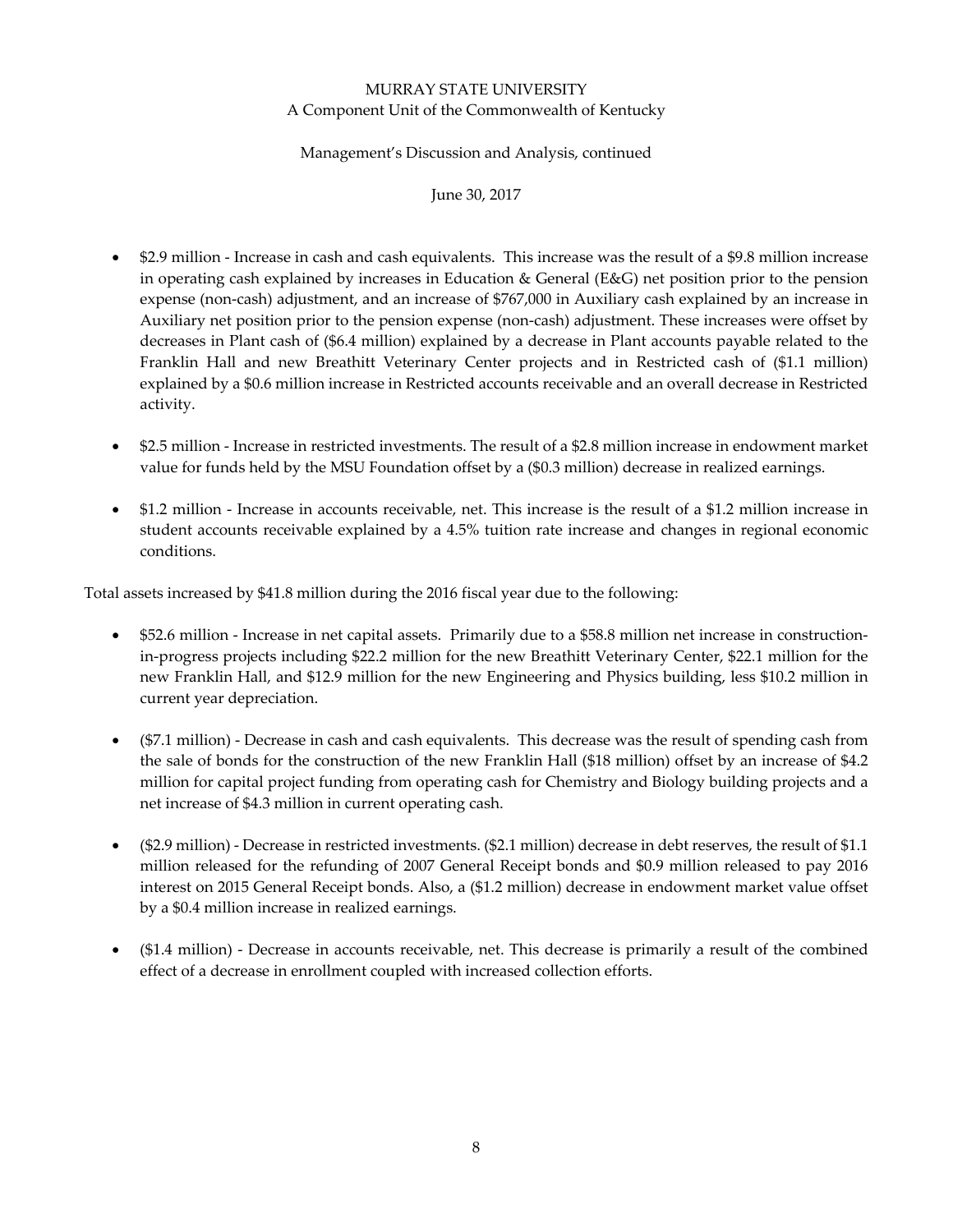- $2.9 million - Increase in cash and cash equivalents. This increase was the result of a $9.8 million increase in operating cash explained by increases in Education & General (E&G) net position prior to the pension expense (non-cash) adjustment, and an increase of $767,000 in Auxiliary cash explained by an increase in Auxiliary net position prior to the pension expense (non-cash) adjustment. These increases were offset by decreases in Plant cash of ($6.4 million) explained by a decrease in Plant accounts payable related to the Franklin Hall and new Breathitt Veterinary Center projects and in Restricted cash of ($1.1 million) explained by a $0.6 million increase in Restricted accounts receivable and an overall decrease in Restricted activity.

- $2.5 million - Increase in restricted investments. The result of a $2.8 million increase in endowment market value for funds held by the MSU Foundation offset by a ($0.3 million) decrease in realized earnings.

- $1.2 million - Increase in accounts receivable, net. This increase is the result of a $1.2 million increase in student accounts receivable explained by a 4.5% tuition rate increase and changes in regional economic conditions.

Total assets increased by $41.8 million during the 2016 fiscal year due to the following:

- $52.6 million - Increase in net capital assets. Primarily due to a $58.8 million net increase in construction-in-progress projects including $22.2 million for the new Breathitt Veterinary Center, $22.1 million for the new Franklin Hall, and $12.9 million for the new Engineering and Physics building, less $10.2 million in current year depreciation.

- ($7.1 million) - Decrease in cash and cash equivalents. This decrease was the result of spending cash from the sale of bonds for the construction of the new Franklin Hall ($18 million) offset by an increase of $4.2 million for capital project funding from operating cash for Chemistry and Biology building projects and a net increase of $4.3 million in current operating cash.

- ($2.9 million) - Decrease in restricted investments. ($2.1 million) decrease in debt reserves, the result of $1.1 million released for the refunding of 2007 General Receipt bonds and $0.9 million released to pay 2016 interest on 2015 General Receipt bonds. Also, a ($1.2 million) decrease in endowment market value offset by a $0.4 million increase in realized earnings.

- ($1.4 million) - Decrease in accounts receivable, net. This decrease is primarily a result of the combined effect of a decrease in enrollment coupled with increased collection efforts.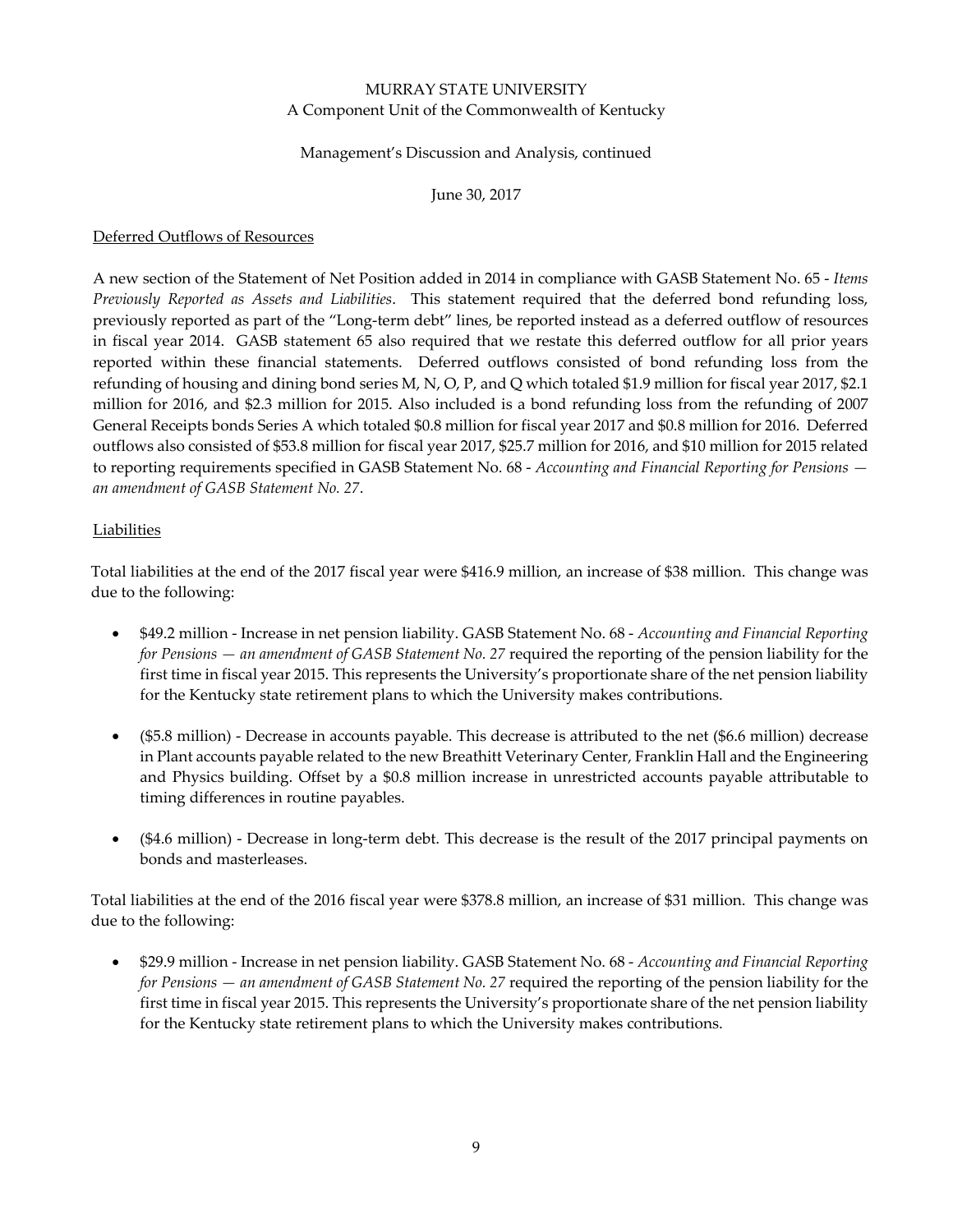Deferred Outflows of Resources

A new section of the Statement of Net Position added in 2014 in compliance with GASB Statement No. 65 - *Items Previously Reported as Assets and Liabilities*. This statement required that the deferred bond refunding loss, previously reported as part of the "Long-term debt" lines, be reported instead as a deferred outflow of resources in fiscal year 2014. GASB statement 65 also required that we restate this deferred outflow for all prior years reported within these financial statements. Deferred outflows consisted of bond refunding loss from the refunding of housing and dining bond series M, N, O, P, and Q which totaled $1.9 million for fiscal year 2017, $2.1 million for 2016, and $2.3 million for 2015. Also included is a bond refunding loss from the refunding of 2007 General Receipts bonds Series A which totaled $0.8 million for fiscal year 2017 and $0.8 million for 2016. Deferred outflows also consisted of $53.8 million for fiscal year 2017, $25.7 million for 2016, and $10 million for 2015 related to reporting requirements specified in GASB Statement No. 68 - *Accounting and Financial Reporting for Pensions — an amendment of GASB Statement No. 27*.

Liabilities

Total liabilities at the end of the 2017 fiscal year were $416.9 million, an increase of $38 million. This change was due to the following:

- $49.2 million - Increase in net pension liability. GASB Statement No. 68 - *Accounting and Financial Reporting for Pensions — an amendment of GASB Statement No. 27* required the reporting of the pension liability for the first time in fiscal year 2015. This represents the University's proportionate share of the net pension liability for the Kentucky state retirement plans to which the University makes contributions.

- ($5.8 million) - Decrease in accounts payable. This decrease is attributed to the net ($6.6 million) decrease in Plant accounts payable related to the new Breathitt Veterinary Center, Franklin Hall and the Engineering and Physics building. Offset by a $0.8 million increase in unrestricted accounts payable attributable to timing differences in routine payables.

- ($4.6 million) - Decrease in long-term debt. This decrease is the result of the 2017 principal payments on bonds and masterleases.

Total liabilities at the end of the 2016 fiscal year were $378.8 million, an increase of $31 million. This change was due to the following:

- $29.9 million - Increase in net pension liability. GASB Statement No. 68 - *Accounting and Financial Reporting for Pensions — an amendment of GASB Statement No. 27* required the reporting of the pension liability for the first time in fiscal year 2015. This represents the University's proportionate share of the net pension liability for the Kentucky state retirement plans to which the University makes contributions.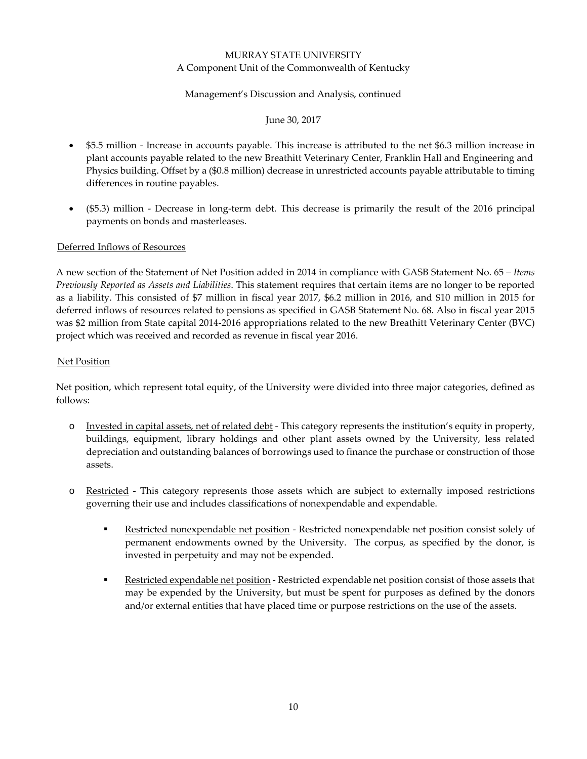- \$5.5 million - Increase in accounts payable. This increase is attributed to the net \$6.3 million increase in plant accounts payable related to the new Breathitt Veterinary Center, Franklin Hall and Engineering and Physics building. Offset by a (\$0.8 million) decrease in unrestricted accounts payable attributable to timing differences in routine payables.

- (\$5.3) million - Decrease in long-term debt. This decrease is primarily the result of the 2016 principal payments on bonds and masterleases.

<u>Deferred Inflows of Resources</u>

A new section of the Statement of Net Position added in 2014 in compliance with GASB Statement No. 65 – *Items Previously Reported as Assets and Liabilities*. This statement requires that certain items are no longer to be reported as a liability. This consisted of \$7 million in fiscal year 2017, \$6.2 million in 2016, and \$10 million in 2015 for deferred inflows of resources related to pensions as specified in GASB Statement No. 68. Also in fiscal year 2015 was \$2 million from State capital 2014-2016 appropriations related to the new Breathitt Veterinary Center (BVC) project which was received and recorded as revenue in fiscal year 2016.

<u>Net Position</u>

Net position, which represent total equity, of the University were divided into three major categories, defined as follows:

- <u>Invested in capital assets, net of related debt</u> - This category represents the institution's equity in property, buildings, equipment, library holdings and other plant assets owned by the University, less related depreciation and outstanding balances of borrowings used to finance the purchase or construction of those assets.

- <u>Restricted</u> - This category represents those assets which are subject to externally imposed restrictions governing their use and includes classifications of nonexpendable and expendable.

  - <u>Restricted nonexpendable net position</u> - Restricted nonexpendable net position consist solely of permanent endowments owned by the University. The corpus, as specified by the donor, is invested in perpetuity and may not be expended.

  - <u>Restricted expendable net position</u> - Restricted expendable net position consist of those assets that may be expended by the University, but must be spent for purposes as defined by the donors and/or external entities that have placed time or purpose restrictions on the use of the assets.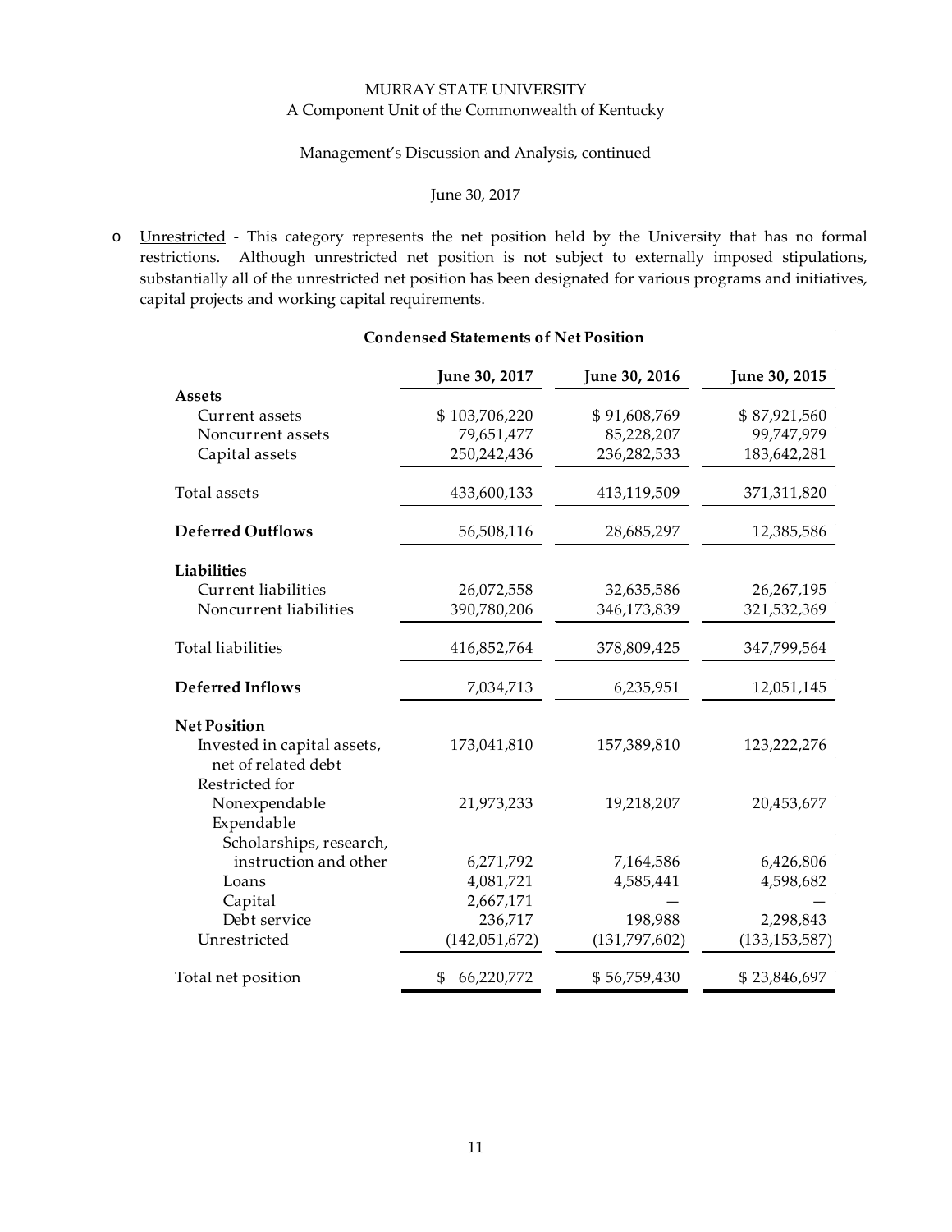MURRAY STATE UNIVERSITY
A Component Unit of the Commonwealth of Kentucky

Management's Discussion and Analysis, continued

June 30, 2017

- Unrestricted - This category represents the net position held by the University that has no formal restrictions. Although unrestricted net position is not subject to externally imposed stipulations, substantially all of the unrestricted net position has been designated for various programs and initiatives, capital projects and working capital requirements.

**Condensed Statements of Net Position**

| | June 30, 2017 | June 30, 2016 | June 30, 2015 |
|---|---|---|---|
| **Assets** | | | |
| Current assets | $ 103,706,220 | $ 91,608,769 | $ 87,921,560 |
| Noncurrent assets | 79,651,477 | 85,228,207 | 99,747,979 |
| Capital assets | 250,242,436 | 236,282,533 | 183,642,281 |
| Total assets | 433,600,133 | 413,119,509 | 371,311,820 |
| **Deferred Outflows** | 56,508,116 | 28,685,297 | 12,385,586 |
| **Liabilities** | | | |
| Current liabilities | 26,072,558 | 32,635,586 | 26,267,195 |
| Noncurrent liabilities | 390,780,206 | 346,173,839 | 321,532,369 |
| Total liabilities | 416,852,764 | 378,809,425 | 347,799,564 |
| **Deferred Inflows** | 7,034,713 | 6,235,951 | 12,051,145 |
| **Net Position** | | | |
| Invested in capital assets, net of related debt | 173,041,810 | 157,389,810 | 123,222,276 |
| Restricted for | | | |
| Nonexpendable | 21,973,233 | 19,218,207 | 20,453,677 |
| Expendable | | | |
| Scholarships, research, instruction and other | 6,271,792 | 7,164,586 | 6,426,806 |
| Loans | 4,081,721 | 4,585,441 | 4,598,682 |
| Capital | 2,667,171 | — | — |
| Debt service | 236,717 | 198,988 | 2,298,843 |
| Unrestricted | (142,051,672) | (131,797,602) | (133,153,587) |
| Total net position | $ 66,220,772 | $ 56,759,430 | $ 23,846,697 |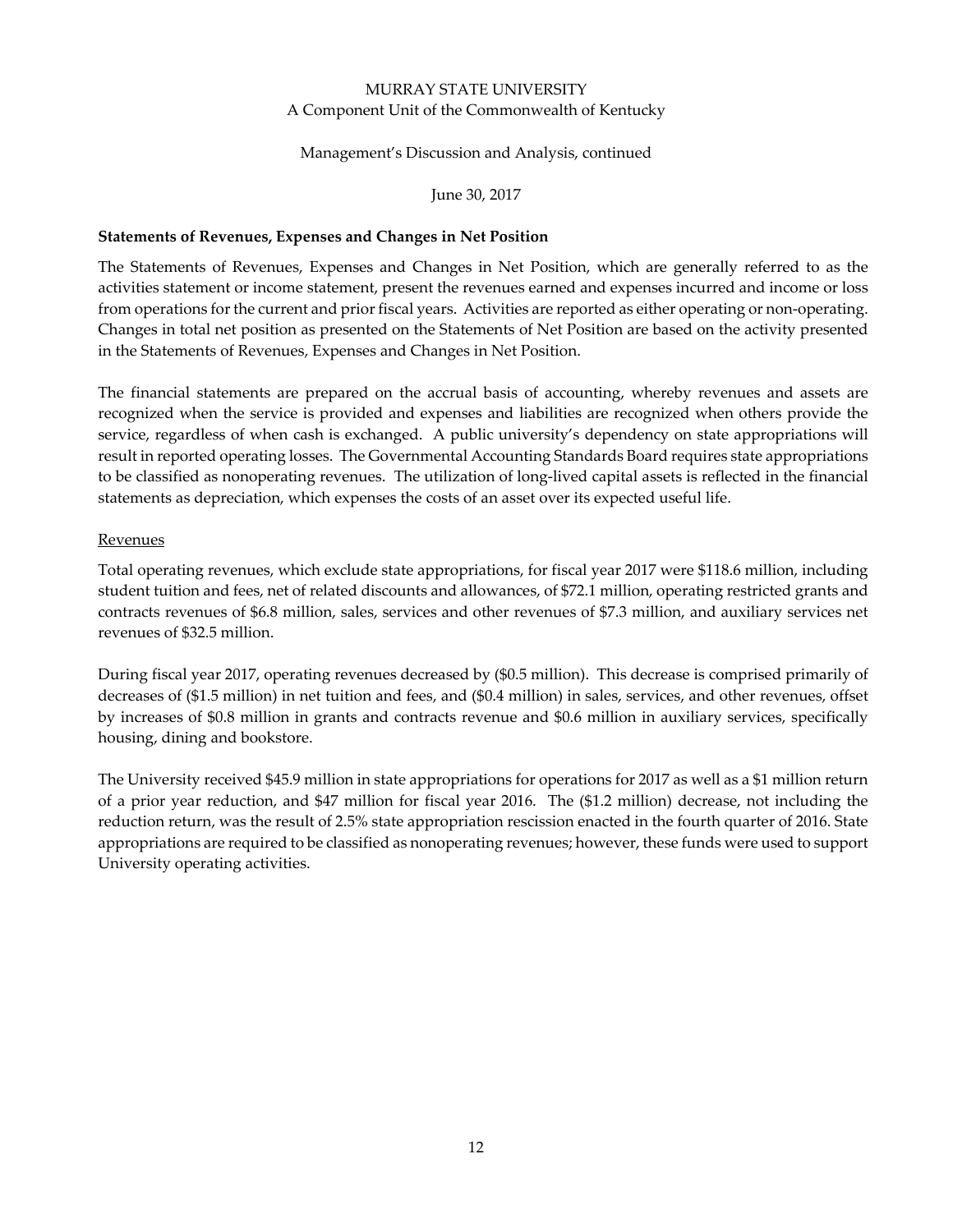### Statements of Revenues, Expenses and Changes in Net Position

The Statements of Revenues, Expenses and Changes in Net Position, which are generally referred to as the activities statement or income statement, present the revenues earned and expenses incurred and income or loss from operations for the current and prior fiscal years. Activities are reported as either operating or non-operating. Changes in total net position as presented on the Statements of Net Position are based on the activity presented in the Statements of Revenues, Expenses and Changes in Net Position.

The financial statements are prepared on the accrual basis of accounting, whereby revenues and assets are recognized when the service is provided and expenses and liabilities are recognized when others provide the service, regardless of when cash is exchanged. A public university's dependency on state appropriations will result in reported operating losses. The Governmental Accounting Standards Board requires state appropriations to be classified as nonoperating revenues. The utilization of long-lived capital assets is reflected in the financial statements as depreciation, which expenses the costs of an asset over its expected useful life.

#### Revenues

Total operating revenues, which exclude state appropriations, for fiscal year 2017 were $118.6 million, including student tuition and fees, net of related discounts and allowances, of $72.1 million, operating restricted grants and contracts revenues of $6.8 million, sales, services and other revenues of $7.3 million, and auxiliary services net revenues of $32.5 million.

During fiscal year 2017, operating revenues decreased by ($0.5 million). This decrease is comprised primarily of decreases of ($1.5 million) in net tuition and fees, and ($0.4 million) in sales, services, and other revenues, offset by increases of $0.8 million in grants and contracts revenue and $0.6 million in auxiliary services, specifically housing, dining and bookstore.

The University received $45.9 million in state appropriations for operations for 2017 as well as a $1 million return of a prior year reduction, and $47 million for fiscal year 2016. The ($1.2 million) decrease, not including the reduction return, was the result of 2.5% state appropriation rescission enacted in the fourth quarter of 2016. State appropriations are required to be classified as nonoperating revenues; however, these funds were used to support University operating activities.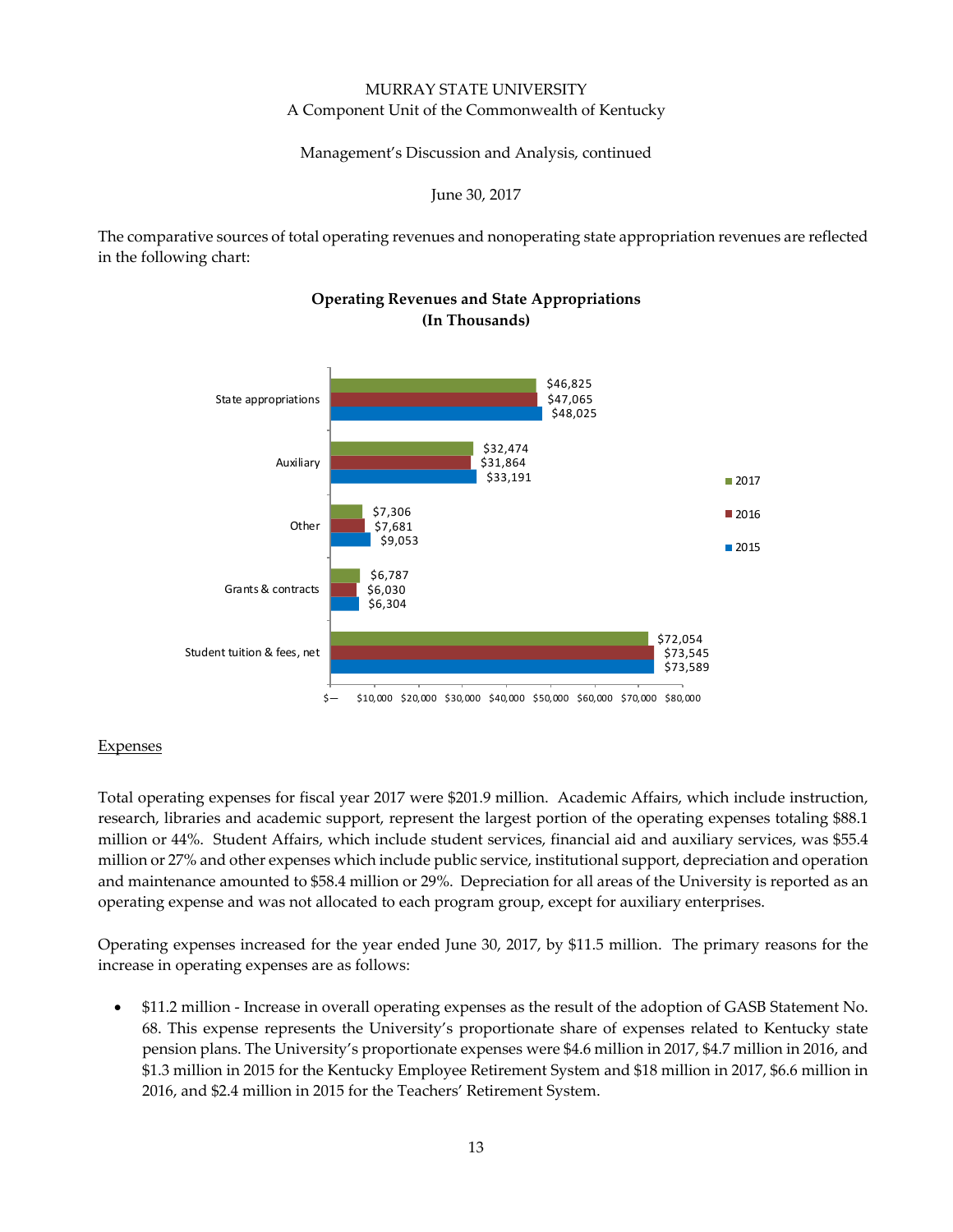MURRAY STATE UNIVERSITY
A Component Unit of the Commonwealth of Kentucky

Management's Discussion and Analysis, continued

June 30, 2017

The comparative sources of total operating revenues and nonoperating state appropriation revenues are reflected in the following chart:

**Operating Revenues and State Appropriations (In Thousands)**

| | 2017 | 2016 | 2015 |
|---|---|---|---|
| State appropriations | $46,825 | $47,065 | $48,025 |
| Auxiliary | $32,474 | $31,864 | $33,191 |
| Other | $7,306 | $7,681 | $9,053 |
| Grants & contracts | $6,787 | $6,030 | $6,304 |
| Student tuition & fees, net | $72,054 | $73,545 | $73,589 |

Expenses

Total operating expenses for fiscal year 2017 were $201.9 million. Academic Affairs, which include instruction, research, libraries and academic support, represent the largest portion of the operating expenses totaling $88.1 million or 44%. Student Affairs, which include student services, financial aid and auxiliary services, was $55.4 million or 27% and other expenses which include public service, institutional support, depreciation and operation and maintenance amounted to $58.4 million or 29%. Depreciation for all areas of the University is reported as an operating expense and was not allocated to each program group, except for auxiliary enterprises.

Operating expenses increased for the year ended June 30, 2017, by $11.5 million. The primary reasons for the increase in operating expenses are as follows:

- $11.2 million - Increase in overall operating expenses as the result of the adoption of GASB Statement No. 68. This expense represents the University's proportionate share of expenses related to Kentucky state pension plans. The University's proportionate expenses were $4.6 million in 2017, $4.7 million in 2016, and $1.3 million in 2015 for the Kentucky Employee Retirement System and $18 million in 2017, $6.6 million in 2016, and $2.4 million in 2015 for the Teachers' Retirement System.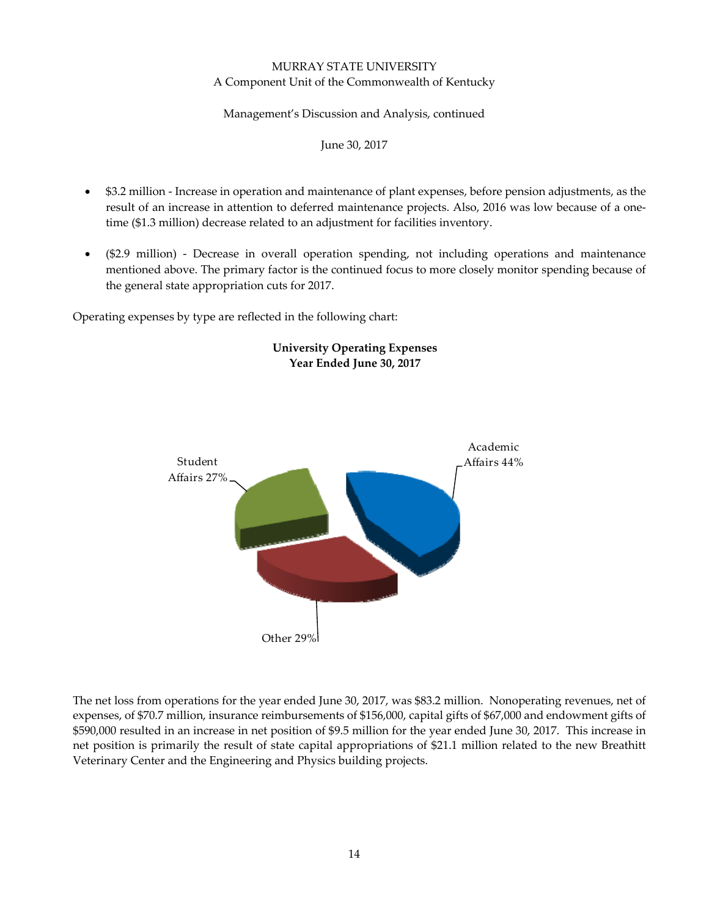- $3.2 million - Increase in operation and maintenance of plant expenses, before pension adjustments, as the result of an increase in attention to deferred maintenance projects. Also, 2016 was low because of a one-time ($1.3 million) decrease related to an adjustment for facilities inventory.

- ($2.9 million) - Decrease in overall operation spending, not including operations and maintenance mentioned above. The primary factor is the continued focus to more closely monitor spending because of the general state appropriation cuts for 2017.

Operating expenses by type are reflected in the following chart:

**University Operating Expenses**
**Year Ended June 30, 2017**

Academic Affairs 44%

Student Affairs 27%

Other 29%

The net loss from operations for the year ended June 30, 2017, was $83.2 million. Nonoperating revenues, net of expenses, of $70.7 million, insurance reimbursements of $156,000, capital gifts of $67,000 and endowment gifts of $590,000 resulted in an increase in net position of $9.5 million for the year ended June 30, 2017. This increase in net position is primarily the result of state capital appropriations of $21.1 million related to the new Breathitt Veterinary Center and the Engineering and Physics building projects.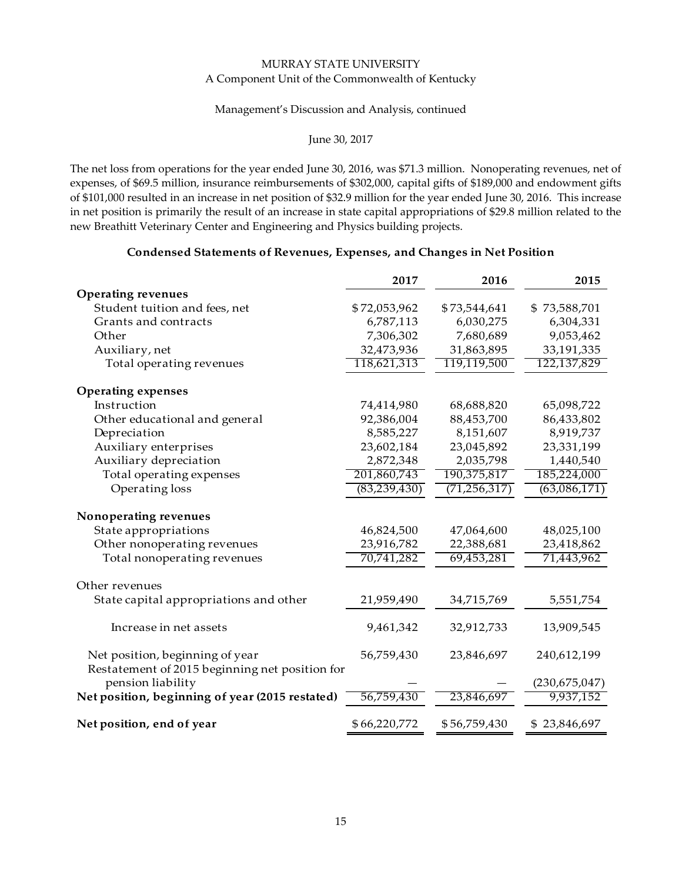The net loss from operations for the year ended June 30, 2016, was $71.3 million. Nonoperating revenues, net of expenses, of $69.5 million, insurance reimbursements of $302,000, capital gifts of $189,000 and endowment gifts of $101,000 resulted in an increase in net position of $32.9 million for the year ended June 30, 2016. This increase in net position is primarily the result of an increase in state capital appropriations of $29.8 million related to the new Breathitt Veterinary Center and Engineering and Physics building projects.

**Condensed Statements of Revenues, Expenses, and Changes in Net Position**

| | 2017 | 2016 | 2015 |
|---|---|---|---|
| **Operating revenues** | | | |
| Student tuition and fees, net | $72,053,962 | $73,544,641 | $ 73,588,701 |
| Grants and contracts | 6,787,113 | 6,030,275 | 6,304,331 |
| Other | 7,306,302 | 7,680,689 | 9,053,462 |
| Auxiliary, net | 32,473,936 | 31,863,895 | 33,191,335 |
| Total operating revenues | 118,621,313 | 119,119,500 | 122,137,829 |
| **Operating expenses** | | | |
| Instruction | 74,414,980 | 68,688,820 | 65,098,722 |
| Other educational and general | 92,386,004 | 88,453,700 | 86,433,802 |
| Depreciation | 8,585,227 | 8,151,607 | 8,919,737 |
| Auxiliary enterprises | 23,602,184 | 23,045,892 | 23,331,199 |
| Auxiliary depreciation | 2,872,348 | 2,035,798 | 1,440,540 |
| Total operating expenses | 201,860,743 | 190,375,817 | 185,224,000 |
| Operating loss | (83,239,430) | (71,256,317) | (63,086,171) |
| **Nonoperating revenues** | | | |
| State appropriations | 46,824,500 | 47,064,600 | 48,025,100 |
| Other nonoperating revenues | 23,916,782 | 22,388,681 | 23,418,862 |
| Total nonoperating revenues | 70,741,282 | 69,453,281 | 71,443,962 |
| Other revenues | | | |
| State capital appropriations and other | 21,959,490 | 34,715,769 | 5,551,754 |
| Increase in net assets | 9,461,342 | 32,912,733 | 13,909,545 |
| Net position, beginning of year | 56,759,430 | 23,846,697 | 240,612,199 |
| Restatement of 2015 beginning net position for pension liability | — | — | (230,675,047) |
| **Net position, beginning of year (2015 restated)** | 56,759,430 | 23,846,697 | 9,937,152 |
| **Net position, end of year** | $66,220,772 | $56,759,430 | $ 23,846,697 |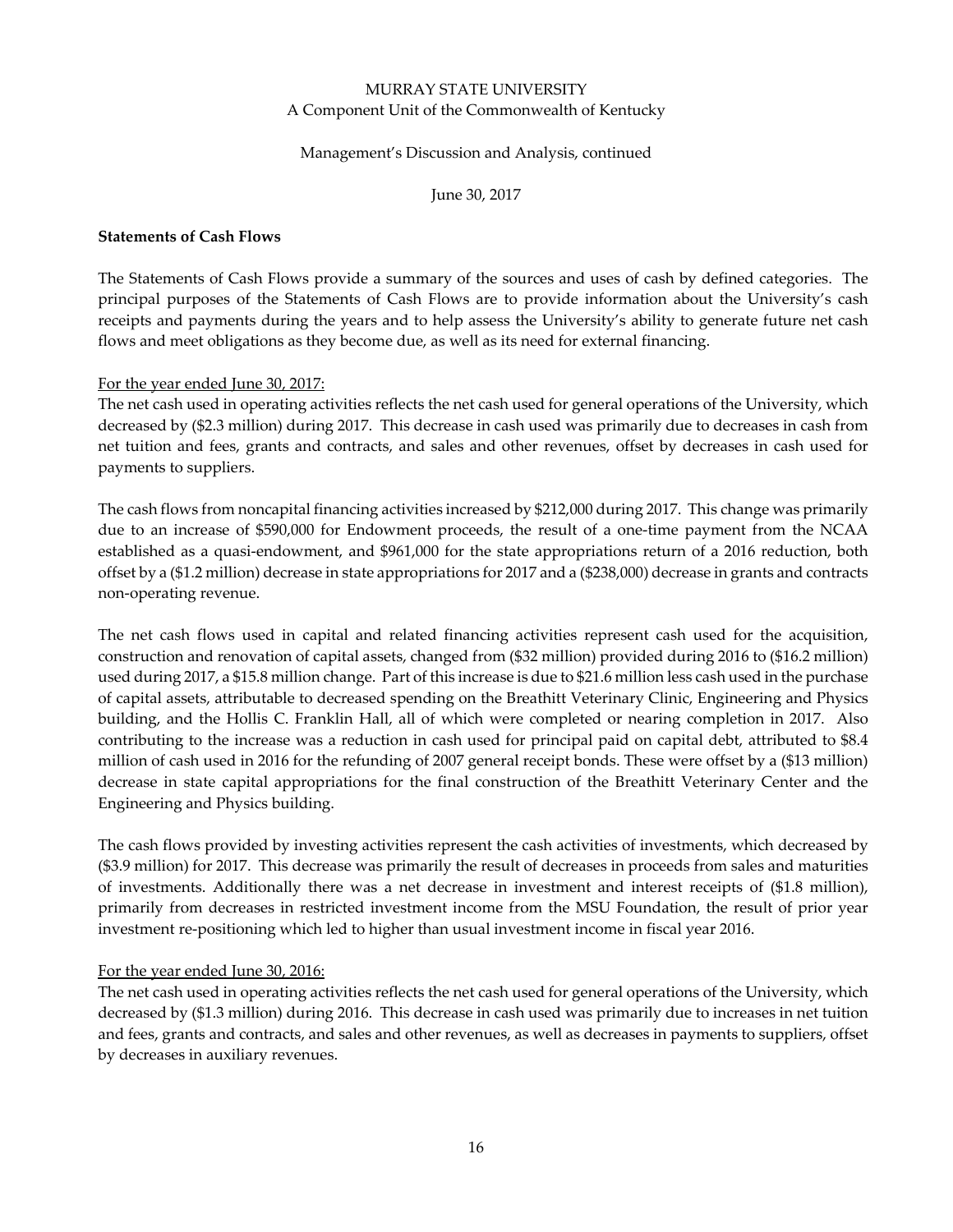**Statements of Cash Flows**

The Statements of Cash Flows provide a summary of the sources and uses of cash by defined categories. The principal purposes of the Statements of Cash Flows are to provide information about the University's cash receipts and payments during the years and to help assess the University's ability to generate future net cash flows and meet obligations as they become due, as well as its need for external financing.

For the year ended June 30, 2017:

The net cash used in operating activities reflects the net cash used for general operations of the University, which decreased by ($2.3 million) during 2017. This decrease in cash used was primarily due to decreases in cash from net tuition and fees, grants and contracts, and sales and other revenues, offset by decreases in cash used for payments to suppliers.

The cash flows from noncapital financing activities increased by $212,000 during 2017. This change was primarily due to an increase of $590,000 for Endowment proceeds, the result of a one-time payment from the NCAA established as a quasi-endowment, and $961,000 for the state appropriations return of a 2016 reduction, both offset by a ($1.2 million) decrease in state appropriations for 2017 and a ($238,000) decrease in grants and contracts non-operating revenue.

The net cash flows used in capital and related financing activities represent cash used for the acquisition, construction and renovation of capital assets, changed from ($32 million) provided during 2016 to ($16.2 million) used during 2017, a $15.8 million change. Part of this increase is due to $21.6 million less cash used in the purchase of capital assets, attributable to decreased spending on the Breathitt Veterinary Clinic, Engineering and Physics building, and the Hollis C. Franklin Hall, all of which were completed or nearing completion in 2017. Also contributing to the increase was a reduction in cash used for principal paid on capital debt, attributed to $8.4 million of cash used in 2016 for the refunding of 2007 general receipt bonds. These were offset by a ($13 million) decrease in state capital appropriations for the final construction of the Breathitt Veterinary Center and the Engineering and Physics building.

The cash flows provided by investing activities represent the cash activities of investments, which decreased by ($3.9 million) for 2017. This decrease was primarily the result of decreases in proceeds from sales and maturities of investments. Additionally there was a net decrease in investment and interest receipts of ($1.8 million), primarily from decreases in restricted investment income from the MSU Foundation, the result of prior year investment re-positioning which led to higher than usual investment income in fiscal year 2016.

For the year ended June 30, 2016:

The net cash used in operating activities reflects the net cash used for general operations of the University, which decreased by ($1.3 million) during 2016. This decrease in cash used was primarily due to increases in net tuition and fees, grants and contracts, and sales and other revenues, as well as decreases in payments to suppliers, offset by decreases in auxiliary revenues.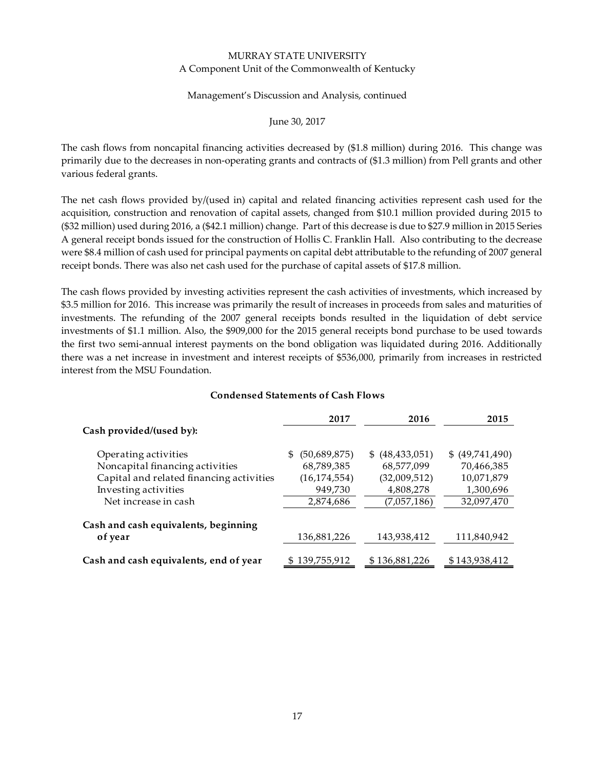The cash flows from noncapital financing activities decreased by ($1.8 million) during 2016. This change was primarily due to the decreases in non-operating grants and contracts of ($1.3 million) from Pell grants and other various federal grants.

The net cash flows provided by/(used in) capital and related financing activities represent cash used for the acquisition, construction and renovation of capital assets, changed from $10.1 million provided during 2015 to ($32 million) used during 2016, a ($42.1 million) change. Part of this decrease is due to $27.9 million in 2015 Series A general receipt bonds issued for the construction of Hollis C. Franklin Hall. Also contributing to the decrease were $8.4 million of cash used for principal payments on capital debt attributable to the refunding of 2007 general receipt bonds. There was also net cash used for the purchase of capital assets of $17.8 million.

The cash flows provided by investing activities represent the cash activities of investments, which increased by $3.5 million for 2016. This increase was primarily the result of increases in proceeds from sales and maturities of investments. The refunding of the 2007 general receipts bonds resulted in the liquidation of debt service investments of $1.1 million. Also, the $909,000 for the 2015 general receipts bond purchase to be used towards the first two semi-annual interest payments on the bond obligation was liquidated during 2016. Additionally there was a net increase in investment and interest receipts of $536,000, primarily from increases in restricted interest from the MSU Foundation.

**Condensed Statements of Cash Flows**

| | 2017 | 2016 | 2015 |
|---|---|---|---|
| **Cash provided/(used by):** | | | |
| Operating activities | $ (50,689,875) | $ (48,433,051) | $ (49,741,490) |
| Noncapital financing activities | 68,789,385 | 68,577,099 | 70,466,385 |
| Capital and related financing activities | (16,174,554) | (32,009,512) | 10,071,879 |
| Investing activities | 949,730 | 4,808,278 | 1,300,696 |
| Net increase in cash | 2,874,686 | (7,057,186) | 32,097,470 |
| **Cash and cash equivalents, beginning of year** | 136,881,226 | 143,938,412 | 111,840,942 |
| **Cash and cash equivalents, end of year** | $ 139,755,912 | $ 136,881,226 | $ 143,938,412 |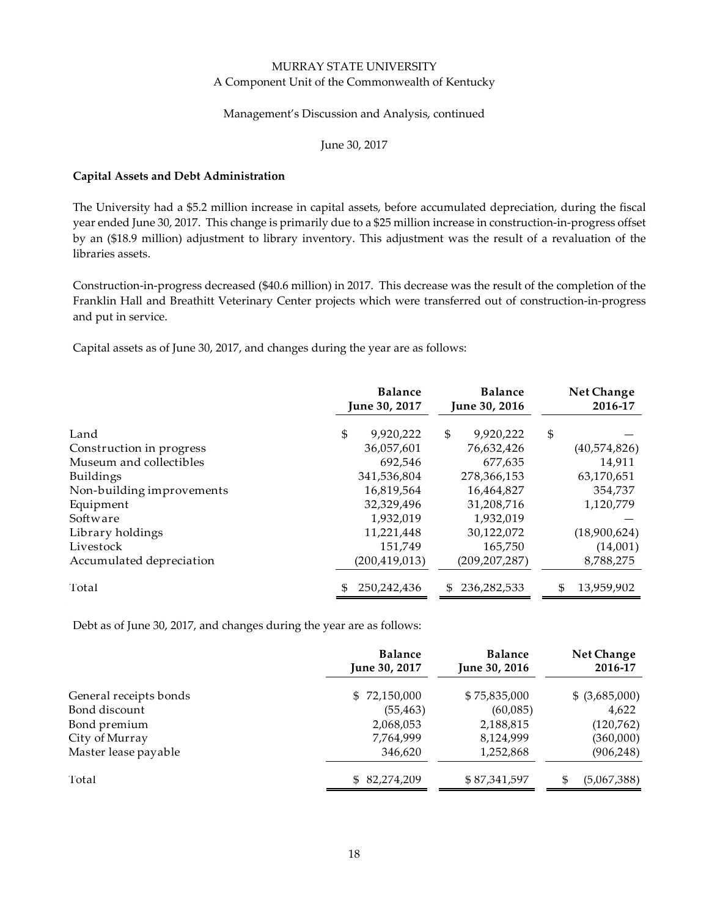MURRAY STATE UNIVERSITY
A Component Unit of the Commonwealth of Kentucky

Management's Discussion and Analysis, continued

June 30, 2017

**Capital Assets and Debt Administration**

The University had a $5.2 million increase in capital assets, before accumulated depreciation, during the fiscal year ended June 30, 2017. This change is primarily due to a $25 million increase in construction-in-progress offset by an ($18.9 million) adjustment to library inventory. This adjustment was the result of a revaluation of the libraries assets.

Construction-in-progress decreased ($40.6 million) in 2017. This decrease was the result of the completion of the Franklin Hall and Breathitt Veterinary Center projects which were transferred out of construction-in-progress and put in service.

Capital assets as of June 30, 2017, and changes during the year are as follows:

| | Balance June 30, 2017 | Balance June 30, 2016 | Net Change 2016-17 |
|---|---|---|---|
| Land | $ 9,920,222 | $ 9,920,222 | $ — |
| Construction in progress | 36,057,601 | 76,632,426 | (40,574,826) |
| Museum and collectibles | 692,546 | 677,635 | 14,911 |
| Buildings | 341,536,804 | 278,366,153 | 63,170,651 |
| Non-building improvements | 16,819,564 | 16,464,827 | 354,737 |
| Equipment | 32,329,496 | 31,208,716 | 1,120,779 |
| Software | 1,932,019 | 1,932,019 | — |
| Library holdings | 11,221,448 | 30,122,072 | (18,900,624) |
| Livestock | 151,749 | 165,750 | (14,001) |
| Accumulated depreciation | (200,419,013) | (209,207,287) | 8,788,275 |
| Total | $ 250,242,436 | $ 236,282,533 | $ 13,959,902 |

Debt as of June 30, 2017, and changes during the year are as follows:

| | Balance June 30, 2017 | Balance June 30, 2016 | Net Change 2016-17 |
|---|---|---|---|
| General receipts bonds | $ 72,150,000 | $ 75,835,000 | $ (3,685,000) |
| Bond discount | (55,463) | (60,085) | 4,622 |
| Bond premium | 2,068,053 | 2,188,815 | (120,762) |
| City of Murray | 7,764,999 | 8,124,999 | (360,000) |
| Master lease payable | 346,620 | 1,252,868 | (906,248) |
| Total | $ 82,274,209 | $ 87,341,597 | $ (5,067,388) |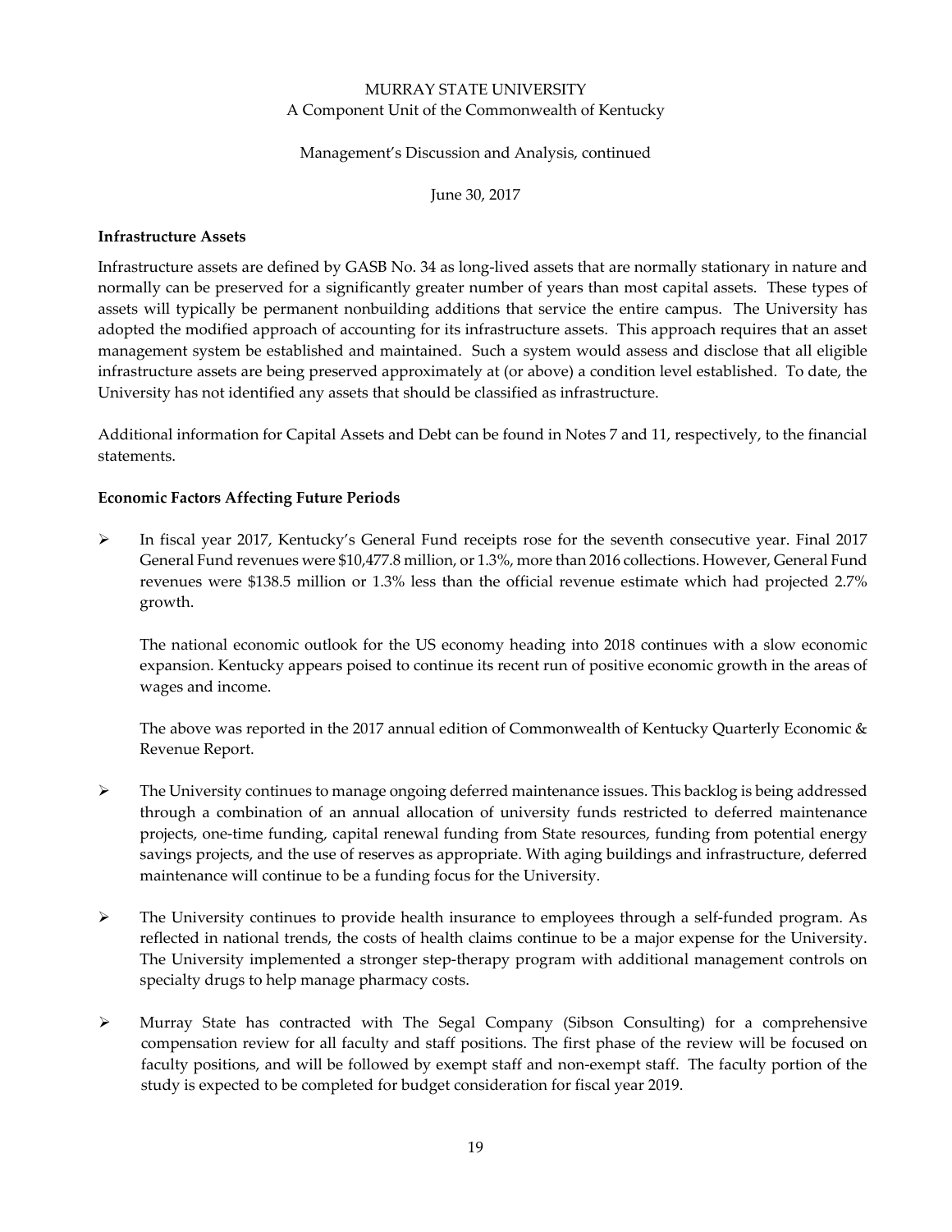### Infrastructure Assets

Infrastructure assets are defined by GASB No. 34 as long-lived assets that are normally stationary in nature and normally can be preserved for a significantly greater number of years than most capital assets. These types of assets will typically be permanent nonbuilding additions that service the entire campus. The University has adopted the modified approach of accounting for its infrastructure assets. This approach requires that an asset management system be established and maintained. Such a system would assess and disclose that all eligible infrastructure assets are being preserved approximately at (or above) a condition level established. To date, the University has not identified any assets that should be classified as infrastructure.

Additional information for Capital Assets and Debt can be found in Notes 7 and 11, respectively, to the financial statements.

### Economic Factors Affecting Future Periods

- In fiscal year 2017, Kentucky's General Fund receipts rose for the seventh consecutive year. Final 2017 General Fund revenues were $10,477.8 million, or 1.3%, more than 2016 collections. However, General Fund revenues were $138.5 million or 1.3% less than the official revenue estimate which had projected 2.7% growth.

  The national economic outlook for the US economy heading into 2018 continues with a slow economic expansion. Kentucky appears poised to continue its recent run of positive economic growth in the areas of wages and income.

  The above was reported in the 2017 annual edition of Commonwealth of Kentucky Quarterly Economic & Revenue Report.

- The University continues to manage ongoing deferred maintenance issues. This backlog is being addressed through a combination of an annual allocation of university funds restricted to deferred maintenance projects, one-time funding, capital renewal funding from State resources, funding from potential energy savings projects, and the use of reserves as appropriate. With aging buildings and infrastructure, deferred maintenance will continue to be a funding focus for the University.

- The University continues to provide health insurance to employees through a self-funded program. As reflected in national trends, the costs of health claims continue to be a major expense for the University. The University implemented a stronger step-therapy program with additional management controls on specialty drugs to help manage pharmacy costs.

- Murray State has contracted with The Segal Company (Sibson Consulting) for a comprehensive compensation review for all faculty and staff positions. The first phase of the review will be focused on faculty positions, and will be followed by exempt staff and non-exempt staff. The faculty portion of the study is expected to be completed for budget consideration for fiscal year 2019.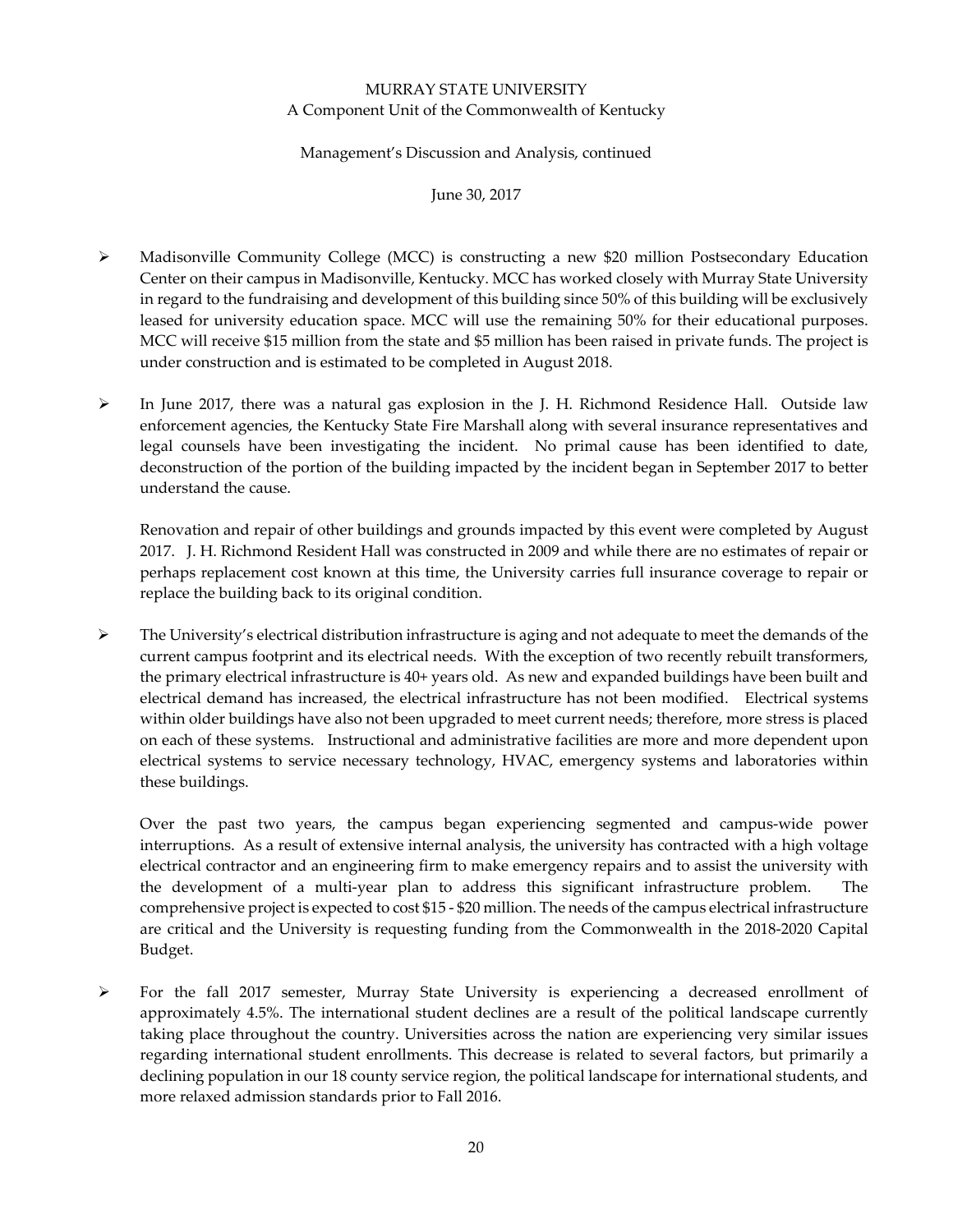- Madisonville Community College (MCC) is constructing a new $20 million Postsecondary Education Center on their campus in Madisonville, Kentucky. MCC has worked closely with Murray State University in regard to the fundraising and development of this building since 50% of this building will be exclusively leased for university education space. MCC will use the remaining 50% for their educational purposes. MCC will receive $15 million from the state and $5 million has been raised in private funds. The project is under construction and is estimated to be completed in August 2018.

- In June 2017, there was a natural gas explosion in the J. H. Richmond Residence Hall. Outside law enforcement agencies, the Kentucky State Fire Marshall along with several insurance representatives and legal counsels have been investigating the incident. No primal cause has been identified to date, deconstruction of the portion of the building impacted by the incident began in September 2017 to better understand the cause.

  Renovation and repair of other buildings and grounds impacted by this event were completed by August 2017. J. H. Richmond Resident Hall was constructed in 2009 and while there are no estimates of repair or perhaps replacement cost known at this time, the University carries full insurance coverage to repair or replace the building back to its original condition.

- The University's electrical distribution infrastructure is aging and not adequate to meet the demands of the current campus footprint and its electrical needs. With the exception of two recently rebuilt transformers, the primary electrical infrastructure is 40+ years old. As new and expanded buildings have been built and electrical demand has increased, the electrical infrastructure has not been modified. Electrical systems within older buildings have also not been upgraded to meet current needs; therefore, more stress is placed on each of these systems. Instructional and administrative facilities are more and more dependent upon electrical systems to service necessary technology, HVAC, emergency systems and laboratories within these buildings.

  Over the past two years, the campus began experiencing segmented and campus-wide power interruptions. As a result of extensive internal analysis, the university has contracted with a high voltage electrical contractor and an engineering firm to make emergency repairs and to assist the university with the development of a multi-year plan to address this significant infrastructure problem. The comprehensive project is expected to cost $15 - $20 million. The needs of the campus electrical infrastructure are critical and the University is requesting funding from the Commonwealth in the 2018-2020 Capital Budget.

- For the fall 2017 semester, Murray State University is experiencing a decreased enrollment of approximately 4.5%. The international student declines are a result of the political landscape currently taking place throughout the country. Universities across the nation are experiencing very similar issues regarding international student enrollments. This decrease is related to several factors, but primarily a declining population in our 18 county service region, the political landscape for international students, and more relaxed admission standards prior to Fall 2016.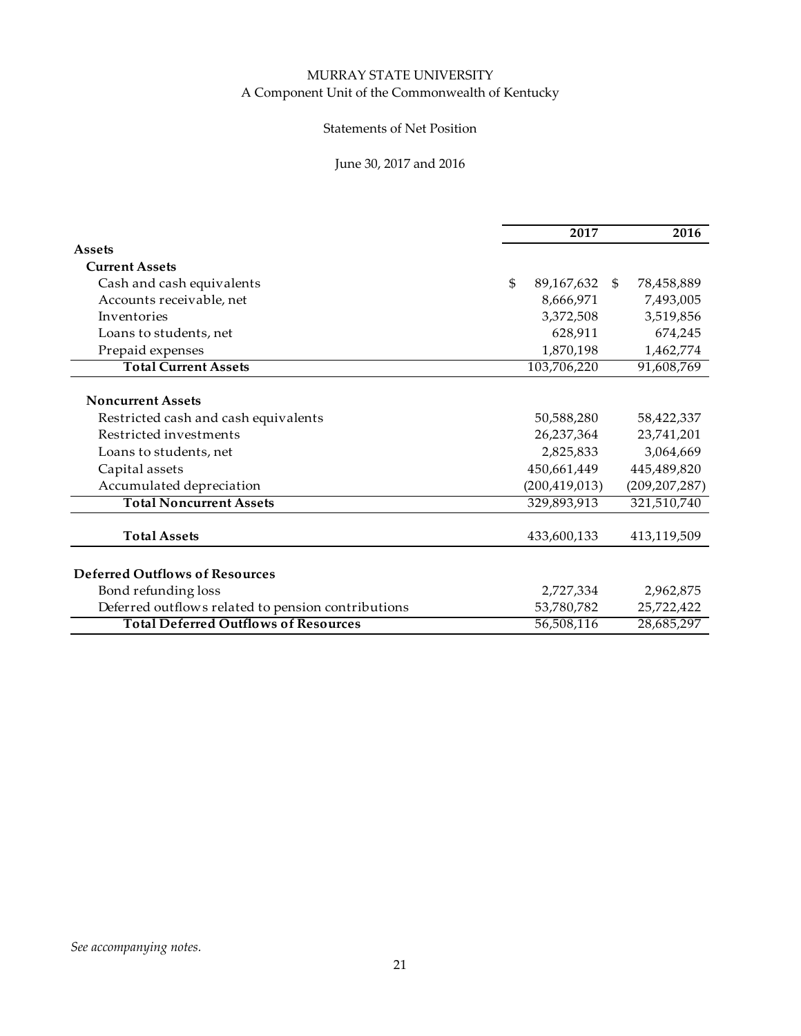MURRAY STATE UNIVERSITY
A Component Unit of the Commonwealth of Kentucky

Statements of Net Position

June 30, 2017 and 2016

| | 2017 | 2016 |
|---|---|---|
| **Assets** | | |
| **Current Assets** | | |
| Cash and cash equivalents | $ 89,167,632 | $ 78,458,889 |
| Accounts receivable, net | 8,666,971 | 7,493,005 |
| Inventories | 3,372,508 | 3,519,856 |
| Loans to students, net | 628,911 | 674,245 |
| Prepaid expenses | 1,870,198 | 1,462,774 |
| **Total Current Assets** | 103,706,220 | 91,608,769 |
| **Noncurrent Assets** | | |
| Restricted cash and cash equivalents | 50,588,280 | 58,422,337 |
| Restricted investments | 26,237,364 | 23,741,201 |
| Loans to students, net | 2,825,833 | 3,064,669 |
| Capital assets | 450,661,449 | 445,489,820 |
| Accumulated depreciation | (200,419,013) | (209,207,287) |
| **Total Noncurrent Assets** | 329,893,913 | 321,510,740 |
| **Total Assets** | 433,600,133 | 413,119,509 |
| **Deferred Outflows of Resources** | | |
| Bond refunding loss | 2,727,334 | 2,962,875 |
| Deferred outflows related to pension contributions | 53,780,782 | 25,722,422 |
| **Total Deferred Outflows of Resources** | 56,508,116 | 28,685,297 |

*See accompanying notes.*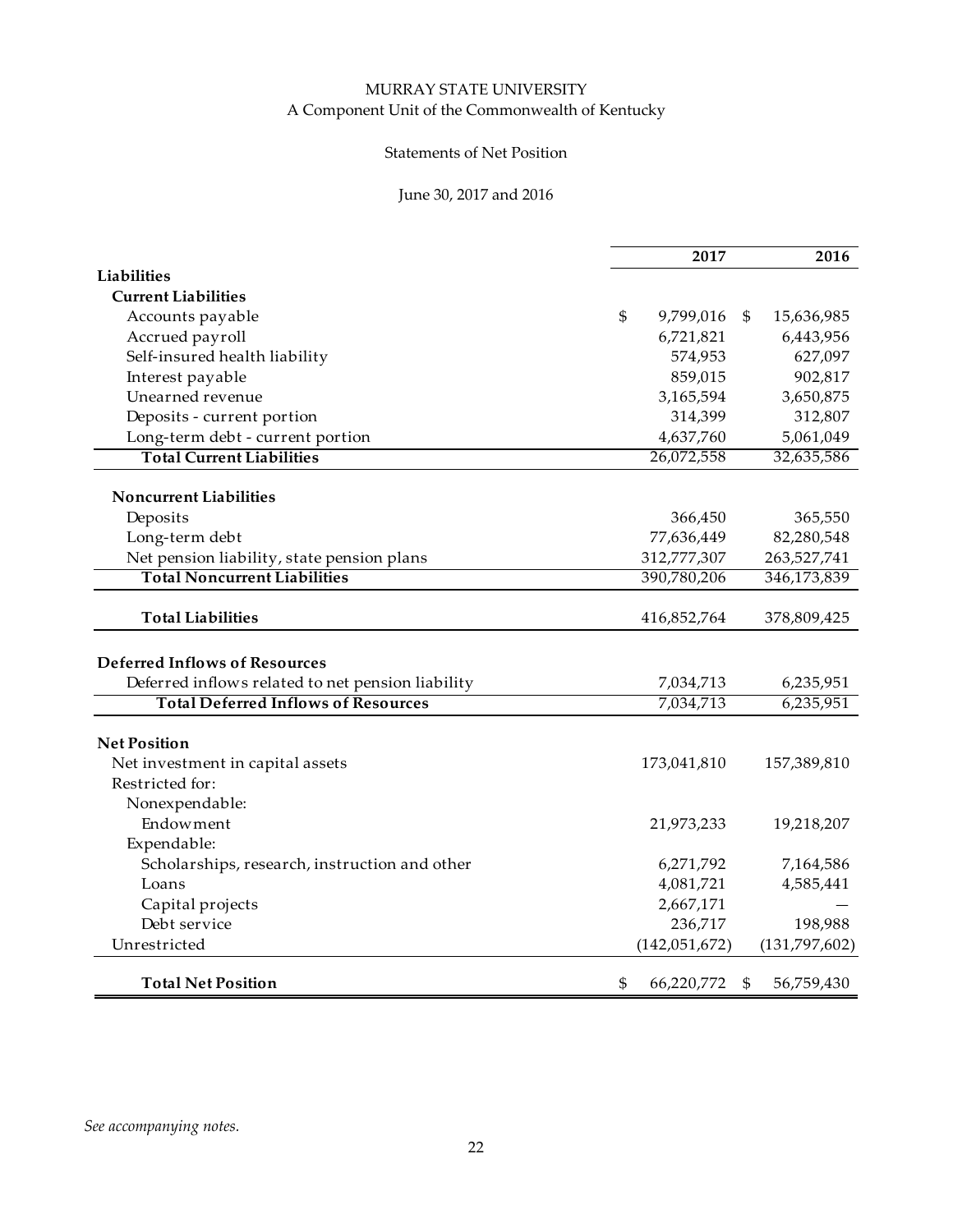MURRAY STATE UNIVERSITY

A Component Unit of the Commonwealth of Kentucky

Statements of Net Position

June 30, 2017 and 2016

| | 2017 | 2016 |
|---|---|---|
| **Liabilities** | | |
| **Current Liabilities** | | |
| Accounts payable | $ 9,799,016 | $ 15,636,985 |
| Accrued payroll | 6,721,821 | 6,443,956 |
| Self-insured health liability | 574,953 | 627,097 |
| Interest payable | 859,015 | 902,817 |
| Unearned revenue | 3,165,594 | 3,650,875 |
| Deposits - current portion | 314,399 | 312,807 |
| Long-term debt - current portion | 4,637,760 | 5,061,049 |
| **Total Current Liabilities** | 26,072,558 | 32,635,586 |
| **Noncurrent Liabilities** | | |
| Deposits | 366,450 | 365,550 |
| Long-term debt | 77,636,449 | 82,280,548 |
| Net pension liability, state pension plans | 312,777,307 | 263,527,741 |
| **Total Noncurrent Liabilities** | 390,780,206 | 346,173,839 |
| **Total Liabilities** | 416,852,764 | 378,809,425 |
| **Deferred Inflows of Resources** | | |
| Deferred inflows related to net pension liability | 7,034,713 | 6,235,951 |
| **Total Deferred Inflows of Resources** | 7,034,713 | 6,235,951 |
| **Net Position** | | |
| Net investment in capital assets | 173,041,810 | 157,389,810 |
| Restricted for: | | |
| Nonexpendable: | | |
| Endowment | 21,973,233 | 19,218,207 |
| Expendable: | | |
| Scholarships, research, instruction and other | 6,271,792 | 7,164,586 |
| Loans | 4,081,721 | 4,585,441 |
| Capital projects | 2,667,171 | — |
| Debt service | 236,717 | 198,988 |
| Unrestricted | (142,051,672) | (131,797,602) |
| **Total Net Position** | $ 66,220,772 | $ 56,759,430 |

*See accompanying notes.*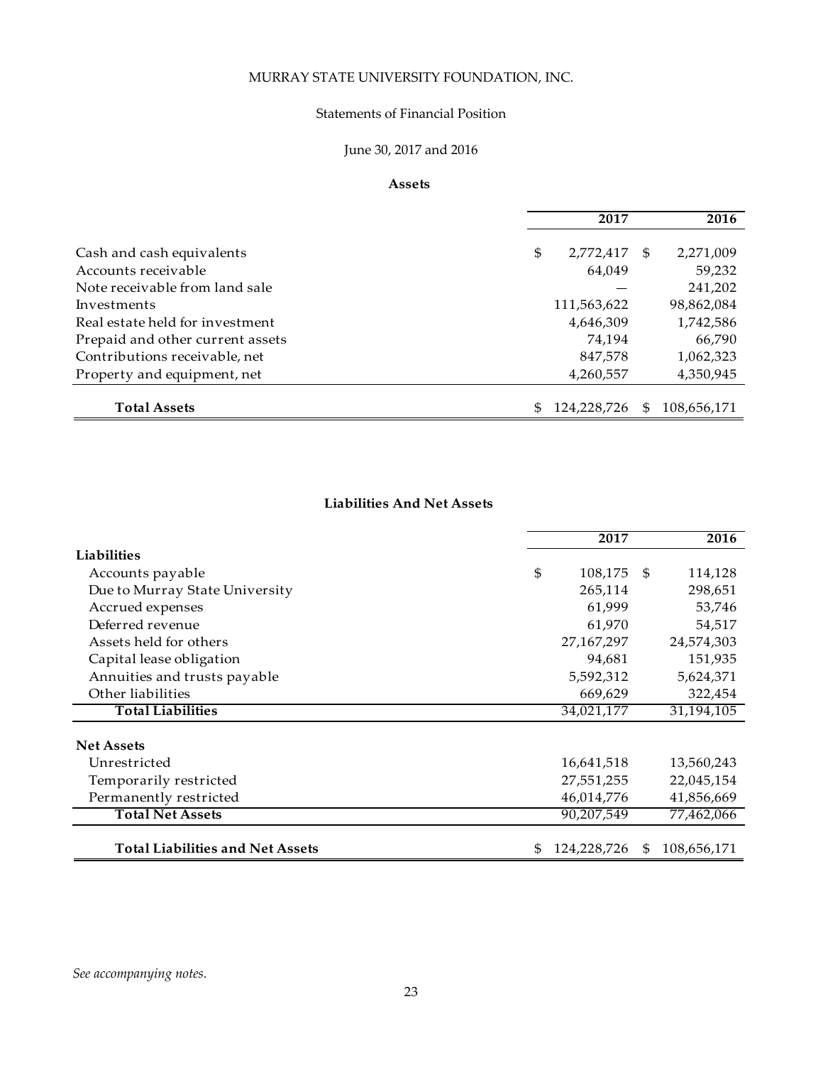# MURRAY STATE UNIVERSITY FOUNDATION, INC.

## Statements of Financial Position

June 30, 2017 and 2016

### Assets

| | 2017 | 2016 |
|---|---|---|
| Cash and cash equivalents | $ 2,772,417 | $ 2,271,009 |
| Accounts receivable | 64,049 | 59,232 |
| Note receivable from land sale | — | 241,202 |
| Investments | 111,563,622 | 98,862,084 |
| Real estate held for investment | 4,646,309 | 1,742,586 |
| Prepaid and other current assets | 74,194 | 66,790 |
| Contributions receivable, net | 847,578 | 1,062,323 |
| Property and equipment, net | 4,260,557 | 4,350,945 |
| **Total Assets** | $ 124,228,726 | $ 108,656,171 |

### Liabilities And Net Assets

| | 2017 | 2016 |
|---|---|---|
| **Liabilities** | | |
| Accounts payable | $ 108,175 | $ 114,128 |
| Due to Murray State University | 265,114 | 298,651 |
| Accrued expenses | 61,999 | 53,746 |
| Deferred revenue | 61,970 | 54,517 |
| Assets held for others | 27,167,297 | 24,574,303 |
| Capital lease obligation | 94,681 | 151,935 |
| Annuities and trusts payable | 5,592,312 | 5,624,371 |
| Other liabilities | 669,629 | 322,454 |
| **Total Liabilities** | 34,021,177 | 31,194,105 |
| **Net Assets** | | |
| Unrestricted | 16,641,518 | 13,560,243 |
| Temporarily restricted | 27,551,255 | 22,045,154 |
| Permanently restricted | 46,014,776 | 41,856,669 |
| **Total Net Assets** | 90,207,549 | 77,462,066 |
| **Total Liabilities and Net Assets** | $ 124,228,726 | $ 108,656,171 |

*See accompanying notes.*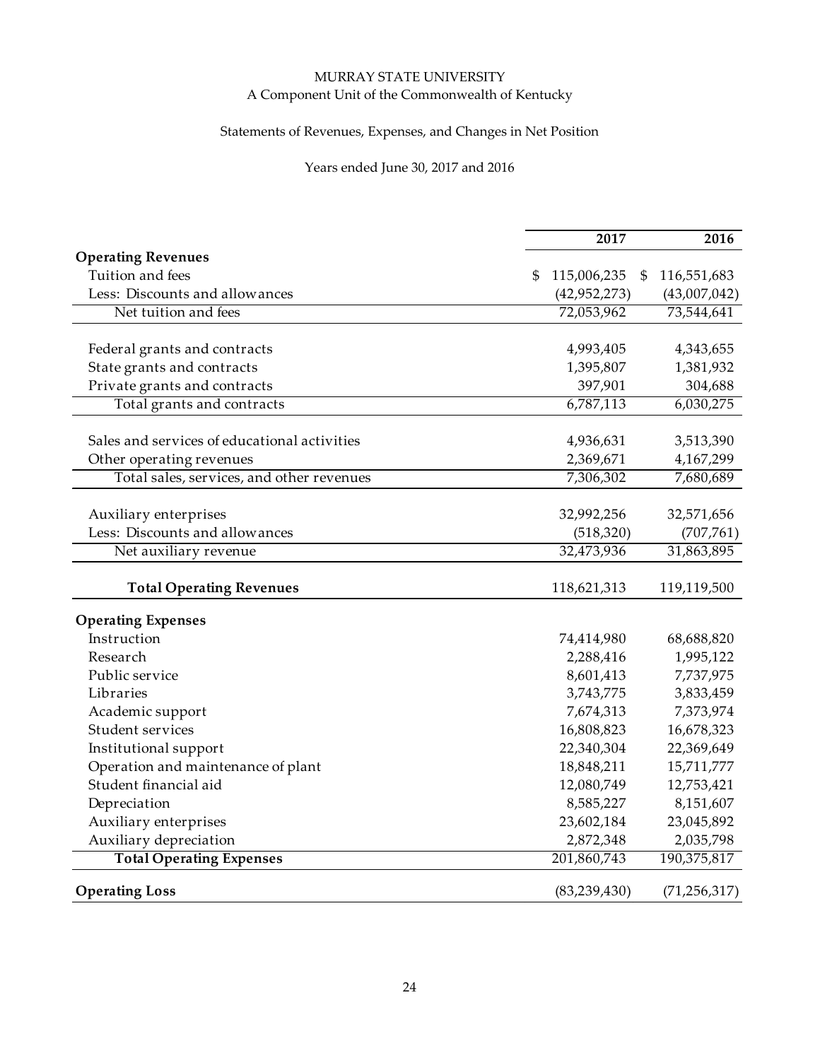# MURRAY STATE UNIVERSITY

## A Component Unit of the Commonwealth of Kentucky

### Statements of Revenues, Expenses, and Changes in Net Position

### Years ended June 30, 2017 and 2016

| | 2017 | 2016 |
|---|---|---|
| **Operating Revenues** | | |
| Tuition and fees | $ 115,006,235 | $ 116,551,683 |
| Less: Discounts and allowances | (42,952,273) | (43,007,042) |
| Net tuition and fees | 72,053,962 | 73,544,641 |
| | | |
| Federal grants and contracts | 4,993,405 | 4,343,655 |
| State grants and contracts | 1,395,807 | 1,381,932 |
| Private grants and contracts | 397,901 | 304,688 |
| Total grants and contracts | 6,787,113 | 6,030,275 |
| | | |
| Sales and services of educational activities | 4,936,631 | 3,513,390 |
| Other operating revenues | 2,369,671 | 4,167,299 |
| Total sales, services, and other revenues | 7,306,302 | 7,680,689 |
| | | |
| Auxiliary enterprises | 32,992,256 | 32,571,656 |
| Less: Discounts and allowances | (518,320) | (707,761) |
| Net auxiliary revenue | 32,473,936 | 31,863,895 |
| | | |
| **Total Operating Revenues** | 118,621,313 | 119,119,500 |
| | | |
| **Operating Expenses** | | |
| Instruction | 74,414,980 | 68,688,820 |
| Research | 2,288,416 | 1,995,122 |
| Public service | 8,601,413 | 7,737,975 |
| Libraries | 3,743,775 | 3,833,459 |
| Academic support | 7,674,313 | 7,373,974 |
| Student services | 16,808,823 | 16,678,323 |
| Institutional support | 22,340,304 | 22,369,649 |
| Operation and maintenance of plant | 18,848,211 | 15,711,777 |
| Student financial aid | 12,080,749 | 12,753,421 |
| Depreciation | 8,585,227 | 8,151,607 |
| Auxiliary enterprises | 23,602,184 | 23,045,892 |
| Auxiliary depreciation | 2,872,348 | 2,035,798 |
| **Total Operating Expenses** | 201,860,743 | 190,375,817 |
| | | |
| **Operating Loss** | (83,239,430) | (71,256,317) |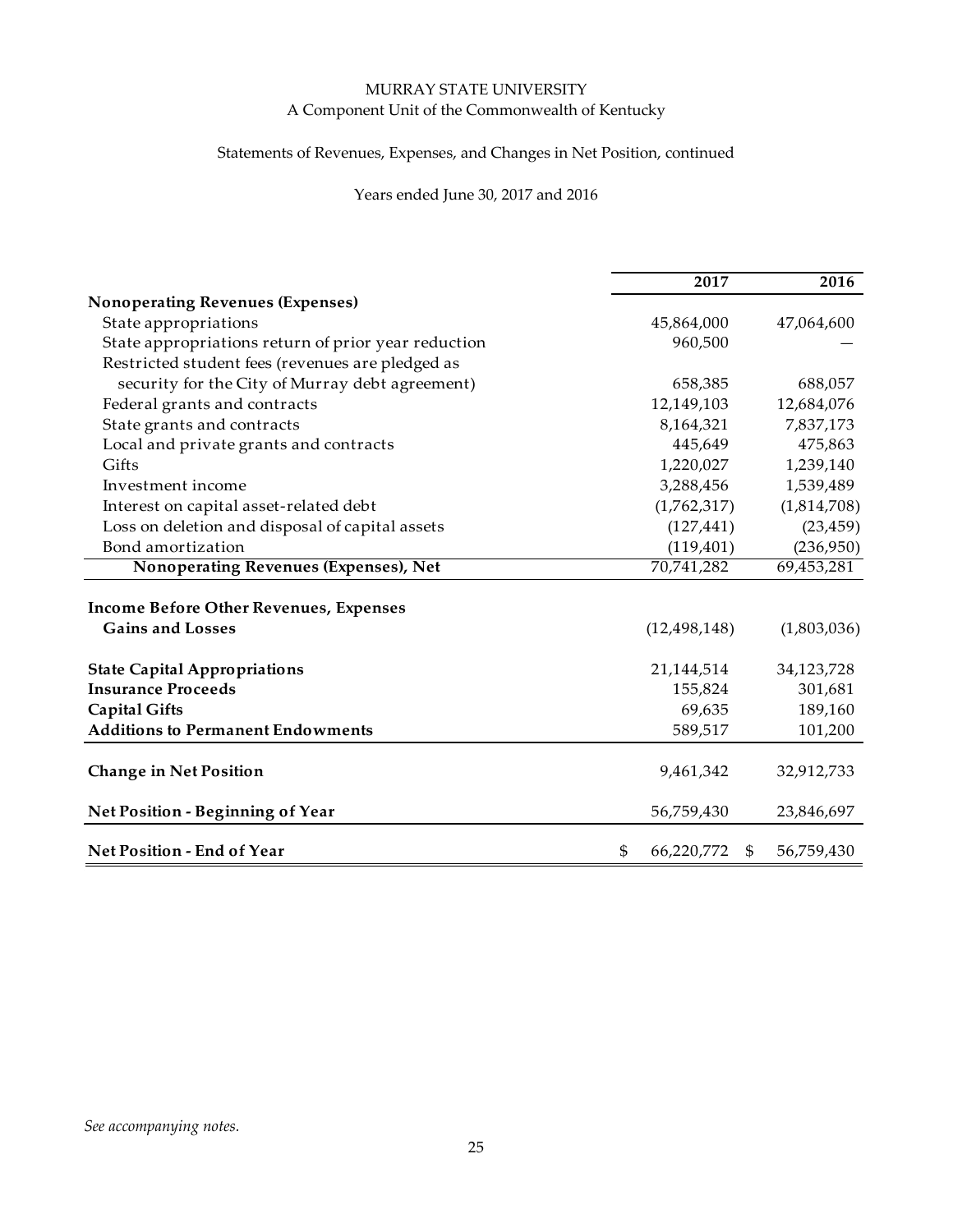MURRAY STATE UNIVERSITY
A Component Unit of the Commonwealth of Kentucky

Statements of Revenues, Expenses, and Changes in Net Position, continued

Years ended June 30, 2017 and 2016

| | 2017 | 2016 |
|---|---|---|
| **Nonoperating Revenues (Expenses)** | | |
| State appropriations | 45,864,000 | 47,064,600 |
| State appropriations return of prior year reduction | 960,500 | — |
| Restricted student fees (revenues are pledged as security for the City of Murray debt agreement) | 658,385 | 688,057 |
| Federal grants and contracts | 12,149,103 | 12,684,076 |
| State grants and contracts | 8,164,321 | 7,837,173 |
| Local and private grants and contracts | 445,649 | 475,863 |
| Gifts | 1,220,027 | 1,239,140 |
| Investment income | 3,288,456 | 1,539,489 |
| Interest on capital asset-related debt | (1,762,317) | (1,814,708) |
| Loss on deletion and disposal of capital assets | (127,441) | (23,459) |
| Bond amortization | (119,401) | (236,950) |
| **Nonoperating Revenues (Expenses), Net** | 70,741,282 | 69,453,281 |
| **Income Before Other Revenues, Expenses Gains and Losses** | (12,498,148) | (1,803,036) |
| **State Capital Appropriations** | 21,144,514 | 34,123,728 |
| **Insurance Proceeds** | 155,824 | 301,681 |
| **Capital Gifts** | 69,635 | 189,160 |
| **Additions to Permanent Endowments** | 589,517 | 101,200 |
| **Change in Net Position** | 9,461,342 | 32,912,733 |
| **Net Position - Beginning of Year** | 56,759,430 | 23,846,697 |
| **Net Position - End of Year** | $ 66,220,772 | $ 56,759,430 |

*See accompanying notes.*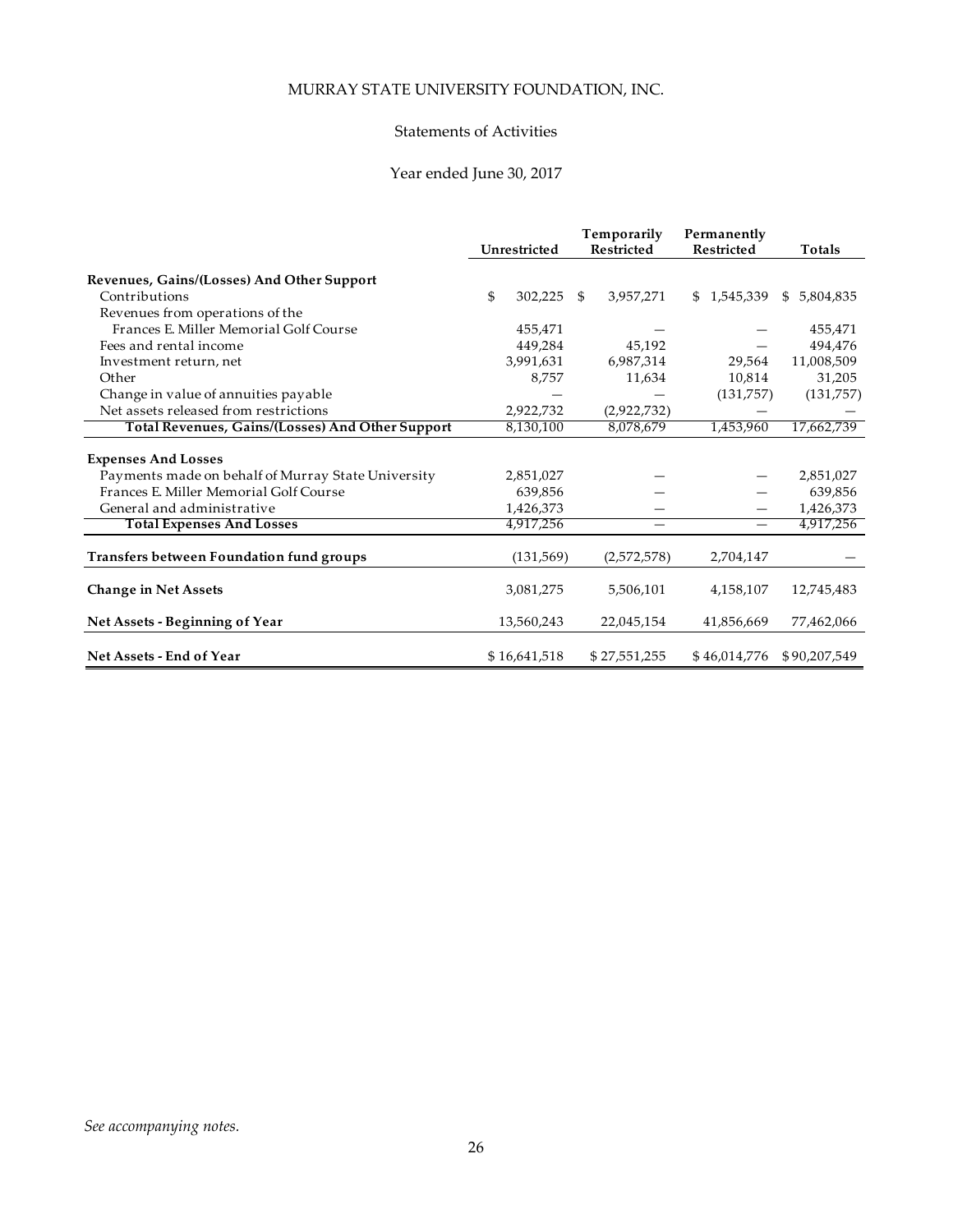# MURRAY STATE UNIVERSITY FOUNDATION, INC.

## Statements of Activities

### Year ended June 30, 2017

| | Unrestricted | Temporarily Restricted | Permanently Restricted | Totals |
|---|---|---|---|---|
| **Revenues, Gains/(Losses) And Other Support** | | | | |
| Contributions | $ 302,225 | $ 3,957,271 | $ 1,545,339 | $ 5,804,835 |
| Revenues from operations of the Frances E. Miller Memorial Golf Course | 455,471 | — | — | 455,471 |
| Fees and rental income | 449,284 | 45,192 | — | 494,476 |
| Investment return, net | 3,991,631 | 6,987,314 | 29,564 | 11,008,509 |
| Other | 8,757 | 11,634 | 10,814 | 31,205 |
| Change in value of annuities payable | — | — | (131,757) | (131,757) |
| Net assets released from restrictions | 2,922,732 | (2,922,732) | — | — |
| **Total Revenues, Gains/(Losses) And Other Support** | 8,130,100 | 8,078,679 | 1,453,960 | 17,662,739 |
| **Expenses And Losses** | | | | |
| Payments made on behalf of Murray State University | 2,851,027 | — | — | 2,851,027 |
| Frances E. Miller Memorial Golf Course | 639,856 | — | — | 639,856 |
| General and administrative | 1,426,373 | — | — | 1,426,373 |
| **Total Expenses And Losses** | 4,917,256 | — | — | 4,917,256 |
| **Transfers between Foundation fund groups** | (131,569) | (2,572,578) | 2,704,147 | — |
| **Change in Net Assets** | 3,081,275 | 5,506,101 | 4,158,107 | 12,745,483 |
| **Net Assets - Beginning of Year** | 13,560,243 | 22,045,154 | 41,856,669 | 77,462,066 |
| **Net Assets - End of Year** | $ 16,641,518 | $ 27,551,255 | $ 46,014,776 | $ 90,207,549 |

*See accompanying notes.*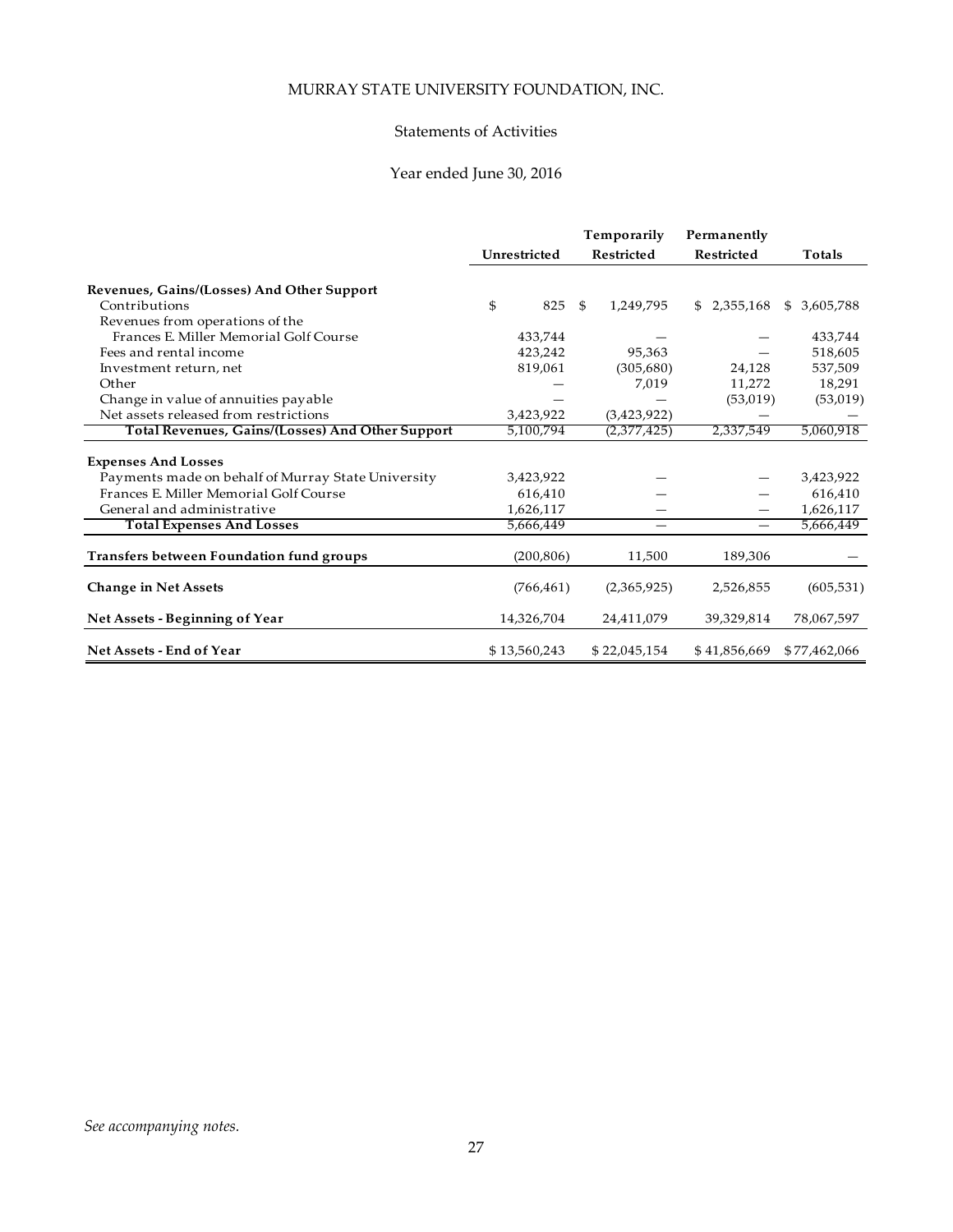MURRAY STATE UNIVERSITY FOUNDATION, INC.

Statements of Activities

Year ended June 30, 2016

| | Unrestricted | Temporarily Restricted | Permanently Restricted | Totals |
|---|---|---|---|---|
| **Revenues, Gains/(Losses) And Other Support** | | | | |
| Contributions | $ 825 | $ 1,249,795 | $ 2,355,168 | $ 3,605,788 |
| Revenues from operations of the Frances E. Miller Memorial Golf Course | 433,744 | — | — | 433,744 |
| Fees and rental income | 423,242 | 95,363 | — | 518,605 |
| Investment return, net | 819,061 | (305,680) | 24,128 | 537,509 |
| Other | — | 7,019 | 11,272 | 18,291 |
| Change in value of annuities payable | — | — | (53,019) | (53,019) |
| Net assets released from restrictions | 3,423,922 | (3,423,922) | — | — |
| **Total Revenues, Gains/(Losses) And Other Support** | 5,100,794 | (2,377,425) | 2,337,549 | 5,060,918 |
| **Expenses And Losses** | | | | |
| Payments made on behalf of Murray State University | 3,423,922 | — | — | 3,423,922 |
| Frances E. Miller Memorial Golf Course | 616,410 | — | — | 616,410 |
| General and administrative | 1,626,117 | — | — | 1,626,117 |
| **Total Expenses And Losses** | 5,666,449 | — | — | 5,666,449 |
| **Transfers between Foundation fund groups** | (200,806) | 11,500 | 189,306 | — |
| **Change in Net Assets** | (766,461) | (2,365,925) | 2,526,855 | (605,531) |
| **Net Assets - Beginning of Year** | 14,326,704 | 24,411,079 | 39,329,814 | 78,067,597 |
| **Net Assets - End of Year** | $ 13,560,243 | $ 22,045,154 | $ 41,856,669 | $ 77,462,066 |

*See accompanying notes.*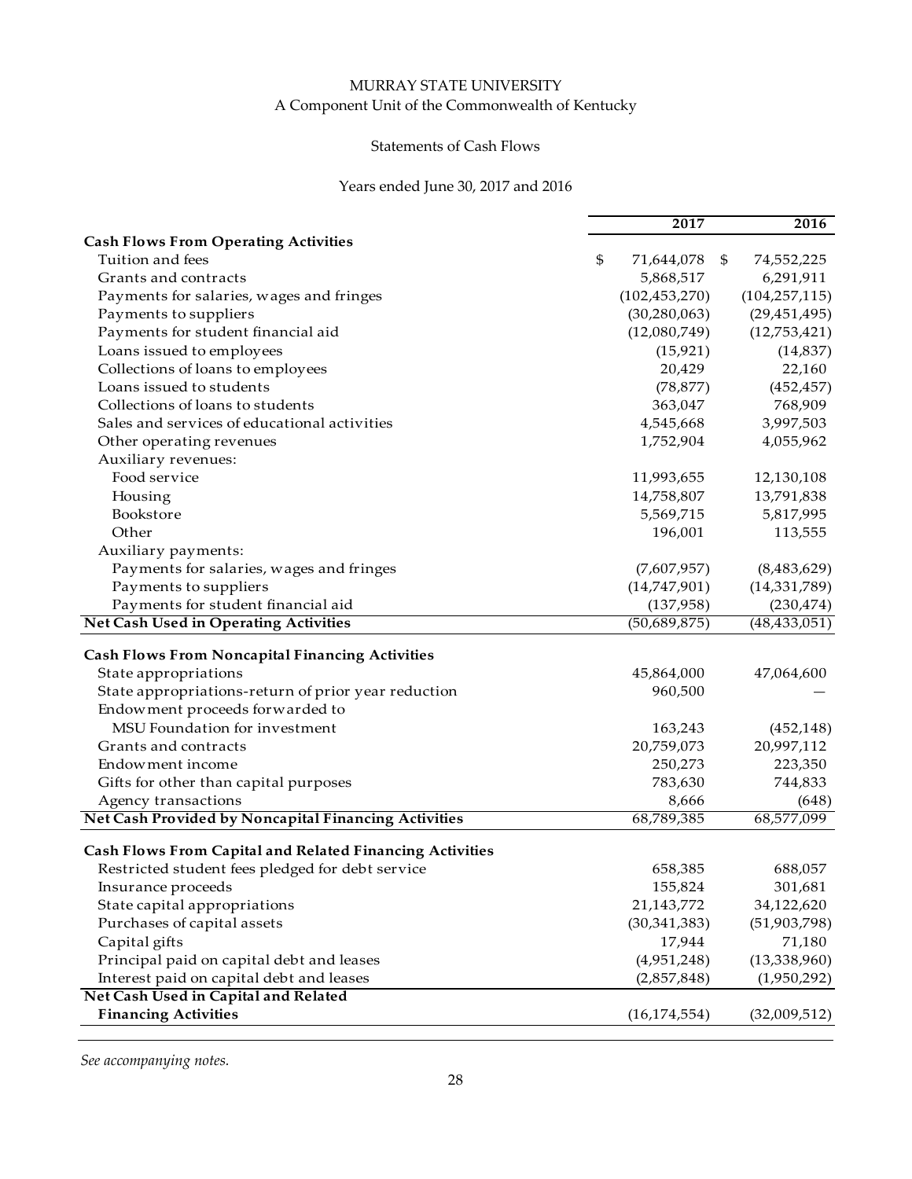MURRAY STATE UNIVERSITY
A Component Unit of the Commonwealth of Kentucky

Statements of Cash Flows

Years ended June 30, 2017 and 2016

| | 2017 | 2016 |
|---|---|---|
| **Cash Flows From Operating Activities** | | |
| Tuition and fees | $ 71,644,078 | $ 74,552,225 |
| Grants and contracts | 5,868,517 | 6,291,911 |
| Payments for salaries, wages and fringes | (102,453,270) | (104,257,115) |
| Payments to suppliers | (30,280,063) | (29,451,495) |
| Payments for student financial aid | (12,080,749) | (12,753,421) |
| Loans issued to employees | (15,921) | (14,837) |
| Collections of loans to employees | 20,429 | 22,160 |
| Loans issued to students | (78,877) | (452,457) |
| Collections of loans to students | 363,047 | 768,909 |
| Sales and services of educational activities | 4,545,668 | 3,997,503 |
| Other operating revenues | 1,752,904 | 4,055,962 |
| Auxiliary revenues: | | |
| Food service | 11,993,655 | 12,130,108 |
| Housing | 14,758,807 | 13,791,838 |
| Bookstore | 5,569,715 | 5,817,995 |
| Other | 196,001 | 113,555 |
| Auxiliary payments: | | |
| Payments for salaries, wages and fringes | (7,607,957) | (8,483,629) |
| Payments to suppliers | (14,747,901) | (14,331,789) |
| Payments for student financial aid | (137,958) | (230,474) |
| **Net Cash Used in Operating Activities** | (50,689,875) | (48,433,051) |
| **Cash Flows From Noncapital Financing Activities** | | |
| State appropriations | 45,864,000 | 47,064,600 |
| State appropriations-return of prior year reduction | 960,500 | — |
| Endowment proceeds forwarded to MSU Foundation for investment | 163,243 | (452,148) |
| Grants and contracts | 20,759,073 | 20,997,112 |
| Endowment income | 250,273 | 223,350 |
| Gifts for other than capital purposes | 783,630 | 744,833 |
| Agency transactions | 8,666 | (648) |
| **Net Cash Provided by Noncapital Financing Activities** | 68,789,385 | 68,577,099 |
| **Cash Flows From Capital and Related Financing Activities** | | |
| Restricted student fees pledged for debt service | 658,385 | 688,057 |
| Insurance proceeds | 155,824 | 301,681 |
| State capital appropriations | 21,143,772 | 34,122,620 |
| Purchases of capital assets | (30,341,383) | (51,903,798) |
| Capital gifts | 17,944 | 71,180 |
| Principal paid on capital debt and leases | (4,951,248) | (13,338,960) |
| Interest paid on capital debt and leases | (2,857,848) | (1,950,292) |
| **Net Cash Used in Capital and Related Financing Activities** | (16,174,554) | (32,009,512) |

*See accompanying notes.*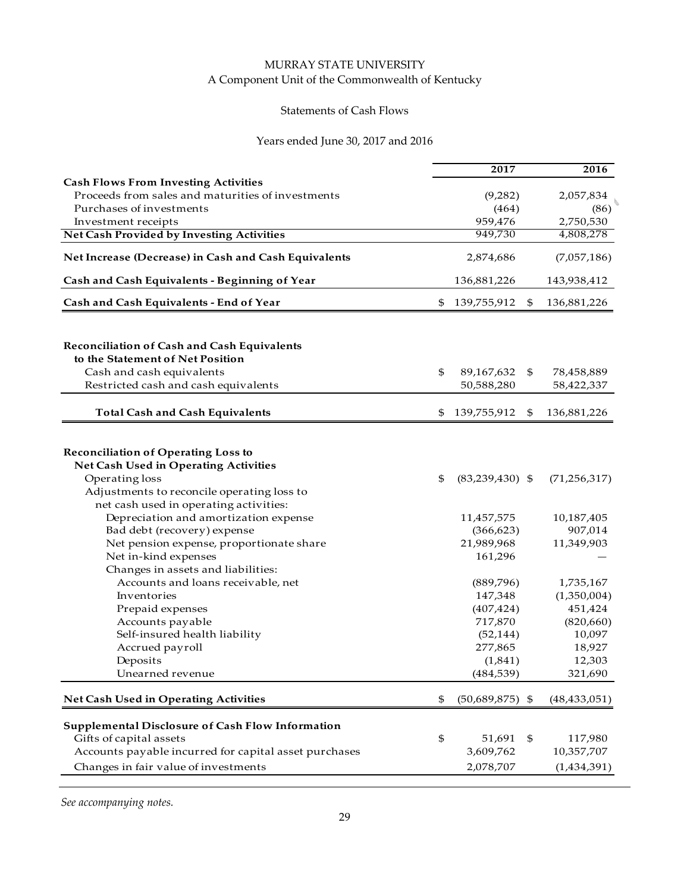# MURRAY STATE UNIVERSITY

A Component Unit of the Commonwealth of Kentucky

Statements of Cash Flows

Years ended June 30, 2017 and 2016

| | 2017 | 2016 |
|---|---|---|
| **Cash Flows From Investing Activities** | | |
| Proceeds from sales and maturities of investments | (9,282) | 2,057,834 |
| Purchases of investments | (464) | (86) |
| Investment receipts | 959,476 | 2,750,530 |
| **Net Cash Provided by Investing Activities** | 949,730 | 4,808,278 |
| **Net Increase (Decrease) in Cash and Cash Equivalents** | 2,874,686 | (7,057,186) |
| **Cash and Cash Equivalents - Beginning of Year** | 136,881,226 | 143,938,412 |
| **Cash and Cash Equivalents - End of Year** | $ 139,755,912 | $ 136,881,226 |
| | | |
| **Reconciliation of Cash and Cash Equivalents to the Statement of Net Position** | | |
| Cash and cash equivalents | $ 89,167,632 | $ 78,458,889 |
| Restricted cash and cash equivalents | 50,588,280 | 58,422,337 |
| **Total Cash and Cash Equivalents** | $ 139,755,912 | $ 136,881,226 |
| | | |
| **Reconciliation of Operating Loss to Net Cash Used in Operating Activities** | | |
| Operating loss | $ (83,239,430) | $ (71,256,317) |
| Adjustments to reconcile operating loss to net cash used in operating activities: | | |
| Depreciation and amortization expense | 11,457,575 | 10,187,405 |
| Bad debt (recovery) expense | (366,623) | 907,014 |
| Net pension expense, proportionate share | 21,989,968 | 11,349,903 |
| Net in-kind expenses | 161,296 | — |
| Changes in assets and liabilities: | | |
| Accounts and loans receivable, net | (889,796) | 1,735,167 |
| Inventories | 147,348 | (1,350,004) |
| Prepaid expenses | (407,424) | 451,424 |
| Accounts payable | 717,870 | (820,660) |
| Self-insured health liability | (52,144) | 10,097 |
| Accrued payroll | 277,865 | 18,927 |
| Deposits | (1,841) | 12,303 |
| Unearned revenue | (484,539) | 321,690 |
| **Net Cash Used in Operating Activities** | $ (50,689,875) | $ (48,433,051) |
| | | |
| **Supplemental Disclosure of Cash Flow Information** | | |
| Gifts of capital assets | $ 51,691 | $ 117,980 |
| Accounts payable incurred for capital asset purchases | 3,609,762 | 10,357,707 |
| Changes in fair value of investments | 2,078,707 | (1,434,391) |

*See accompanying notes.*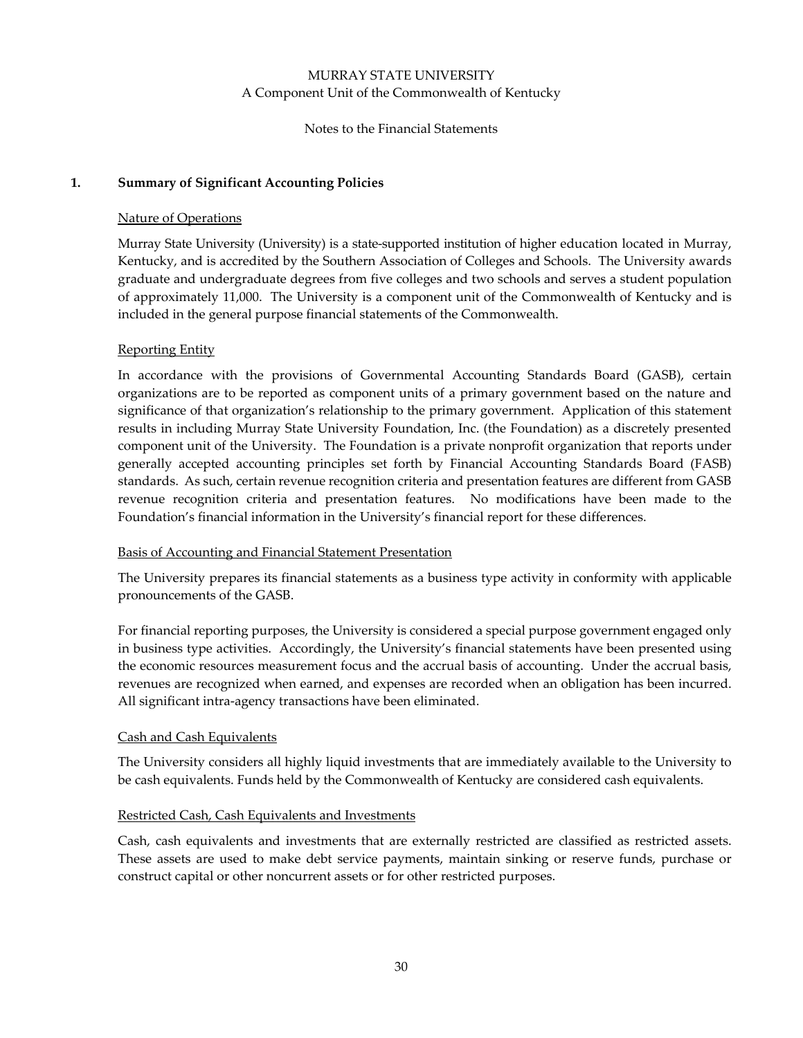MURRAY STATE UNIVERSITY
A Component Unit of the Commonwealth of Kentucky

Notes to the Financial Statements

## 1. Summary of Significant Accounting Policies

### Nature of Operations

Murray State University (University) is a state-supported institution of higher education located in Murray, Kentucky, and is accredited by the Southern Association of Colleges and Schools. The University awards graduate and undergraduate degrees from five colleges and two schools and serves a student population of approximately 11,000. The University is a component unit of the Commonwealth of Kentucky and is included in the general purpose financial statements of the Commonwealth.

### Reporting Entity

In accordance with the provisions of Governmental Accounting Standards Board (GASB), certain organizations are to be reported as component units of a primary government based on the nature and significance of that organization's relationship to the primary government. Application of this statement results in including Murray State University Foundation, Inc. (the Foundation) as a discretely presented component unit of the University. The Foundation is a private nonprofit organization that reports under generally accepted accounting principles set forth by Financial Accounting Standards Board (FASB) standards. As such, certain revenue recognition criteria and presentation features are different from GASB revenue recognition criteria and presentation features. No modifications have been made to the Foundation's financial information in the University's financial report for these differences.

### Basis of Accounting and Financial Statement Presentation

The University prepares its financial statements as a business type activity in conformity with applicable pronouncements of the GASB.

For financial reporting purposes, the University is considered a special purpose government engaged only in business type activities. Accordingly, the University's financial statements have been presented using the economic resources measurement focus and the accrual basis of accounting. Under the accrual basis, revenues are recognized when earned, and expenses are recorded when an obligation has been incurred. All significant intra-agency transactions have been eliminated.

### Cash and Cash Equivalents

The University considers all highly liquid investments that are immediately available to the University to be cash equivalents. Funds held by the Commonwealth of Kentucky are considered cash equivalents.

### Restricted Cash, Cash Equivalents and Investments

Cash, cash equivalents and investments that are externally restricted are classified as restricted assets. These assets are used to make debt service payments, maintain sinking or reserve funds, purchase or construct capital or other noncurrent assets or for other restricted purposes.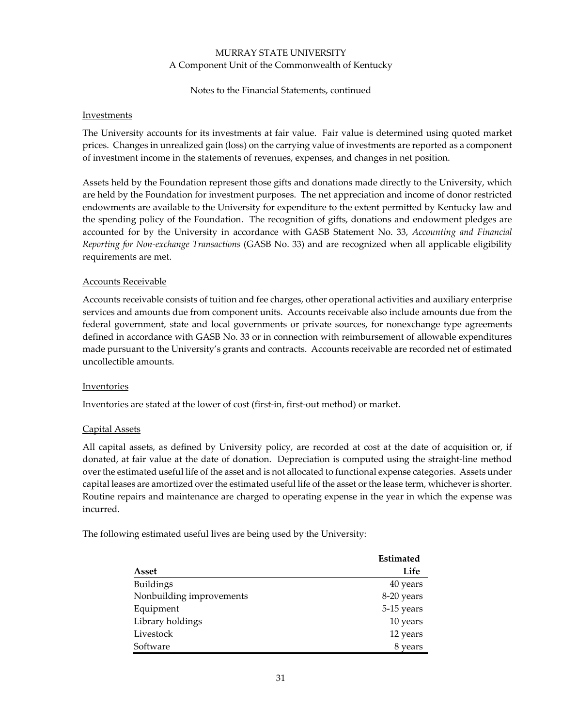Notes to the Financial Statements, continued

### Investments

The University accounts for its investments at fair value. Fair value is determined using quoted market prices. Changes in unrealized gain (loss) on the carrying value of investments are reported as a component of investment income in the statements of revenues, expenses, and changes in net position.

Assets held by the Foundation represent those gifts and donations made directly to the University, which are held by the Foundation for investment purposes. The net appreciation and income of donor restricted endowments are available to the University for expenditure to the extent permitted by Kentucky law and the spending policy of the Foundation. The recognition of gifts, donations and endowment pledges are accounted for by the University in accordance with GASB Statement No. 33, *Accounting and Financial Reporting for Non-exchange Transactions* (GASB No. 33) and are recognized when all applicable eligibility requirements are met.

### Accounts Receivable

Accounts receivable consists of tuition and fee charges, other operational activities and auxiliary enterprise services and amounts due from component units. Accounts receivable also include amounts due from the federal government, state and local governments or private sources, for nonexchange type agreements defined in accordance with GASB No. 33 or in connection with reimbursement of allowable expenditures made pursuant to the University's grants and contracts. Accounts receivable are recorded net of estimated uncollectible amounts.

### Inventories

Inventories are stated at the lower of cost (first-in, first-out method) or market.

### Capital Assets

All capital assets, as defined by University policy, are recorded at cost at the date of acquisition or, if donated, at fair value at the date of donation. Depreciation is computed using the straight-line method over the estimated useful life of the asset and is not allocated to functional expense categories. Assets under capital leases are amortized over the estimated useful life of the asset or the lease term, whichever is shorter. Routine repairs and maintenance are charged to operating expense in the year in which the expense was incurred.

The following estimated useful lives are being used by the University:

| Asset | Estimated Life |
|---|---|
| Buildings | 40 years |
| Nonbuilding improvements | 8-20 years |
| Equipment | 5-15 years |
| Library holdings | 10 years |
| Livestock | 12 years |
| Software | 8 years |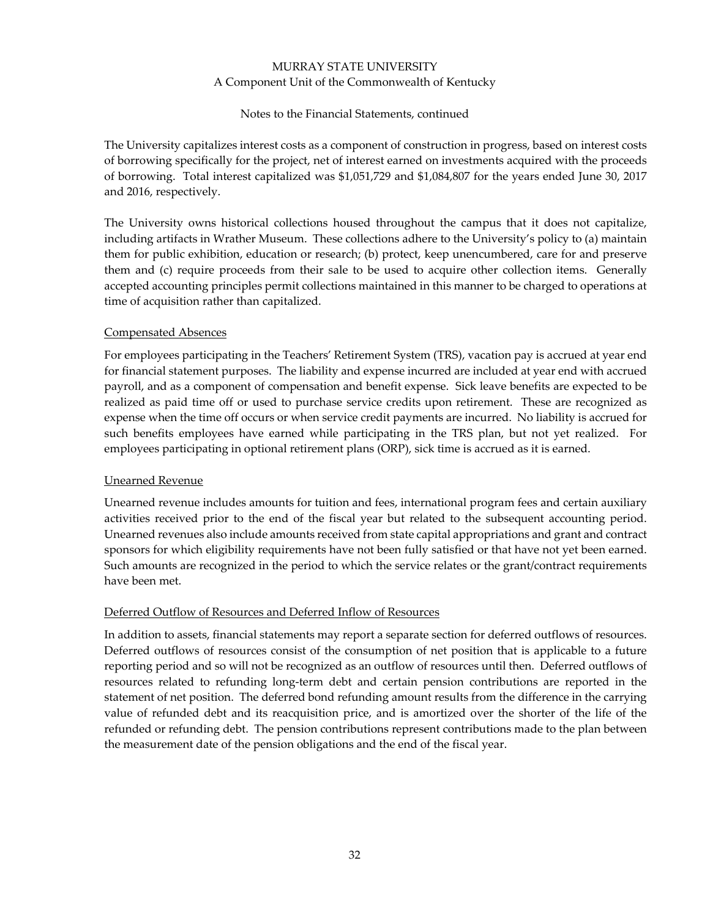The University capitalizes interest costs as a component of construction in progress, based on interest costs of borrowing specifically for the project, net of interest earned on investments acquired with the proceeds of borrowing. Total interest capitalized was $1,051,729 and $1,084,807 for the years ended June 30, 2017 and 2016, respectively.

The University owns historical collections housed throughout the campus that it does not capitalize, including artifacts in Wrather Museum. These collections adhere to the University's policy to (a) maintain them for public exhibition, education or research; (b) protect, keep unencumbered, care for and preserve them and (c) require proceeds from their sale to be used to acquire other collection items. Generally accepted accounting principles permit collections maintained in this manner to be charged to operations at time of acquisition rather than capitalized.

Compensated Absences

For employees participating in the Teachers' Retirement System (TRS), vacation pay is accrued at year end for financial statement purposes. The liability and expense incurred are included at year end with accrued payroll, and as a component of compensation and benefit expense. Sick leave benefits are expected to be realized as paid time off or used to purchase service credits upon retirement. These are recognized as expense when the time off occurs or when service credit payments are incurred. No liability is accrued for such benefits employees have earned while participating in the TRS plan, but not yet realized. For employees participating in optional retirement plans (ORP), sick time is accrued as it is earned.

Unearned Revenue

Unearned revenue includes amounts for tuition and fees, international program fees and certain auxiliary activities received prior to the end of the fiscal year but related to the subsequent accounting period. Unearned revenues also include amounts received from state capital appropriations and grant and contract sponsors for which eligibility requirements have not been fully satisfied or that have not yet been earned. Such amounts are recognized in the period to which the service relates or the grant/contract requirements have been met.

Deferred Outflow of Resources and Deferred Inflow of Resources

In addition to assets, financial statements may report a separate section for deferred outflows of resources. Deferred outflows of resources consist of the consumption of net position that is applicable to a future reporting period and so will not be recognized as an outflow of resources until then. Deferred outflows of resources related to refunding long-term debt and certain pension contributions are reported in the statement of net position. The deferred bond refunding amount results from the difference in the carrying value of refunded debt and its reacquisition price, and is amortized over the shorter of the life of the refunded or refunding debt. The pension contributions represent contributions made to the plan between the measurement date of the pension obligations and the end of the fiscal year.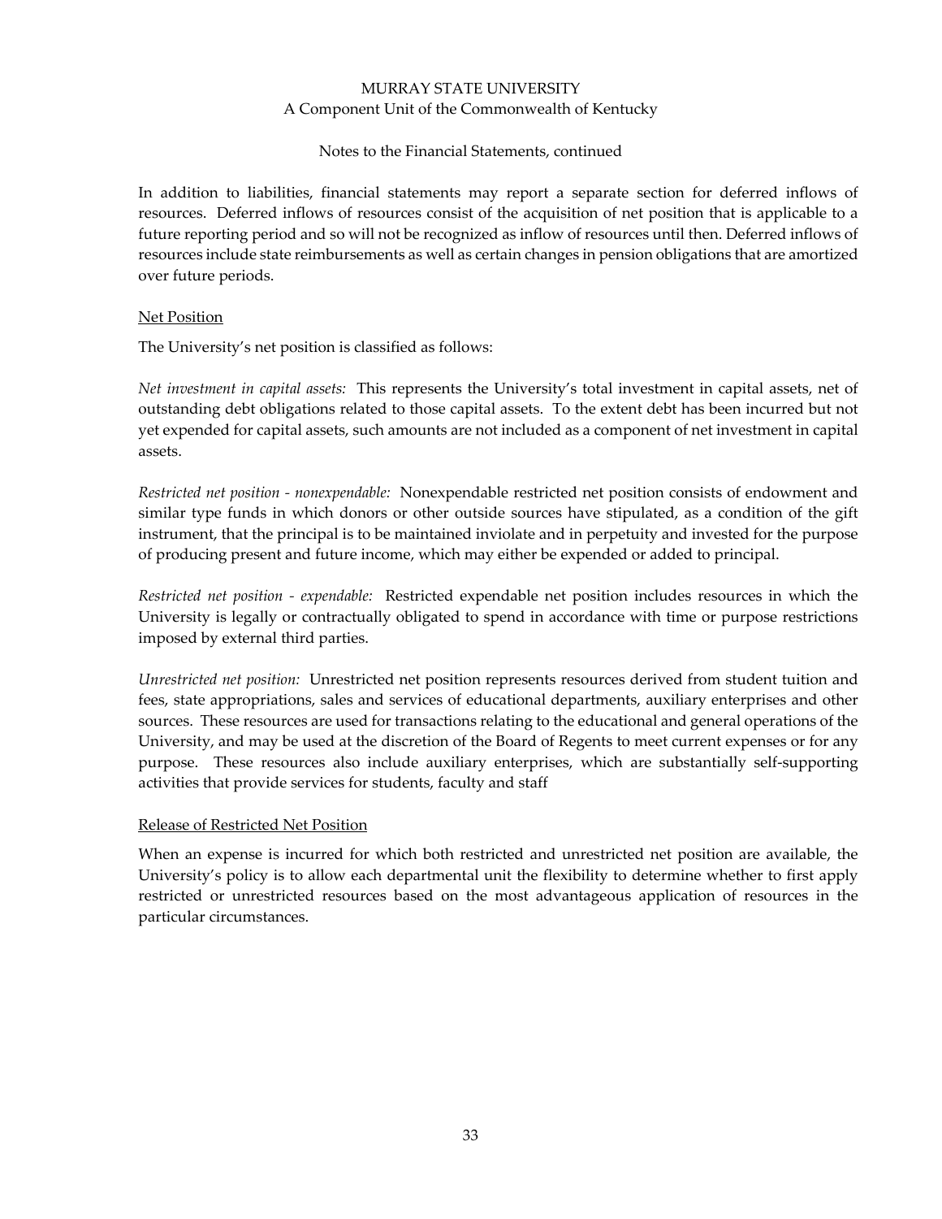In addition to liabilities, financial statements may report a separate section for deferred inflows of resources. Deferred inflows of resources consist of the acquisition of net position that is applicable to a future reporting period and so will not be recognized as inflow of resources until then. Deferred inflows of resources include state reimbursements as well as certain changes in pension obligations that are amortized over future periods.

## Net Position

The University's net position is classified as follows:

*Net investment in capital assets:* This represents the University's total investment in capital assets, net of outstanding debt obligations related to those capital assets. To the extent debt has been incurred but not yet expended for capital assets, such amounts are not included as a component of net investment in capital assets.

*Restricted net position - nonexpendable:* Nonexpendable restricted net position consists of endowment and similar type funds in which donors or other outside sources have stipulated, as a condition of the gift instrument, that the principal is to be maintained inviolate and in perpetuity and invested for the purpose of producing present and future income, which may either be expended or added to principal.

*Restricted net position - expendable:* Restricted expendable net position includes resources in which the University is legally or contractually obligated to spend in accordance with time or purpose restrictions imposed by external third parties.

*Unrestricted net position:* Unrestricted net position represents resources derived from student tuition and fees, state appropriations, sales and services of educational departments, auxiliary enterprises and other sources. These resources are used for transactions relating to the educational and general operations of the University, and may be used at the discretion of the Board of Regents to meet current expenses or for any purpose. These resources also include auxiliary enterprises, which are substantially self-supporting activities that provide services for students, faculty and staff

## Release of Restricted Net Position

When an expense is incurred for which both restricted and unrestricted net position are available, the University's policy is to allow each departmental unit the flexibility to determine whether to first apply restricted or unrestricted resources based on the most advantageous application of resources in the particular circumstances.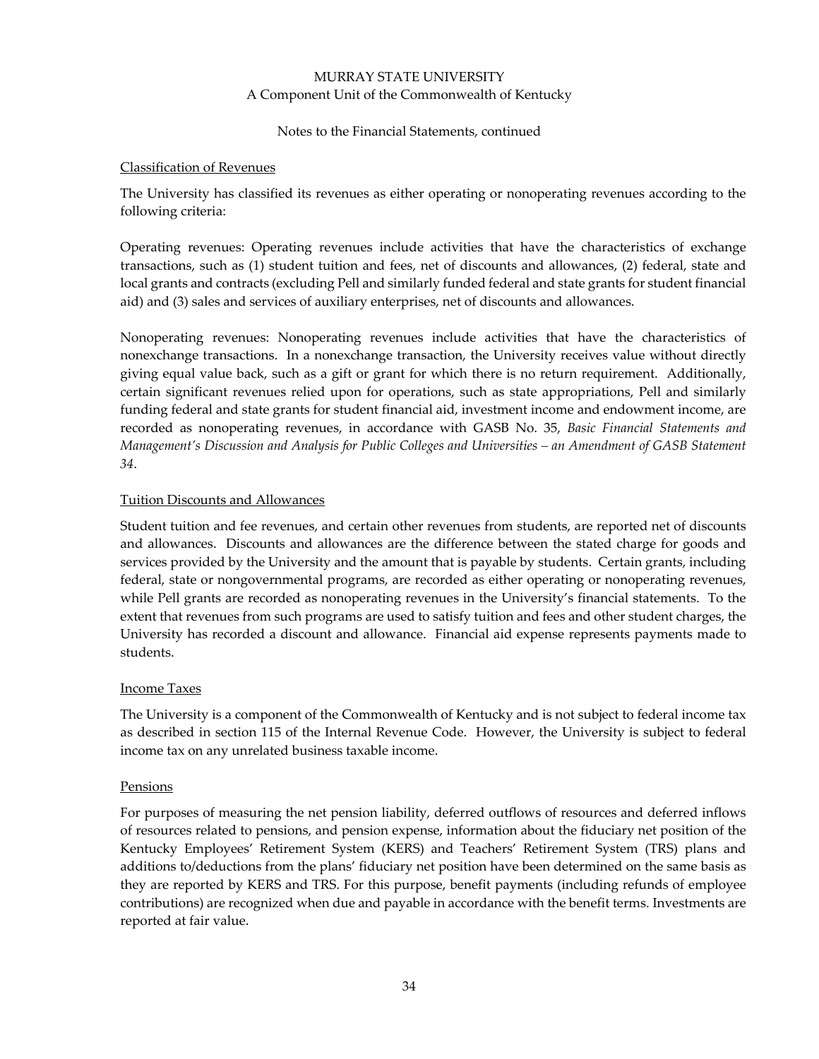Classification of Revenues

The University has classified its revenues as either operating or nonoperating revenues according to the following criteria:

Operating revenues: Operating revenues include activities that have the characteristics of exchange transactions, such as (1) student tuition and fees, net of discounts and allowances, (2) federal, state and local grants and contracts (excluding Pell and similarly funded federal and state grants for student financial aid) and (3) sales and services of auxiliary enterprises, net of discounts and allowances.

Nonoperating revenues: Nonoperating revenues include activities that have the characteristics of nonexchange transactions. In a nonexchange transaction, the University receives value without directly giving equal value back, such as a gift or grant for which there is no return requirement. Additionally, certain significant revenues relied upon for operations, such as state appropriations, Pell and similarly funding federal and state grants for student financial aid, investment income and endowment income, are recorded as nonoperating revenues, in accordance with GASB No. 35, *Basic Financial Statements and Management's Discussion and Analysis for Public Colleges and Universities – an Amendment of GASB Statement 34*.

Tuition Discounts and Allowances

Student tuition and fee revenues, and certain other revenues from students, are reported net of discounts and allowances. Discounts and allowances are the difference between the stated charge for goods and services provided by the University and the amount that is payable by students. Certain grants, including federal, state or nongovernmental programs, are recorded as either operating or nonoperating revenues, while Pell grants are recorded as nonoperating revenues in the University's financial statements. To the extent that revenues from such programs are used to satisfy tuition and fees and other student charges, the University has recorded a discount and allowance. Financial aid expense represents payments made to students.

Income Taxes

The University is a component of the Commonwealth of Kentucky and is not subject to federal income tax as described in section 115 of the Internal Revenue Code. However, the University is subject to federal income tax on any unrelated business taxable income.

Pensions

For purposes of measuring the net pension liability, deferred outflows of resources and deferred inflows of resources related to pensions, and pension expense, information about the fiduciary net position of the Kentucky Employees' Retirement System (KERS) and Teachers' Retirement System (TRS) plans and additions to/deductions from the plans' fiduciary net position have been determined on the same basis as they are reported by KERS and TRS. For this purpose, benefit payments (including refunds of employee contributions) are recognized when due and payable in accordance with the benefit terms. Investments are reported at fair value.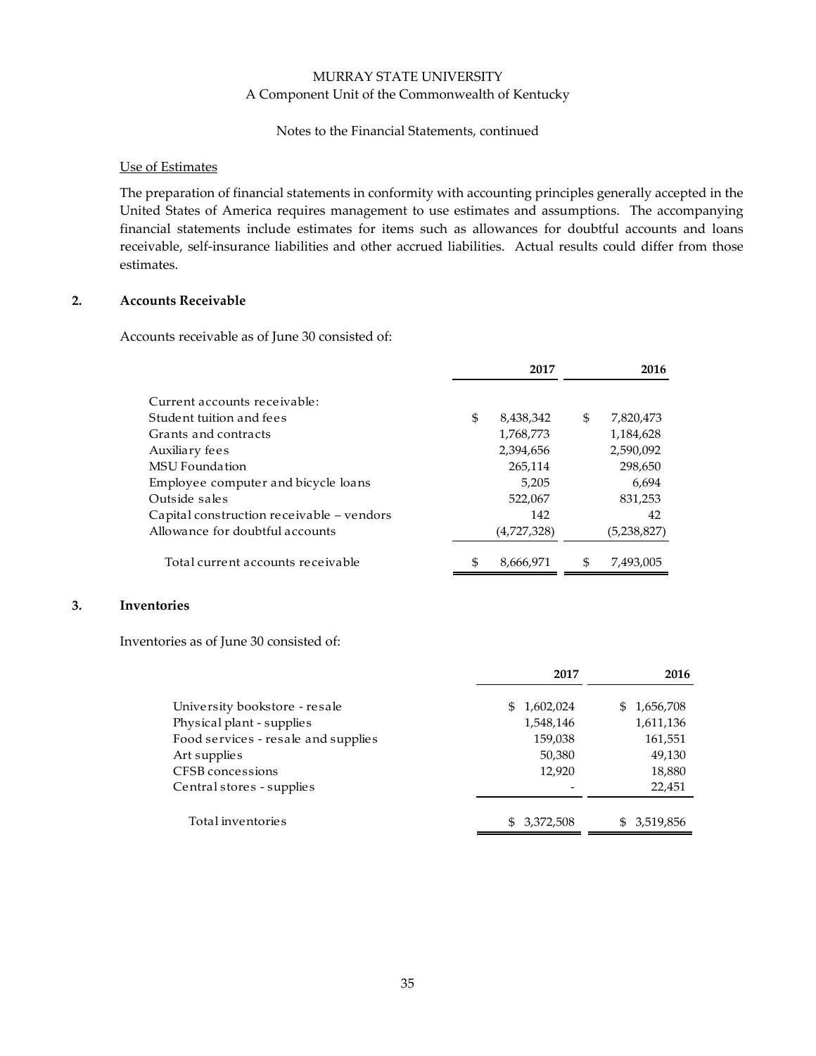MURRAY STATE UNIVERSITY
A Component Unit of the Commonwealth of Kentucky

Notes to the Financial Statements, continued

Use of Estimates

The preparation of financial statements in conformity with accounting principles generally accepted in the United States of America requires management to use estimates and assumptions. The accompanying financial statements include estimates for items such as allowances for doubtful accounts and loans receivable, self-insurance liabilities and other accrued liabilities. Actual results could differ from those estimates.

## 2. Accounts Receivable

Accounts receivable as of June 30 consisted of:

| | 2017 | 2016 |
|---|---|---|
| Current accounts receivable: | | |
| Student tuition and fees | $ 8,438,342 | $ 7,820,473 |
| Grants and contracts | 1,768,773 | 1,184,628 |
| Auxiliary fees | 2,394,656 | 2,590,092 |
| MSU Foundation | 265,114 | 298,650 |
| Employee computer and bicycle loans | 5,205 | 6,694 |
| Outside sales | 522,067 | 831,253 |
| Capital construction receivable – vendors | 142 | 42 |
| Allowance for doubtful accounts | (4,727,328) | (5,238,827) |
| Total current accounts receivable | $ 8,666,971 | $ 7,493,005 |

## 3. Inventories

Inventories as of June 30 consisted of:

| | 2017 | 2016 |
|---|---|---|
| University bookstore - resale | $ 1,602,024 | $ 1,656,708 |
| Physical plant - supplies | 1,548,146 | 1,611,136 |
| Food services - resale and supplies | 159,038 | 161,551 |
| Art supplies | 50,380 | 49,130 |
| CFSB concessions | 12,920 | 18,880 |
| Central stores - supplies | - | 22,451 |
| Total inventories | $ 3,372,508 | $ 3,519,856 |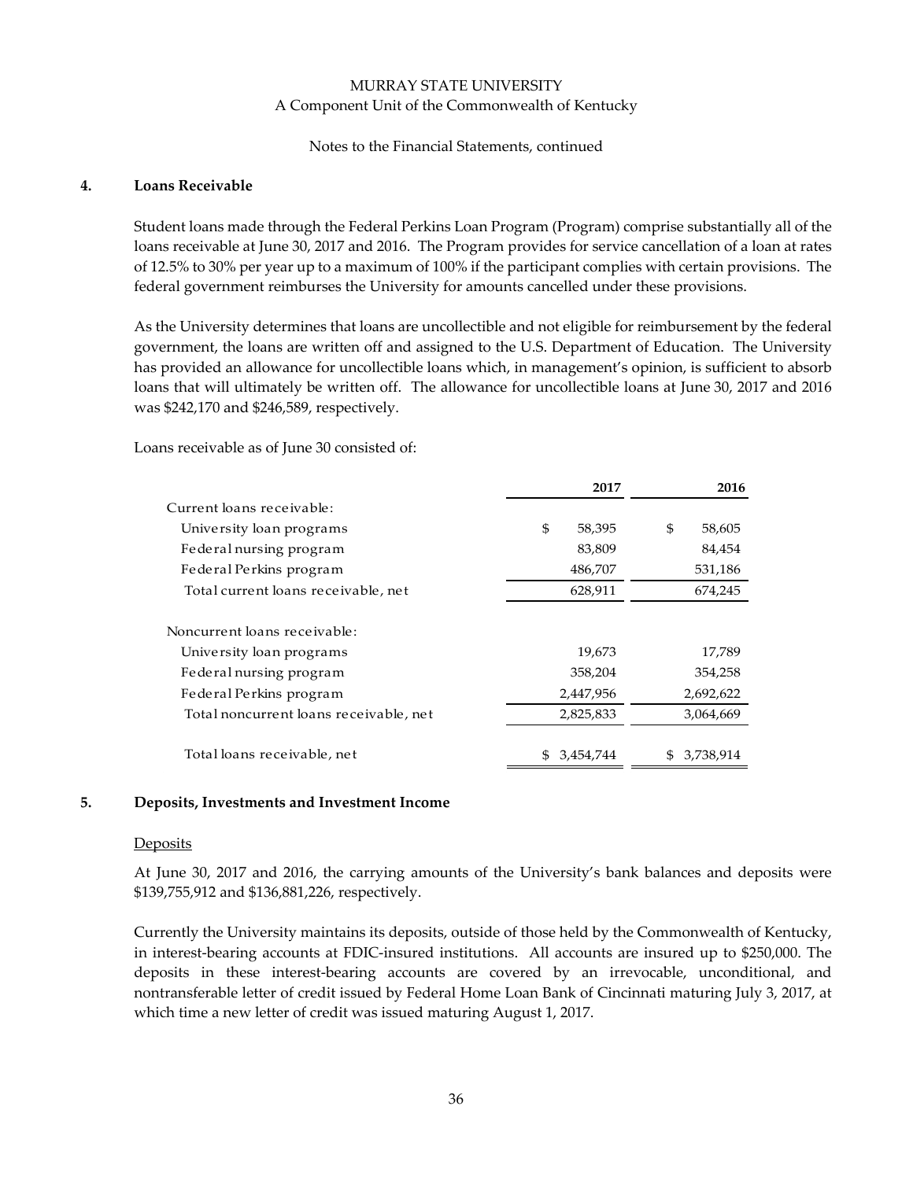MURRAY STATE UNIVERSITY
A Component Unit of the Commonwealth of Kentucky

Notes to the Financial Statements, continued

## 4. Loans Receivable

Student loans made through the Federal Perkins Loan Program (Program) comprise substantially all of the loans receivable at June 30, 2017 and 2016. The Program provides for service cancellation of a loan at rates of 12.5% to 30% per year up to a maximum of 100% if the participant complies with certain provisions. The federal government reimburses the University for amounts cancelled under these provisions.

As the University determines that loans are uncollectible and not eligible for reimbursement by the federal government, the loans are written off and assigned to the U.S. Department of Education. The University has provided an allowance for uncollectible loans which, in management's opinion, is sufficient to absorb loans that will ultimately be written off. The allowance for uncollectible loans at June 30, 2017 and 2016 was $242,170 and $246,589, respectively.

Loans receivable as of June 30 consisted of:

| | 2017 | 2016 |
|---|---|---|
| Current loans receivable: | | |
| University loan programs | $ 58,395 | $ 58,605 |
| Federal nursing program | 83,809 | 84,454 |
| Federal Perkins program | 486,707 | 531,186 |
| Total current loans receivable, net | 628,911 | 674,245 |
| Noncurrent loans receivable: | | |
| University loan programs | 19,673 | 17,789 |
| Federal nursing program | 358,204 | 354,258 |
| Federal Perkins program | 2,447,956 | 2,692,622 |
| Total noncurrent loans receivable, net | 2,825,833 | 3,064,669 |
| Total loans receivable, net | $ 3,454,744 | $ 3,738,914 |

## 5. Deposits, Investments and Investment Income

Deposits

At June 30, 2017 and 2016, the carrying amounts of the University's bank balances and deposits were $139,755,912 and $136,881,226, respectively.

Currently the University maintains its deposits, outside of those held by the Commonwealth of Kentucky, in interest-bearing accounts at FDIC-insured institutions. All accounts are insured up to $250,000. The deposits in these interest-bearing accounts are covered by an irrevocable, unconditional, and nontransferable letter of credit issued by Federal Home Loan Bank of Cincinnati maturing July 3, 2017, at which time a new letter of credit was issued maturing August 1, 2017.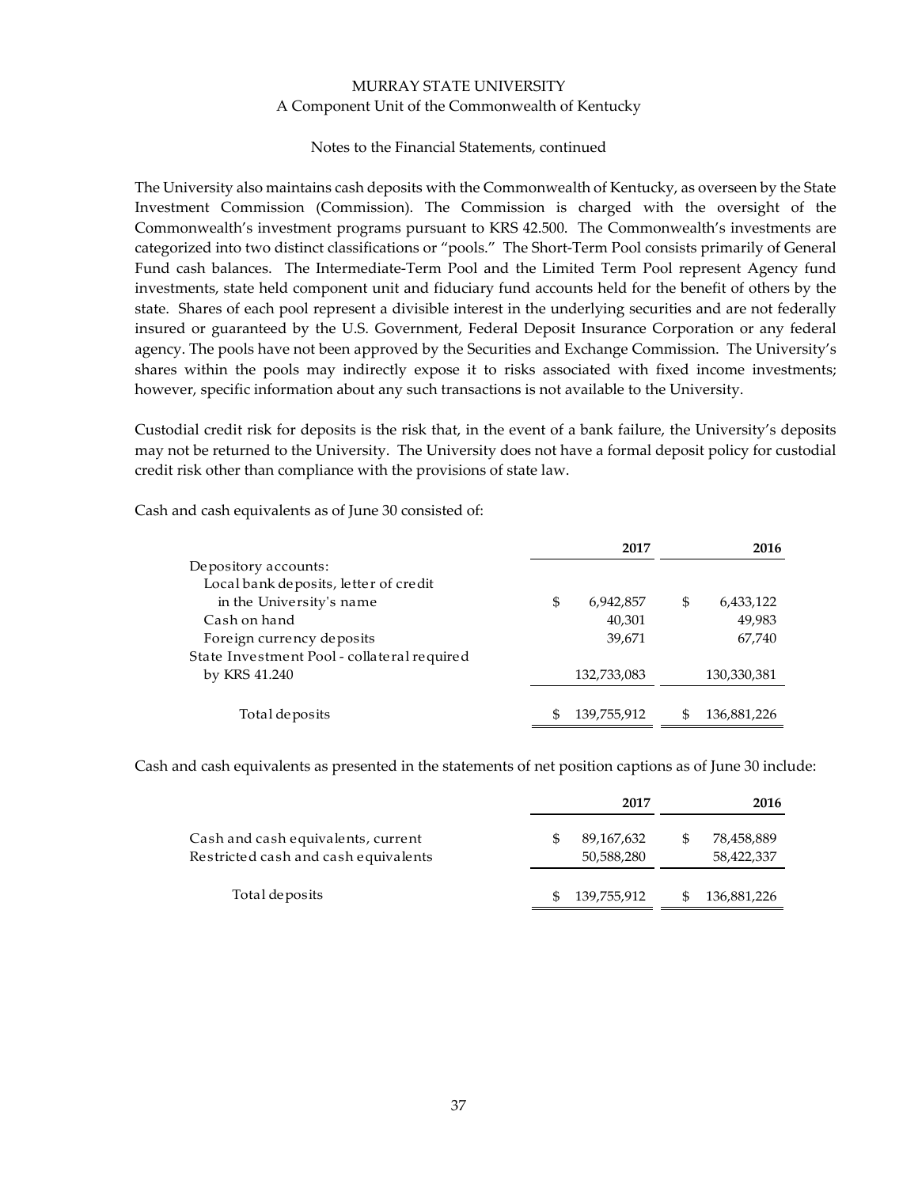The University also maintains cash deposits with the Commonwealth of Kentucky, as overseen by the State Investment Commission (Commission). The Commission is charged with the oversight of the Commonwealth's investment programs pursuant to KRS 42.500. The Commonwealth's investments are categorized into two distinct classifications or "pools." The Short-Term Pool consists primarily of General Fund cash balances. The Intermediate-Term Pool and the Limited Term Pool represent Agency fund investments, state held component unit and fiduciary fund accounts held for the benefit of others by the state. Shares of each pool represent a divisible interest in the underlying securities and are not federally insured or guaranteed by the U.S. Government, Federal Deposit Insurance Corporation or any federal agency. The pools have not been approved by the Securities and Exchange Commission. The University's shares within the pools may indirectly expose it to risks associated with fixed income investments; however, specific information about any such transactions is not available to the University.

Custodial credit risk for deposits is the risk that, in the event of a bank failure, the University's deposits may not be returned to the University. The University does not have a formal deposit policy for custodial credit risk other than compliance with the provisions of state law.

Cash and cash equivalents as of June 30 consisted of:

| | 2017 | 2016 |
|---|---|---|
| Depository accounts: | | |
| Local bank deposits, letter of credit in the University's name | $ 6,942,857 | $ 6,433,122 |
| Cash on hand | 40,301 | 49,983 |
| Foreign currency deposits | 39,671 | 67,740 |
| State Investment Pool - collateral required by KRS 41.240 | 132,733,083 | 130,330,381 |
| Total deposits | $ 139,755,912 | $ 136,881,226 |

Cash and cash equivalents as presented in the statements of net position captions as of June 30 include:

| | 2017 | 2016 |
|---|---|---|
| Cash and cash equivalents, current | $ 89,167,632 | $ 78,458,889 |
| Restricted cash and cash equivalents | 50,588,280 | 58,422,337 |
| Total deposits | $ 139,755,912 | $ 136,881,226 |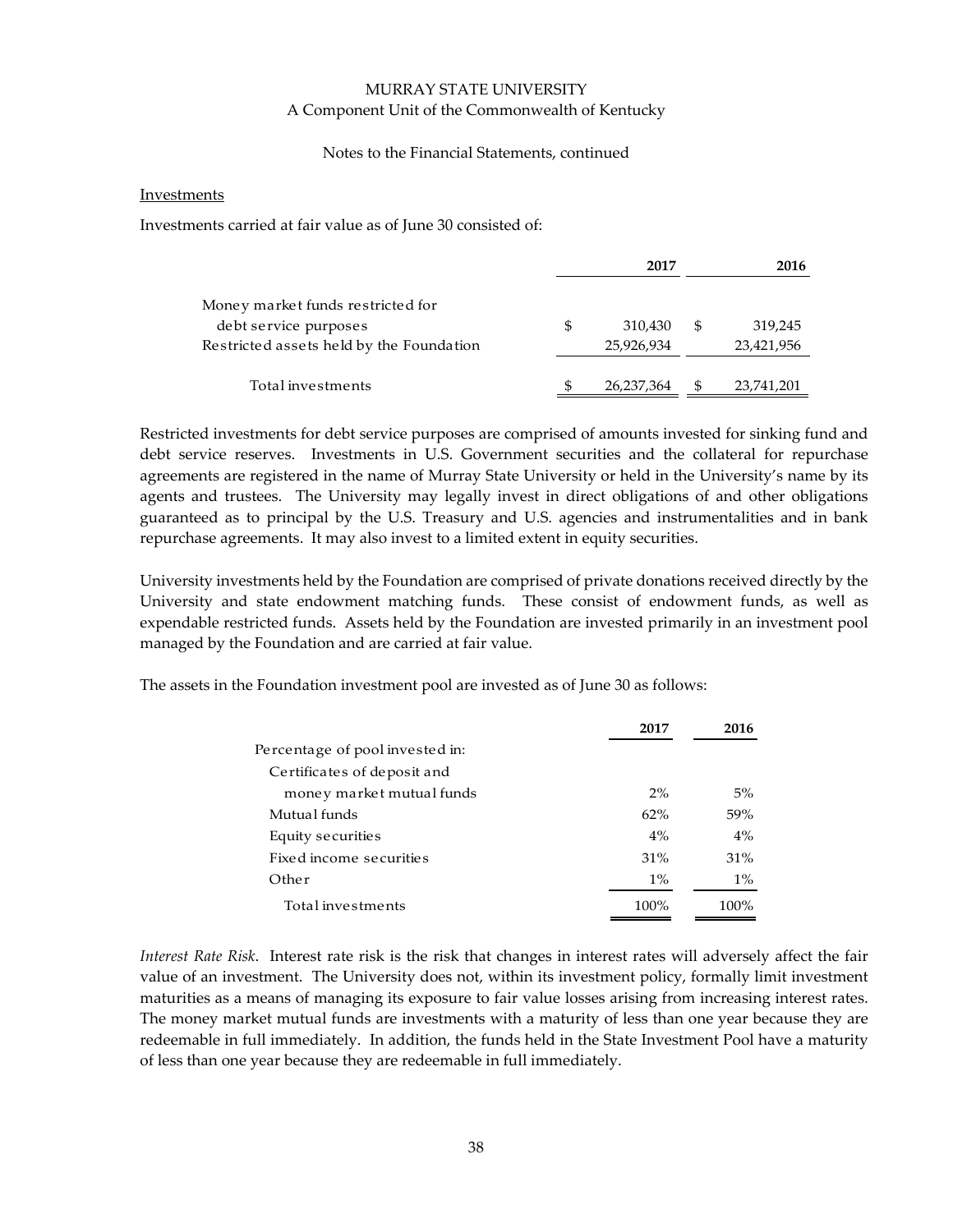MURRAY STATE UNIVERSITY
A Component Unit of the Commonwealth of Kentucky

Notes to the Financial Statements, continued

Investments

Investments carried at fair value as of June 30 consisted of:

| | 2017 | 2016 |
|---|---|---|
| Money market funds restricted for debt service purposes | $ 310,430 | $ 319,245 |
| Restricted assets held by the Foundation | 25,926,934 | 23,421,956 |
| Total investments | $ 26,237,364 | $ 23,741,201 |

Restricted investments for debt service purposes are comprised of amounts invested for sinking fund and debt service reserves. Investments in U.S. Government securities and the collateral for repurchase agreements are registered in the name of Murray State University or held in the University's name by its agents and trustees. The University may legally invest in direct obligations of and other obligations guaranteed as to principal by the U.S. Treasury and U.S. agencies and instrumentalities and in bank repurchase agreements. It may also invest to a limited extent in equity securities.

University investments held by the Foundation are comprised of private donations received directly by the University and state endowment matching funds. These consist of endowment funds, as well as expendable restricted funds. Assets held by the Foundation are invested primarily in an investment pool managed by the Foundation and are carried at fair value.

The assets in the Foundation investment pool are invested as of June 30 as follows:

| | 2017 | 2016 |
|---|---|---|
| Percentage of pool invested in: | | |
| Certificates of deposit and money market mutual funds | 2% | 5% |
| Mutual funds | 62% | 59% |
| Equity securities | 4% | 4% |
| Fixed income securities | 31% | 31% |
| Other | 1% | 1% |
| Total investments | 100% | 100% |

*Interest Rate Risk*. Interest rate risk is the risk that changes in interest rates will adversely affect the fair value of an investment. The University does not, within its investment policy, formally limit investment maturities as a means of managing its exposure to fair value losses arising from increasing interest rates. The money market mutual funds are investments with a maturity of less than one year because they are redeemable in full immediately. In addition, the funds held in the State Investment Pool have a maturity of less than one year because they are redeemable in full immediately.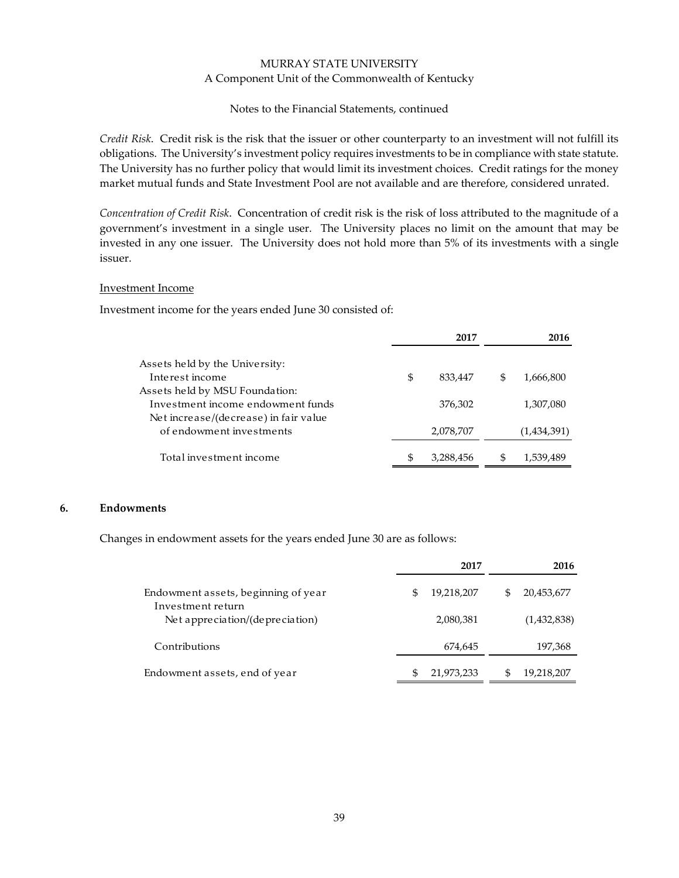*Credit Risk*. Credit risk is the risk that the issuer or other counterparty to an investment will not fulfill its obligations. The University's investment policy requires investments to be in compliance with state statute. The University has no further policy that would limit its investment choices. Credit ratings for the money market mutual funds and State Investment Pool are not available and are therefore, considered unrated.

*Concentration of Credit Risk*. Concentration of credit risk is the risk of loss attributed to the magnitude of a government's investment in a single user. The University places no limit on the amount that may be invested in any one issuer. The University does not hold more than 5% of its investments with a single issuer.

Investment Income

Investment income for the years ended June 30 consisted of:

| | 2017 | 2016 |
|---|---|---|
| Assets held by the University: | | |
| Interest income | $ 833,447 | $ 1,666,800 |
| Assets held by MSU Foundation: | | |
| Investment income endowment funds | 376,302 | 1,307,080 |
| Net increase/(decrease) in fair value of endowment investments | 2,078,707 | (1,434,391) |
| Total investment income | $ 3,288,456 | $ 1,539,489 |

## 6. Endowments

Changes in endowment assets for the years ended June 30 are as follows:

| | 2017 | 2016 |
|---|---|---|
| Endowment assets, beginning of year | $ 19,218,207 | $ 20,453,677 |
| Investment return | | |
| Net appreciation/(depreciation) | 2,080,381 | (1,432,838) |
| Contributions | 674,645 | 197,368 |
| Endowment assets, end of year | $ 21,973,233 | $ 19,218,207 |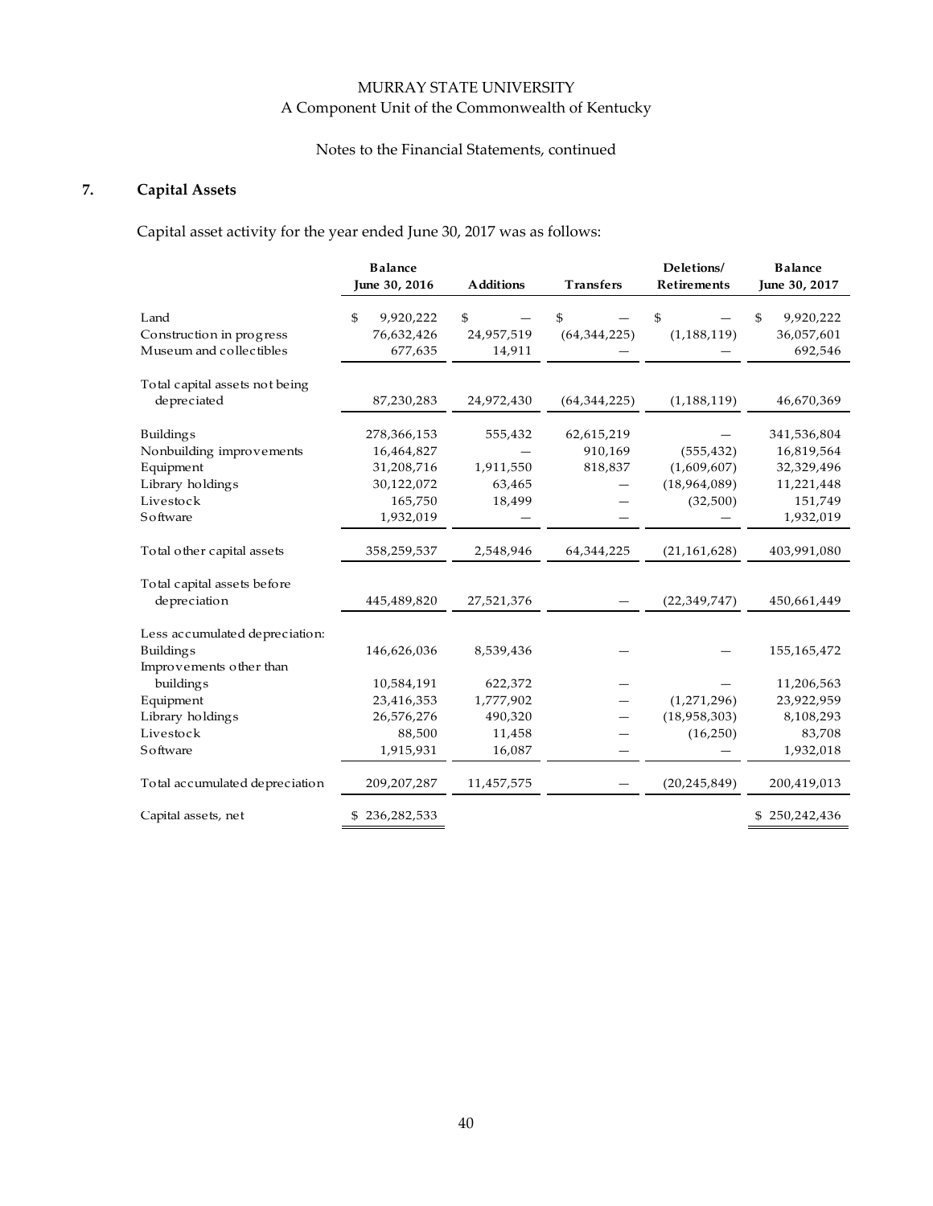MURRAY STATE UNIVERSITY
A Component Unit of the Commonwealth of Kentucky

Notes to the Financial Statements, continued

## 7. Capital Assets

Capital asset activity for the year ended June 30, 2017 was as follows:

| | Balance June 30, 2016 | Additions | Transfers | Deletions/ Retirements | Balance June 30, 2017 |
|---|---|---|---|---|---|
| Land | $ 9,920,222 | $ — | $ — | $ — | $ 9,920,222 |
| Construction in progress | 76,632,426 | 24,957,519 | (64,344,225) | (1,188,119) | 36,057,601 |
| Museum and collectibles | 677,635 | 14,911 | — | — | 692,546 |
| Total capital assets not being depreciated | 87,230,283 | 24,972,430 | (64,344,225) | (1,188,119) | 46,670,369 |
| Buildings | 278,366,153 | 555,432 | 62,615,219 | — | 341,536,804 |
| Nonbuilding improvements | 16,464,827 | — | 910,169 | (555,432) | 16,819,564 |
| Equipment | 31,208,716 | 1,911,550 | 818,837 | (1,609,607) | 32,329,496 |
| Library holdings | 30,122,072 | 63,465 | — | (18,964,089) | 11,221,448 |
| Livestock | 165,750 | 18,499 | — | (32,500) | 151,749 |
| Software | 1,932,019 | — | — | — | 1,932,019 |
| Total other capital assets | 358,259,537 | 2,548,946 | 64,344,225 | (21,161,628) | 403,991,080 |
| Total capital assets before depreciation | 445,489,820 | 27,521,376 | — | (22,349,747) | 450,661,449 |
| Less accumulated depreciation: | | | | | |
| Buildings | 146,626,036 | 8,539,436 | — | — | 155,165,472 |
| Improvements other than buildings | 10,584,191 | 622,372 | — | — | 11,206,563 |
| Equipment | 23,416,353 | 1,777,902 | — | (1,271,296) | 23,922,959 |
| Library holdings | 26,576,276 | 490,320 | — | (18,958,303) | 8,108,293 |
| Livestock | 88,500 | 11,458 | — | (16,250) | 83,708 |
| Software | 1,915,931 | 16,087 | — | — | 1,932,018 |
| Total accumulated depreciation | 209,207,287 | 11,457,575 | — | (20,245,849) | 200,419,013 |
| Capital assets, net | $ 236,282,533 | | | | $ 250,242,436 |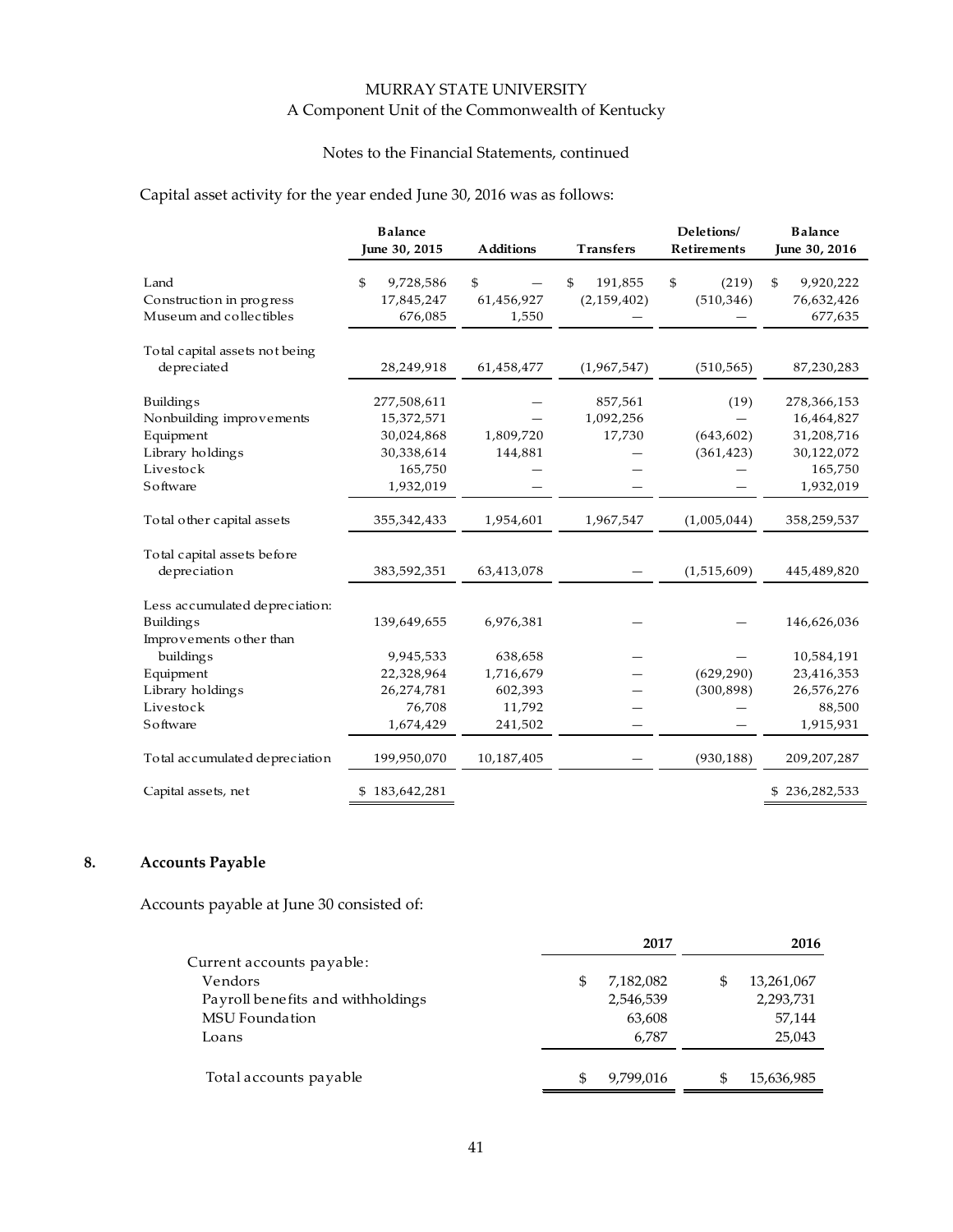Capital asset activity for the year ended June 30, 2016 was as follows:

| | Balance June 30, 2015 | Additions | Transfers | Deletions/ Retirements | Balance June 30, 2016 |
|---|---|---|---|---|---|
| Land | $ 9,728,586 | $ — | $ 191,855 | $ (219) | $ 9,920,222 |
| Construction in progress | 17,845,247 | 61,456,927 | (2,159,402) | (510,346) | 76,632,426 |
| Museum and collectibles | 676,085 | 1,550 | — | — | 677,635 |
| Total capital assets not being depreciated | 28,249,918 | 61,458,477 | (1,967,547) | (510,565) | 87,230,283 |
| Buildings | 277,508,611 | — | 857,561 | (19) | 278,366,153 |
| Nonbuilding improvements | 15,372,571 | — | 1,092,256 | — | 16,464,827 |
| Equipment | 30,024,868 | 1,809,720 | 17,730 | (643,602) | 31,208,716 |
| Library holdings | 30,338,614 | 144,881 | — | (361,423) | 30,122,072 |
| Livestock | 165,750 | — | — | — | 165,750 |
| Software | 1,932,019 | — | — | — | 1,932,019 |
| Total other capital assets | 355,342,433 | 1,954,601 | 1,967,547 | (1,005,044) | 358,259,537 |
| Total capital assets before depreciation | 383,592,351 | 63,413,078 | — | (1,515,609) | 445,489,820 |
| Less accumulated depreciation: | | | | | |
| Buildings | 139,649,655 | 6,976,381 | — | — | 146,626,036 |
| Improvements other than buildings | 9,945,533 | 638,658 | — | — | 10,584,191 |
| Equipment | 22,328,964 | 1,716,679 | — | (629,290) | 23,416,353 |
| Library holdings | 26,274,781 | 602,393 | — | (300,898) | 26,576,276 |
| Livestock | 76,708 | 11,792 | — | — | 88,500 |
| Software | 1,674,429 | 241,502 | — | — | 1,915,931 |
| Total accumulated depreciation | 199,950,070 | 10,187,405 | — | (930,188) | 209,207,287 |
| Capital assets, net | $ 183,642,281 | | | | $ 236,282,533 |

## 8. Accounts Payable

Accounts payable at June 30 consisted of:

| | 2017 | 2016 |
|---|---|---|
| Current accounts payable: | | |
| Vendors | $ 7,182,082 | $ 13,261,067 |
| Payroll benefits and withholdings | 2,546,539 | 2,293,731 |
| MSU Foundation | 63,608 | 57,144 |
| Loans | 6,787 | 25,043 |
| Total accounts payable | $ 9,799,016 | $ 15,636,985 |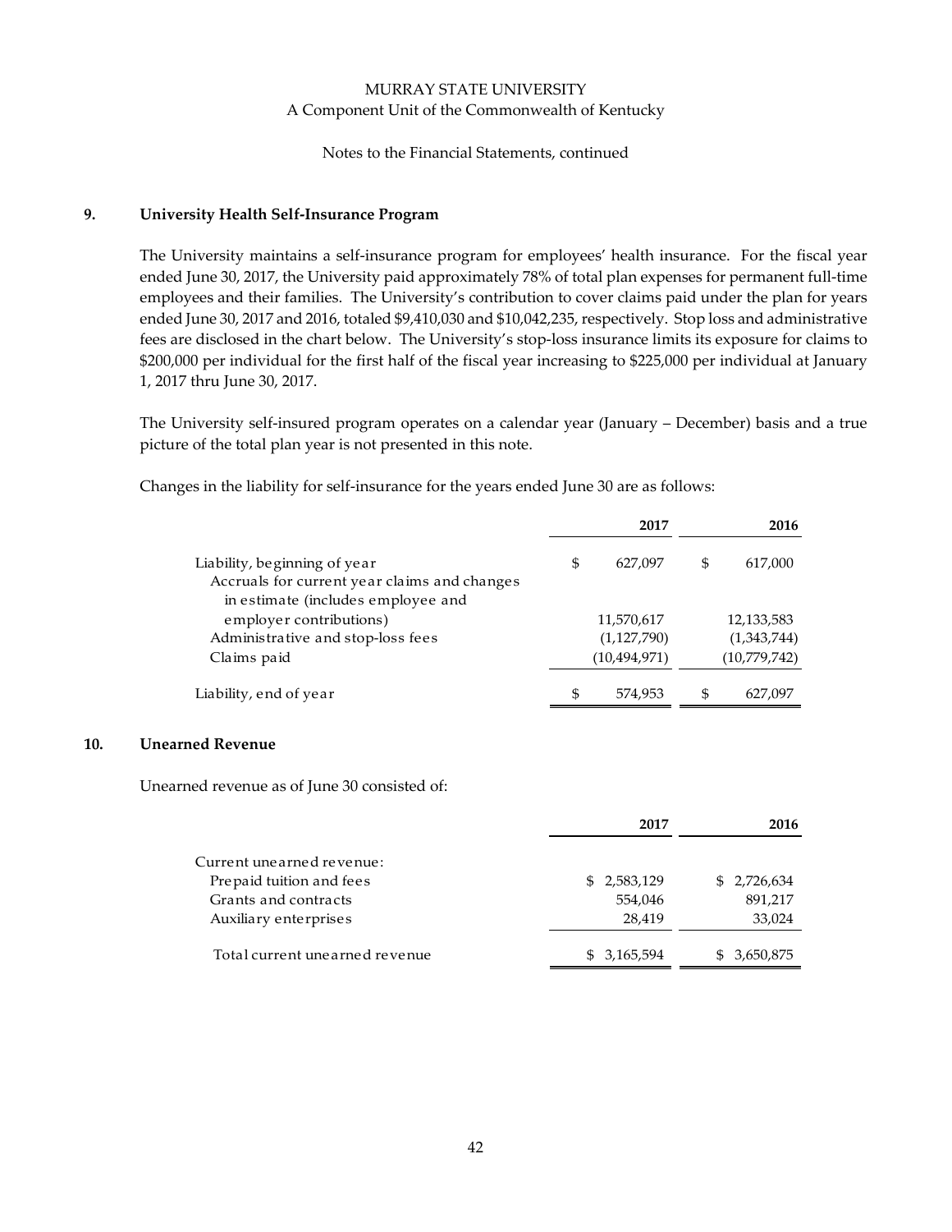MURRAY STATE UNIVERSITY
A Component Unit of the Commonwealth of Kentucky

Notes to the Financial Statements, continued

## 9. University Health Self-Insurance Program

The University maintains a self-insurance program for employees' health insurance. For the fiscal year ended June 30, 2017, the University paid approximately 78% of total plan expenses for permanent full-time employees and their families. The University's contribution to cover claims paid under the plan for years ended June 30, 2017 and 2016, totaled $9,410,030 and $10,042,235, respectively. Stop loss and administrative fees are disclosed in the chart below. The University's stop-loss insurance limits its exposure for claims to $200,000 per individual for the first half of the fiscal year increasing to $225,000 per individual at January 1, 2017 thru June 30, 2017.

The University self-insured program operates on a calendar year (January – December) basis and a true picture of the total plan year is not presented in this note.

Changes in the liability for self-insurance for the years ended June 30 are as follows:

| | 2017 | 2016 |
|---|---|---|
| Liability, beginning of year | $ 627,097 | $ 617,000 |
| Accruals for current year claims and changes in estimate (includes employee and employer contributions) | 11,570,617 | 12,133,583 |
| Administrative and stop-loss fees | (1,127,790) | (1,343,744) |
| Claims paid | (10,494,971) | (10,779,742) |
| Liability, end of year | $ 574,953 | $ 627,097 |

## 10. Unearned Revenue

Unearned revenue as of June 30 consisted of:

| | 2017 | 2016 |
|---|---|---|
| Current unearned revenue: | | |
| Prepaid tuition and fees | $ 2,583,129 | $ 2,726,634 |
| Grants and contracts | 554,046 | 891,217 |
| Auxiliary enterprises | 28,419 | 33,024 |
| Total current unearned revenue | $ 3,165,594 | $ 3,650,875 |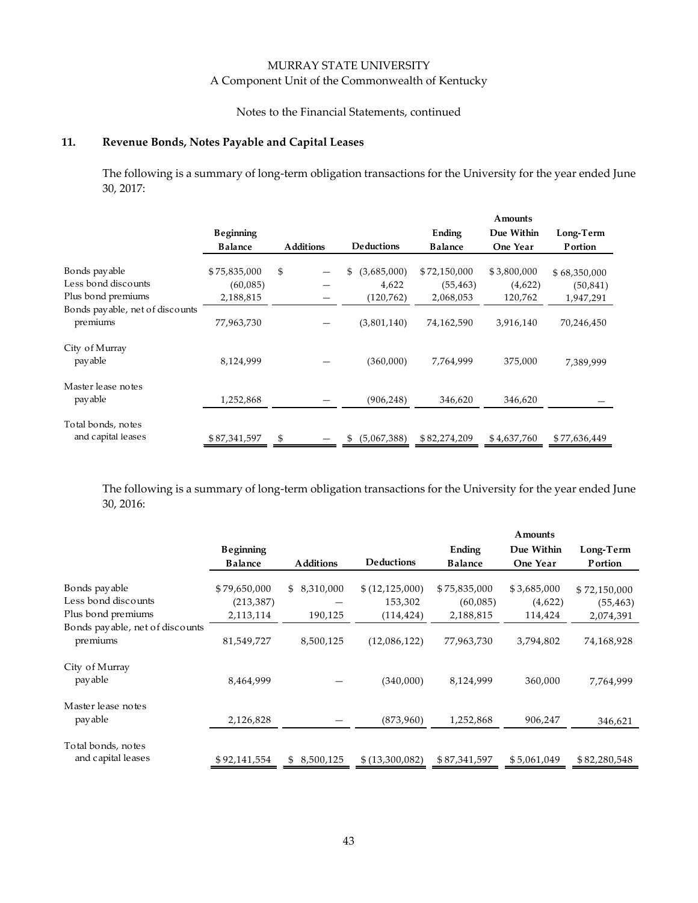MURRAY STATE UNIVERSITY
A Component Unit of the Commonwealth of Kentucky

Notes to the Financial Statements, continued

## 11. Revenue Bonds, Notes Payable and Capital Leases

The following is a summary of long-term obligation transactions for the University for the year ended June 30, 2017:

| | Beginning Balance | Additions | Deductions | Ending Balance | Amounts Due Within One Year | Long-Term Portion |
|---|---|---|---|---|---|---|
| Bonds payable | $75,835,000 | $ — | $ (3,685,000) | $72,150,000 | $3,800,000 | $68,350,000 |
| Less bond discounts | (60,085) | — | 4,622 | (55,463) | (4,622) | (50,841) |
| Plus bond premiums | 2,188,815 | — | (120,762) | 2,068,053 | 120,762 | 1,947,291 |
| Bonds payable, net of discounts premiums | 77,963,730 | — | (3,801,140) | 74,162,590 | 3,916,140 | 70,246,450 |
| City of Murray payable | 8,124,999 | — | (360,000) | 7,764,999 | 375,000 | 7,389,999 |
| Master lease notes payable | 1,252,868 | — | (906,248) | 346,620 | 346,620 | — |
| Total bonds, notes and capital leases | $87,341,597 | $ — | $ (5,067,388) | $82,274,209 | $4,637,760 | $77,636,449 |

The following is a summary of long-term obligation transactions for the University for the year ended June 30, 2016:

| | Beginning Balance | Additions | Deductions | Ending Balance | Amounts Due Within One Year | Long-Term Portion |
|---|---|---|---|---|---|---|
| Bonds payable | $79,650,000 | $ 8,310,000 | $ (12,125,000) | $75,835,000 | $3,685,000 | $72,150,000 |
| Less bond discounts | (213,387) | — | 153,302 | (60,085) | (4,622) | (55,463) |
| Plus bond premiums | 2,113,114 | 190,125 | (114,424) | 2,188,815 | 114,424 | 2,074,391 |
| Bonds payable, net of discounts premiums | 81,549,727 | 8,500,125 | (12,086,122) | 77,963,730 | 3,794,802 | 74,168,928 |
| City of Murray payable | 8,464,999 | — | (340,000) | 8,124,999 | 360,000 | 7,764,999 |
| Master lease notes payable | 2,126,828 | — | (873,960) | 1,252,868 | 906,247 | 346,621 |
| Total bonds, notes and capital leases | $92,141,554 | $ 8,500,125 | $ (13,300,082) | $87,341,597 | $5,061,049 | $82,280,548 |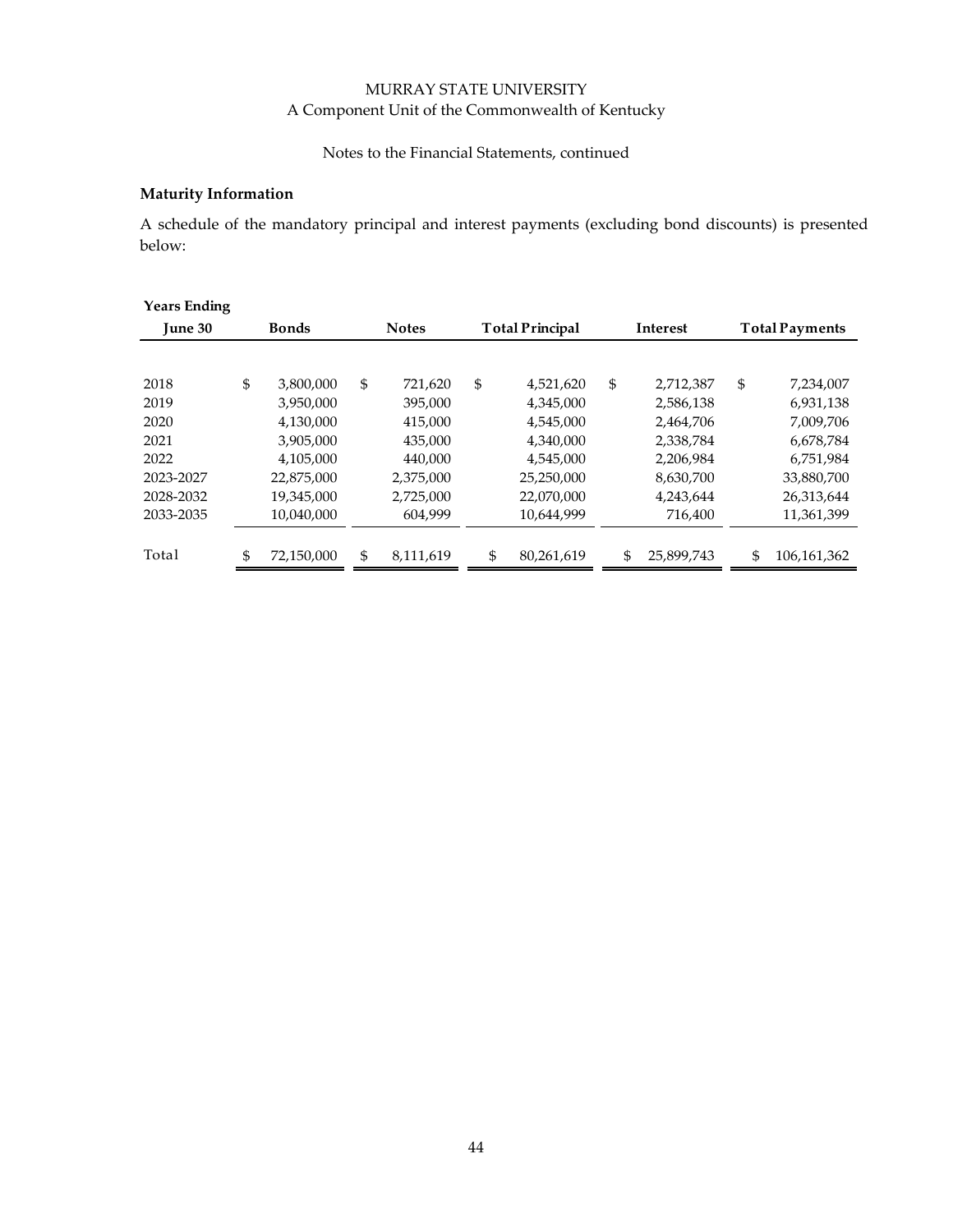MURRAY STATE UNIVERSITY
A Component Unit of the Commonwealth of Kentucky

Notes to the Financial Statements, continued

### Maturity Information

A schedule of the mandatory principal and interest payments (excluding bond discounts) is presented below:

| Years Ending June 30 | Bonds | Notes | Total Principal | Interest | Total Payments |
|---|---|---|---|---|---|
| 2018 | $ 3,800,000 | $ 721,620 | $ 4,521,620 | $ 2,712,387 | $ 7,234,007 |
| 2019 | 3,950,000 | 395,000 | 4,345,000 | 2,586,138 | 6,931,138 |
| 2020 | 4,130,000 | 415,000 | 4,545,000 | 2,464,706 | 7,009,706 |
| 2021 | 3,905,000 | 435,000 | 4,340,000 | 2,338,784 | 6,678,784 |
| 2022 | 4,105,000 | 440,000 | 4,545,000 | 2,206,984 | 6,751,984 |
| 2023-2027 | 22,875,000 | 2,375,000 | 25,250,000 | 8,630,700 | 33,880,700 |
| 2028-2032 | 19,345,000 | 2,725,000 | 22,070,000 | 4,243,644 | 26,313,644 |
| 2033-2035 | 10,040,000 | 604,999 | 10,644,999 | 716,400 | 11,361,399 |
| Total | $ 72,150,000 | $ 8,111,619 | $ 80,261,619 | $ 25,899,743 | $ 106,161,362 |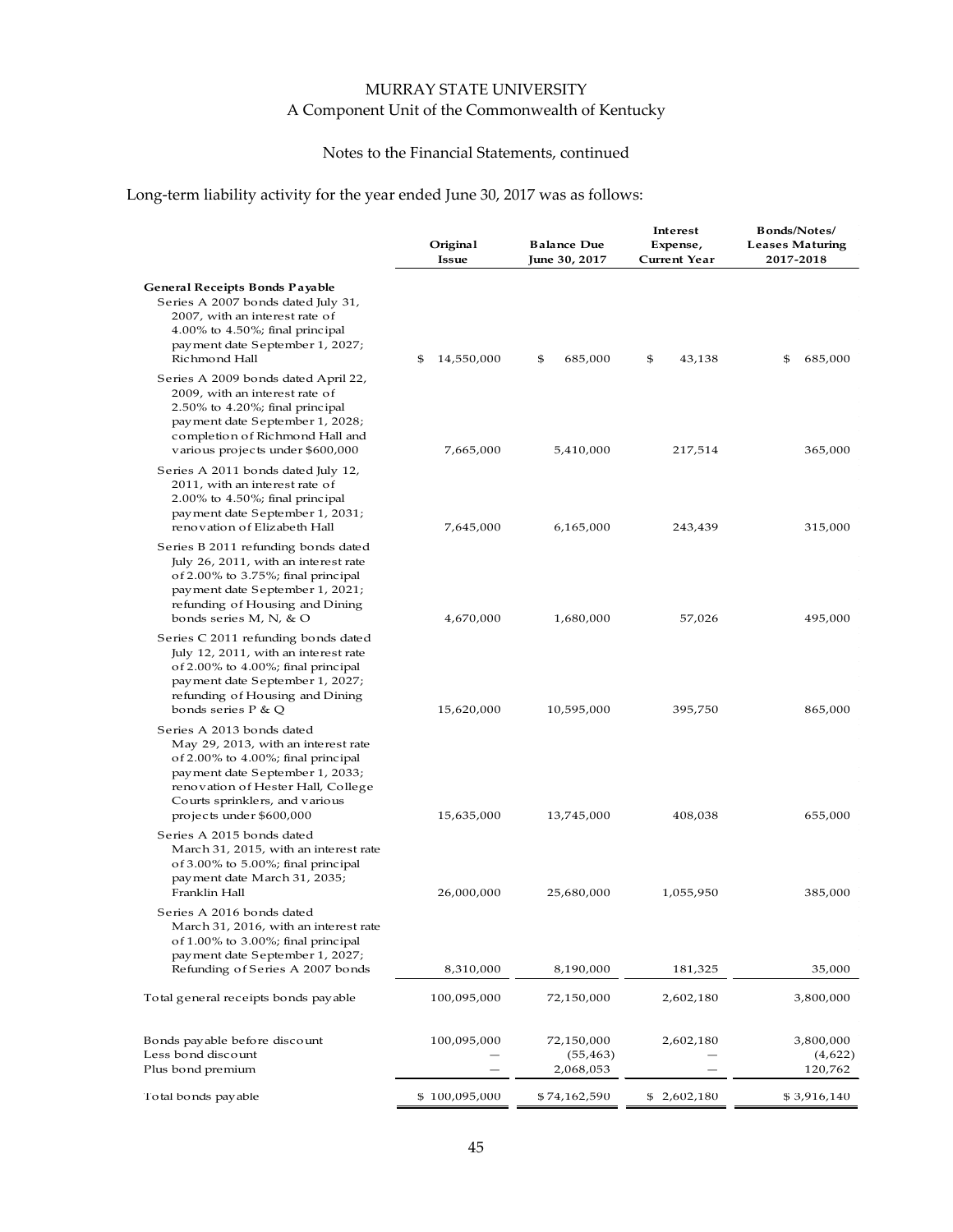MURRAY STATE UNIVERSITY
A Component Unit of the Commonwealth of Kentucky

Notes to the Financial Statements, continued

Long-term liability activity for the year ended June 30, 2017 was as follows:

| | Original Issue | Balance Due June 30, 2017 | Interest Expense, Current Year | Bonds/Notes/ Leases Maturing 2017-2018 |
|---|---|---|---|---|
| **General Receipts Bonds Payable** | | | | |
| Series A 2007 bonds dated July 31, 2007, with an interest rate of 4.00% to 4.50%; final principal payment date September 1, 2027; Richmond Hall | $ 14,550,000 | $ 685,000 | $ 43,138 | $ 685,000 |
| Series A 2009 bonds dated April 22, 2009, with an interest rate of 2.50% to 4.20%; final principal payment date September 1, 2028; completion of Richmond Hall and various projects under $600,000 | 7,665,000 | 5,410,000 | 217,514 | 365,000 |
| Series A 2011 bonds dated July 12, 2011, with an interest rate of 2.00% to 4.50%; final principal payment date September 1, 2031; renovation of Elizabeth Hall | 7,645,000 | 6,165,000 | 243,439 | 315,000 |
| Series B 2011 refunding bonds dated July 26, 2011, with an interest rate of 2.00% to 3.75%; final principal payment date September 1, 2021; refunding of Housing and Dining bonds series M, N, & O | 4,670,000 | 1,680,000 | 57,026 | 495,000 |
| Series C 2011 refunding bonds dated July 12, 2011, with an interest rate of 2.00% to 4.00%; final principal payment date September 1, 2027; refunding of Housing and Dining bonds series P & Q | 15,620,000 | 10,595,000 | 395,750 | 865,000 |
| Series A 2013 bonds dated May 29, 2013, with an interest rate of 2.00% to 4.00%; final principal payment date September 1, 2033; renovation of Hester Hall, College Courts sprinklers, and various projects under $600,000 | 15,635,000 | 13,745,000 | 408,038 | 655,000 |
| Series A 2015 bonds dated March 31, 2015, with an interest rate of 3.00% to 5.00%; final principal payment date March 31, 2035; Franklin Hall | 26,000,000 | 25,680,000 | 1,055,950 | 385,000 |
| Series A 2016 bonds dated March 31, 2016, with an interest rate of 1.00% to 3.00%; final principal payment date September 1, 2027; Refunding of Series A 2007 bonds | 8,310,000 | 8,190,000 | 181,325 | 35,000 |
| Total general receipts bonds payable | 100,095,000 | 72,150,000 | 2,602,180 | 3,800,000 |
| | | | | |
| Bonds payable before discount | 100,095,000 | 72,150,000 | 2,602,180 | 3,800,000 |
| Less bond discount | — | (55,463) | — | (4,622) |
| Plus bond premium | — | 2,068,053 | — | 120,762 |
| Total bonds payable | $ 100,095,000 | $ 74,162,590 | $ 2,602,180 | $ 3,916,140 |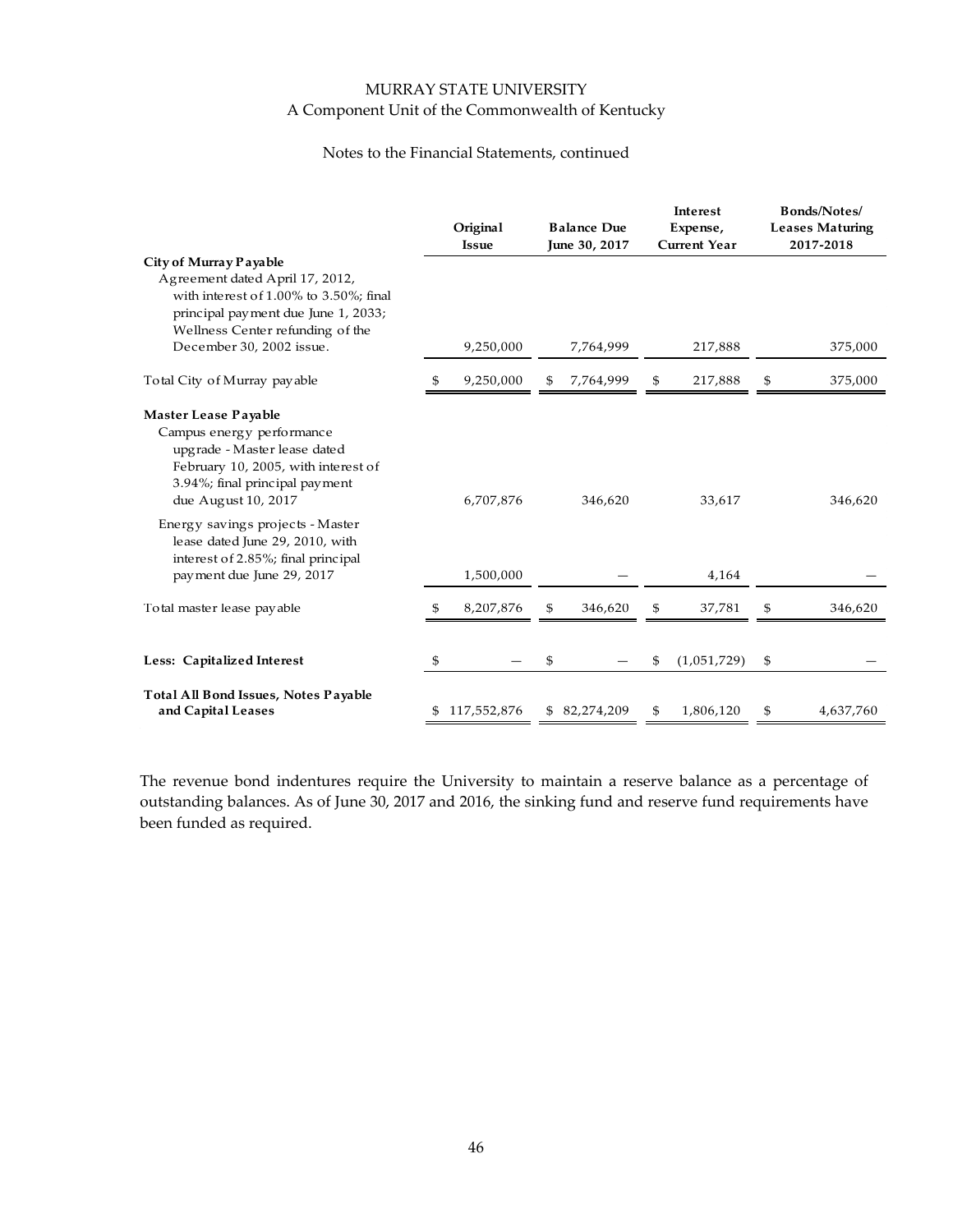MURRAY STATE UNIVERSITY
A Component Unit of the Commonwealth of Kentucky

Notes to the Financial Statements, continued

| | Original Issue | Balance Due June 30, 2017 | Interest Expense, Current Year | Bonds/Notes/ Leases Maturing 2017-2018 |
|---|---|---|---|---|
| **City of Murray Payable** | | | | |
| Agreement dated April 17, 2012, with interest of 1.00% to 3.50%; final principal payment due June 1, 2033; Wellness Center refunding of the December 30, 2002 issue. | 9,250,000 | 7,764,999 | 217,888 | 375,000 |
| Total City of Murray payable | $ 9,250,000 | $ 7,764,999 | $ 217,888 | $ 375,000 |
| **Master Lease Payable** | | | | |
| Campus energy performance upgrade - Master lease dated February 10, 2005, with interest of 3.94%; final principal payment due August 10, 2017 | 6,707,876 | 346,620 | 33,617 | 346,620 |
| Energy savings projects - Master lease dated June 29, 2010, with interest of 2.85%; final principal payment due June 29, 2017 | 1,500,000 | — | 4,164 | — |
| Total master lease payable | $ 8,207,876 | $ 346,620 | $ 37,781 | $ 346,620 |
| **Less: Capitalized Interest** | $ — | $ — | $ (1,051,729) | $ — |
| **Total All Bond Issues, Notes Payable and Capital Leases** | $ 117,552,876 | $ 82,274,209 | $ 1,806,120 | $ 4,637,760 |

The revenue bond indentures require the University to maintain a reserve balance as a percentage of outstanding balances. As of June 30, 2017 and 2016, the sinking fund and reserve fund requirements have been funded as required.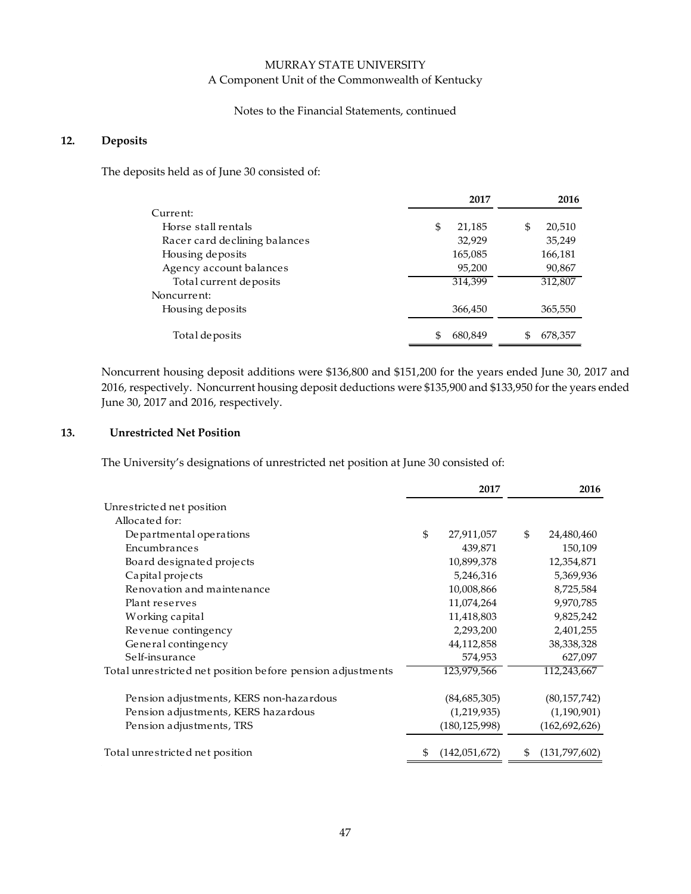MURRAY STATE UNIVERSITY
A Component Unit of the Commonwealth of Kentucky

Notes to the Financial Statements, continued

## 12. Deposits

The deposits held as of June 30 consisted of:

| | 2017 | 2016 |
|---|---|---|
| Current: | | |
| Horse stall rentals | $ 21,185 | $ 20,510 |
| Racer card declining balances | 32,929 | 35,249 |
| Housing deposits | 165,085 | 166,181 |
| Agency account balances | 95,200 | 90,867 |
| Total current deposits | 314,399 | 312,807 |
| Noncurrent: | | |
| Housing deposits | 366,450 | 365,550 |
| Total deposits | $ 680,849 | $ 678,357 |

Noncurrent housing deposit additions were $136,800 and $151,200 for the years ended June 30, 2017 and 2016, respectively. Noncurrent housing deposit deductions were $135,900 and $133,950 for the years ended June 30, 2017 and 2016, respectively.

## 13. Unrestricted Net Position

The University's designations of unrestricted net position at June 30 consisted of:

| | 2017 | 2016 |
|---|---|---|
| Unrestricted net position | | |
| Allocated for: | | |
| Departmental operations | $ 27,911,057 | $ 24,480,460 |
| Encumbrances | 439,871 | 150,109 |
| Board designated projects | 10,899,378 | 12,354,871 |
| Capital projects | 5,246,316 | 5,369,936 |
| Renovation and maintenance | 10,008,866 | 8,725,584 |
| Plant reserves | 11,074,264 | 9,970,785 |
| Working capital | 11,418,803 | 9,825,242 |
| Revenue contingency | 2,293,200 | 2,401,255 |
| General contingency | 44,112,858 | 38,338,328 |
| Self-insurance | 574,953 | 627,097 |
| Total unrestricted net position before pension adjustments | 123,979,566 | 112,243,667 |
| Pension adjustments, KERS non-hazardous | (84,685,305) | (80,157,742) |
| Pension adjustments, KERS hazardous | (1,219,935) | (1,190,901) |
| Pension adjustments, TRS | (180,125,998) | (162,692,626) |
| Total unrestricted net position | $ (142,051,672) | $ (131,797,602) |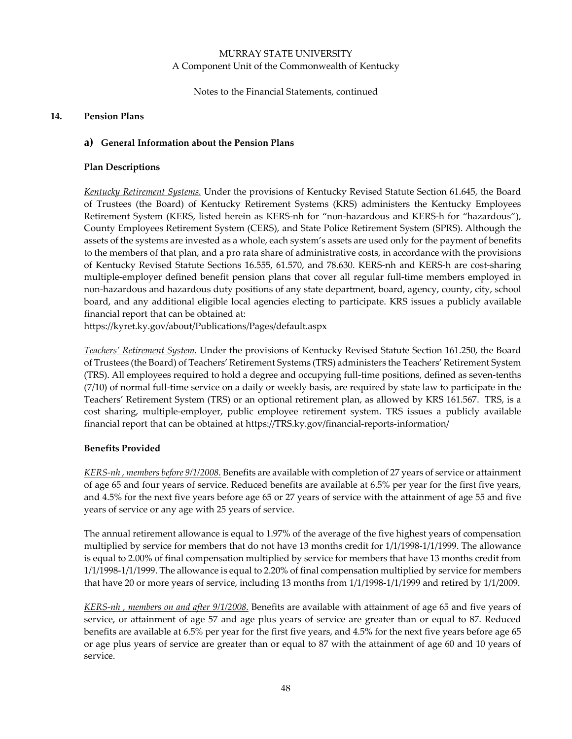## 14. Pension Plans

### a) General Information about the Pension Plans

**Plan Descriptions**

*Kentucky Retirement Systems.* Under the provisions of Kentucky Revised Statute Section 61.645, the Board of Trustees (the Board) of Kentucky Retirement Systems (KRS) administers the Kentucky Employees Retirement System (KERS, listed herein as KERS-nh for "non-hazardous and KERS-h for "hazardous"), County Employees Retirement System (CERS), and State Police Retirement System (SPRS). Although the assets of the systems are invested as a whole, each system's assets are used only for the payment of benefits to the members of that plan, and a pro rata share of administrative costs, in accordance with the provisions of Kentucky Revised Statute Sections 16.555, 61.570, and 78.630. KERS-nh and KERS-h are cost-sharing multiple-employer defined benefit pension plans that cover all regular full-time members employed in non-hazardous and hazardous duty positions of any state department, board, agency, county, city, school board, and any additional eligible local agencies electing to participate. KRS issues a publicly available financial report that can be obtained at:
https://kyret.ky.gov/about/Publications/Pages/default.aspx

*Teachers' Retirement System.* Under the provisions of Kentucky Revised Statute Section 161.250, the Board of Trustees (the Board) of Teachers' Retirement Systems (TRS) administers the Teachers' Retirement System (TRS). All employees required to hold a degree and occupying full-time positions, defined as seven-tenths (7/10) of normal full-time service on a daily or weekly basis, are required by state law to participate in the Teachers' Retirement System (TRS) or an optional retirement plan, as allowed by KRS 161.567. TRS, is a cost sharing, multiple-employer, public employee retirement system. TRS issues a publicly available financial report that can be obtained at https://TRS.ky.gov/financial-reports-information/

**Benefits Provided**

*KERS-nh , members before 9/1/2008.* Benefits are available with completion of 27 years of service or attainment of age 65 and four years of service. Reduced benefits are available at 6.5% per year for the first five years, and 4.5% for the next five years before age 65 or 27 years of service with the attainment of age 55 and five years of service or any age with 25 years of service.

The annual retirement allowance is equal to 1.97% of the average of the five highest years of compensation multiplied by service for members that do not have 13 months credit for 1/1/1998-1/1/1999. The allowance is equal to 2.00% of final compensation multiplied by service for members that have 13 months credit from 1/1/1998-1/1/1999. The allowance is equal to 2.20% of final compensation multiplied by service for members that have 20 or more years of service, including 13 months from 1/1/1998-1/1/1999 and retired by 1/1/2009.

*KERS-nh , members on and after 9/1/2008.* Benefits are available with attainment of age 65 and five years of service, or attainment of age 57 and age plus years of service are greater than or equal to 87. Reduced benefits are available at 6.5% per year for the first five years, and 4.5% for the next five years before age 65 or age plus years of service are greater than or equal to 87 with the attainment of age 60 and 10 years of service.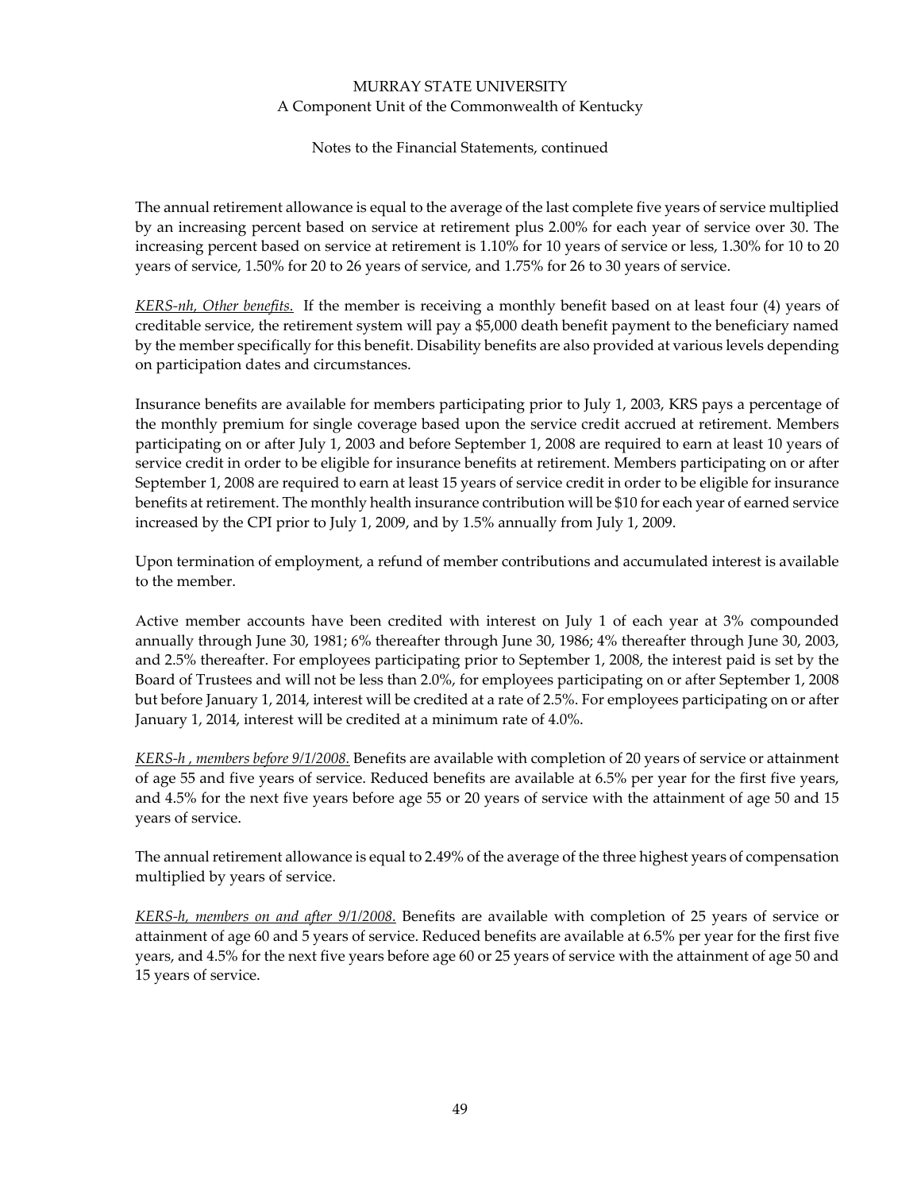The annual retirement allowance is equal to the average of the last complete five years of service multiplied by an increasing percent based on service at retirement plus 2.00% for each year of service over 30. The increasing percent based on service at retirement is 1.10% for 10 years of service or less, 1.30% for 10 to 20 years of service, 1.50% for 20 to 26 years of service, and 1.75% for 26 to 30 years of service.

_KERS-nh, Other benefits._ If the member is receiving a monthly benefit based on at least four (4) years of creditable service, the retirement system will pay a $5,000 death benefit payment to the beneficiary named by the member specifically for this benefit. Disability benefits are also provided at various levels depending on participation dates and circumstances.

Insurance benefits are available for members participating prior to July 1, 2003, KRS pays a percentage of the monthly premium for single coverage based upon the service credit accrued at retirement. Members participating on or after July 1, 2003 and before September 1, 2008 are required to earn at least 10 years of service credit in order to be eligible for insurance benefits at retirement. Members participating on or after September 1, 2008 are required to earn at least 15 years of service credit in order to be eligible for insurance benefits at retirement. The monthly health insurance contribution will be $10 for each year of earned service increased by the CPI prior to July 1, 2009, and by 1.5% annually from July 1, 2009.

Upon termination of employment, a refund of member contributions and accumulated interest is available to the member.

Active member accounts have been credited with interest on July 1 of each year at 3% compounded annually through June 30, 1981; 6% thereafter through June 30, 1986; 4% thereafter through June 30, 2003, and 2.5% thereafter. For employees participating prior to September 1, 2008, the interest paid is set by the Board of Trustees and will not be less than 2.0%, for employees participating on or after September 1, 2008 but before January 1, 2014, interest will be credited at a rate of 2.5%. For employees participating on or after January 1, 2014, interest will be credited at a minimum rate of 4.0%.

_KERS-h , members before 9/1/2008._ Benefits are available with completion of 20 years of service or attainment of age 55 and five years of service. Reduced benefits are available at 6.5% per year for the first five years, and 4.5% for the next five years before age 55 or 20 years of service with the attainment of age 50 and 15 years of service.

The annual retirement allowance is equal to 2.49% of the average of the three highest years of compensation multiplied by years of service.

_KERS-h, members on and after 9/1/2008._ Benefits are available with completion of 25 years of service or attainment of age 60 and 5 years of service. Reduced benefits are available at 6.5% per year for the first five years, and 4.5% for the next five years before age 60 or 25 years of service with the attainment of age 50 and 15 years of service.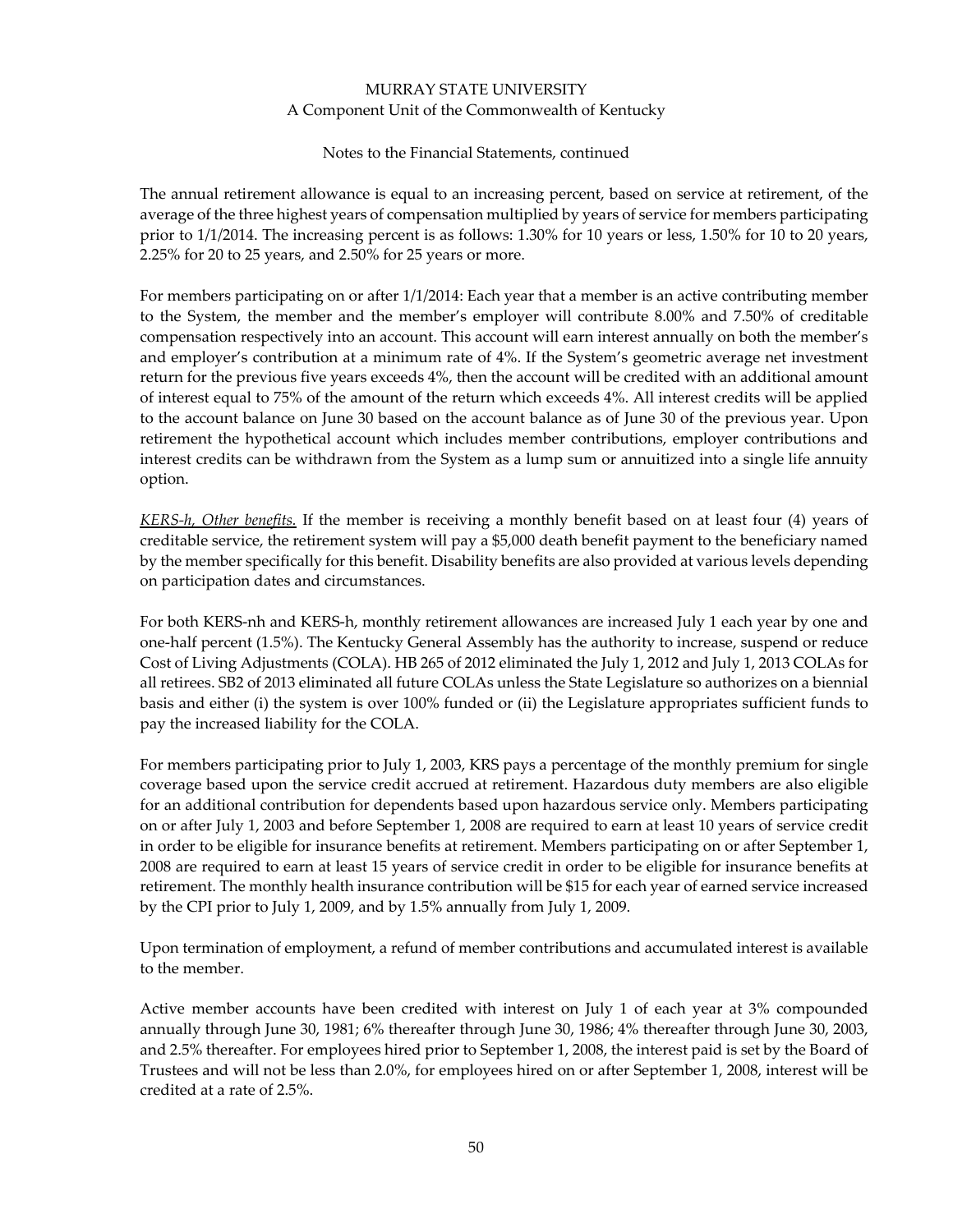The annual retirement allowance is equal to an increasing percent, based on service at retirement, of the average of the three highest years of compensation multiplied by years of service for members participating prior to 1/1/2014. The increasing percent is as follows: 1.30% for 10 years or less, 1.50% for 10 to 20 years, 2.25% for 20 to 25 years, and 2.50% for 25 years or more.

For members participating on or after 1/1/2014: Each year that a member is an active contributing member to the System, the member and the member's employer will contribute 8.00% and 7.50% of creditable compensation respectively into an account. This account will earn interest annually on both the member's and employer's contribution at a minimum rate of 4%. If the System's geometric average net investment return for the previous five years exceeds 4%, then the account will be credited with an additional amount of interest equal to 75% of the amount of the return which exceeds 4%. All interest credits will be applied to the account balance on June 30 based on the account balance as of June 30 of the previous year. Upon retirement the hypothetical account which includes member contributions, employer contributions and interest credits can be withdrawn from the System as a lump sum or annuitized into a single life annuity option.

*KERS-h, Other benefits.* If the member is receiving a monthly benefit based on at least four (4) years of creditable service, the retirement system will pay a $5,000 death benefit payment to the beneficiary named by the member specifically for this benefit. Disability benefits are also provided at various levels depending on participation dates and circumstances.

For both KERS-nh and KERS-h, monthly retirement allowances are increased July 1 each year by one and one-half percent (1.5%). The Kentucky General Assembly has the authority to increase, suspend or reduce Cost of Living Adjustments (COLA). HB 265 of 2012 eliminated the July 1, 2012 and July 1, 2013 COLAs for all retirees. SB2 of 2013 eliminated all future COLAs unless the State Legislature so authorizes on a biennial basis and either (i) the system is over 100% funded or (ii) the Legislature appropriates sufficient funds to pay the increased liability for the COLA.

For members participating prior to July 1, 2003, KRS pays a percentage of the monthly premium for single coverage based upon the service credit accrued at retirement. Hazardous duty members are also eligible for an additional contribution for dependents based upon hazardous service only. Members participating on or after July 1, 2003 and before September 1, 2008 are required to earn at least 10 years of service credit in order to be eligible for insurance benefits at retirement. Members participating on or after September 1, 2008 are required to earn at least 15 years of service credit in order to be eligible for insurance benefits at retirement. The monthly health insurance contribution will be $15 for each year of earned service increased by the CPI prior to July 1, 2009, and by 1.5% annually from July 1, 2009.

Upon termination of employment, a refund of member contributions and accumulated interest is available to the member.

Active member accounts have been credited with interest on July 1 of each year at 3% compounded annually through June 30, 1981; 6% thereafter through June 30, 1986; 4% thereafter through June 30, 2003, and 2.5% thereafter. For employees hired prior to September 1, 2008, the interest paid is set by the Board of Trustees and will not be less than 2.0%, for employees hired on or after September 1, 2008, interest will be credited at a rate of 2.5%.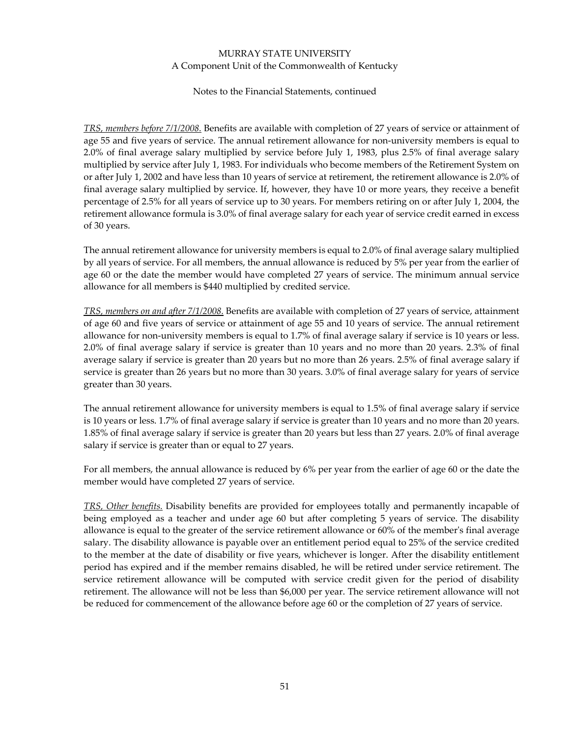*TRS, members before 7/1/2008.* Benefits are available with completion of 27 years of service or attainment of age 55 and five years of service. The annual retirement allowance for non-university members is equal to 2.0% of final average salary multiplied by service before July 1, 1983, plus 2.5% of final average salary multiplied by service after July 1, 1983. For individuals who become members of the Retirement System on or after July 1, 2002 and have less than 10 years of service at retirement, the retirement allowance is 2.0% of final average salary multiplied by service. If, however, they have 10 or more years, they receive a benefit percentage of 2.5% for all years of service up to 30 years. For members retiring on or after July 1, 2004, the retirement allowance formula is 3.0% of final average salary for each year of service credit earned in excess of 30 years.

The annual retirement allowance for university members is equal to 2.0% of final average salary multiplied by all years of service. For all members, the annual allowance is reduced by 5% per year from the earlier of age 60 or the date the member would have completed 27 years of service. The minimum annual service allowance for all members is $440 multiplied by credited service.

*TRS, members on and after 7/1/2008.* Benefits are available with completion of 27 years of service, attainment of age 60 and five years of service or attainment of age 55 and 10 years of service. The annual retirement allowance for non-university members is equal to 1.7% of final average salary if service is 10 years or less. 2.0% of final average salary if service is greater than 10 years and no more than 20 years. 2.3% of final average salary if service is greater than 20 years but no more than 26 years. 2.5% of final average salary if service is greater than 26 years but no more than 30 years. 3.0% of final average salary for years of service greater than 30 years.

The annual retirement allowance for university members is equal to 1.5% of final average salary if service is 10 years or less. 1.7% of final average salary if service is greater than 10 years and no more than 20 years. 1.85% of final average salary if service is greater than 20 years but less than 27 years. 2.0% of final average salary if service is greater than or equal to 27 years.

For all members, the annual allowance is reduced by 6% per year from the earlier of age 60 or the date the member would have completed 27 years of service.

*TRS, Other benefits.* Disability benefits are provided for employees totally and permanently incapable of being employed as a teacher and under age 60 but after completing 5 years of service. The disability allowance is equal to the greater of the service retirement allowance or 60% of the member's final average salary. The disability allowance is payable over an entitlement period equal to 25% of the service credited to the member at the date of disability or five years, whichever is longer. After the disability entitlement period has expired and if the member remains disabled, he will be retired under service retirement. The service retirement allowance will be computed with service credit given for the period of disability retirement. The allowance will not be less than $6,000 per year. The service retirement allowance will not be reduced for commencement of the allowance before age 60 or the completion of 27 years of service.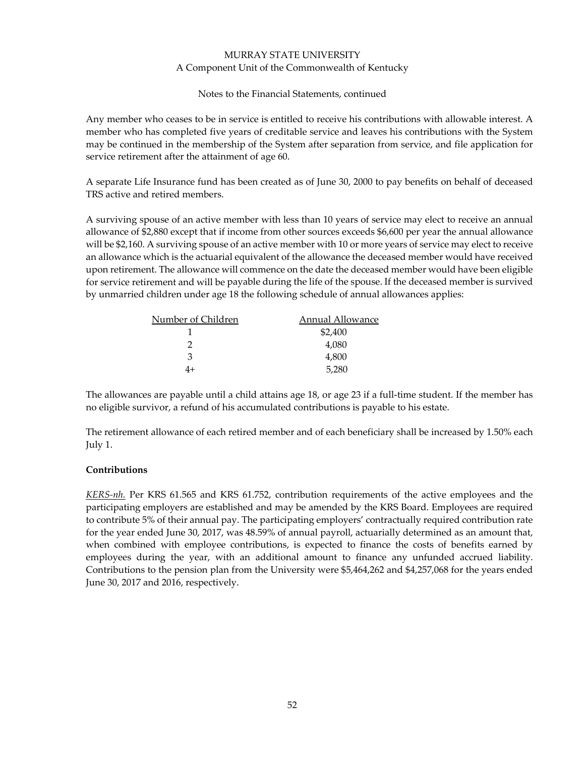Any member who ceases to be in service is entitled to receive his contributions with allowable interest. A member who has completed five years of creditable service and leaves his contributions with the System may be continued in the membership of the System after separation from service, and file application for service retirement after the attainment of age 60.

A separate Life Insurance fund has been created as of June 30, 2000 to pay benefits on behalf of deceased TRS active and retired members.

A surviving spouse of an active member with less than 10 years of service may elect to receive an annual allowance of $2,880 except that if income from other sources exceeds $6,600 per year the annual allowance will be $2,160. A surviving spouse of an active member with 10 or more years of service may elect to receive an allowance which is the actuarial equivalent of the allowance the deceased member would have received upon retirement. The allowance will commence on the date the deceased member would have been eligible for service retirement and will be payable during the life of the spouse. If the deceased member is survived by unmarried children under age 18 the following schedule of annual allowances applies:

| Number of Children | Annual Allowance |
|---|---|
| 1 | $2,400 |
| 2 | 4,080 |
| 3 | 4,800 |
| 4+ | 5,280 |

The allowances are payable until a child attains age 18, or age 23 if a full-time student. If the member has no eligible survivor, a refund of his accumulated contributions is payable to his estate.

The retirement allowance of each retired member and of each beneficiary shall be increased by 1.50% each July 1.

**Contributions**

*KERS-nh.* Per KRS 61.565 and KRS 61.752, contribution requirements of the active employees and the participating employers are established and may be amended by the KRS Board. Employees are required to contribute 5% of their annual pay. The participating employers' contractually required contribution rate for the year ended June 30, 2017, was 48.59% of annual payroll, actuarially determined as an amount that, when combined with employee contributions, is expected to finance the costs of benefits earned by employees during the year, with an additional amount to finance any unfunded accrued liability. Contributions to the pension plan from the University were $5,464,262 and $4,257,068 for the years ended June 30, 2017 and 2016, respectively.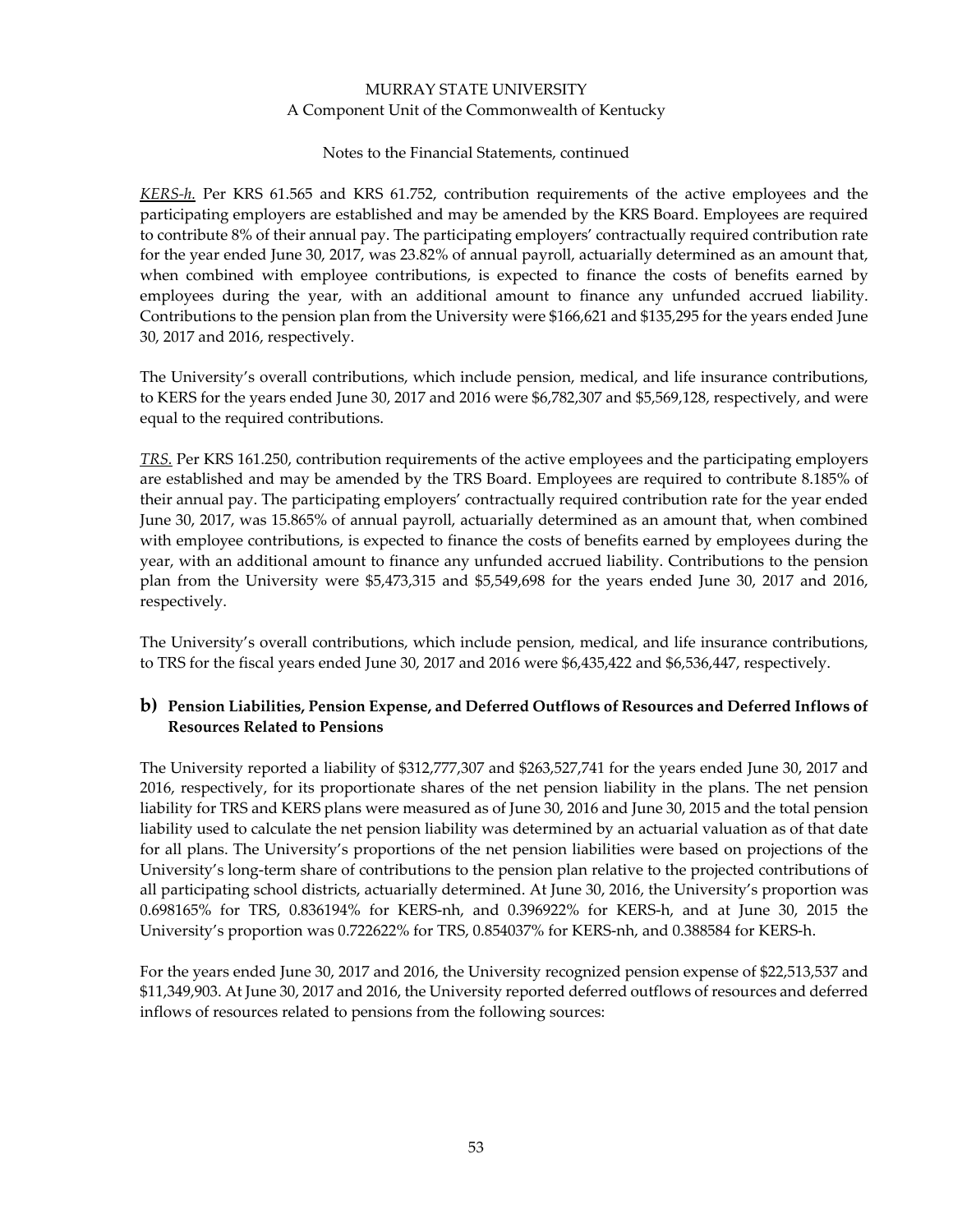*KERS-h.* Per KRS 61.565 and KRS 61.752, contribution requirements of the active employees and the participating employers are established and may be amended by the KRS Board. Employees are required to contribute 8% of their annual pay. The participating employers' contractually required contribution rate for the year ended June 30, 2017, was 23.82% of annual payroll, actuarially determined as an amount that, when combined with employee contributions, is expected to finance the costs of benefits earned by employees during the year, with an additional amount to finance any unfunded accrued liability. Contributions to the pension plan from the University were $166,621 and $135,295 for the years ended June 30, 2017 and 2016, respectively.

The University's overall contributions, which include pension, medical, and life insurance contributions, to KERS for the years ended June 30, 2017 and 2016 were $6,782,307 and $5,569,128, respectively, and were equal to the required contributions.

*TRS.* Per KRS 161.250, contribution requirements of the active employees and the participating employers are established and may be amended by the TRS Board. Employees are required to contribute 8.185% of their annual pay. The participating employers' contractually required contribution rate for the year ended June 30, 2017, was 15.865% of annual payroll, actuarially determined as an amount that, when combined with employee contributions, is expected to finance the costs of benefits earned by employees during the year, with an additional amount to finance any unfunded accrued liability. Contributions to the pension plan from the University were $5,473,315 and $5,549,698 for the years ended June 30, 2017 and 2016, respectively.

The University's overall contributions, which include pension, medical, and life insurance contributions, to TRS for the fiscal years ended June 30, 2017 and 2016 were $6,435,422 and $6,536,447, respectively.

## b) Pension Liabilities, Pension Expense, and Deferred Outflows of Resources and Deferred Inflows of Resources Related to Pensions

The University reported a liability of $312,777,307 and $263,527,741 for the years ended June 30, 2017 and 2016, respectively, for its proportionate shares of the net pension liability in the plans. The net pension liability for TRS and KERS plans were measured as of June 30, 2016 and June 30, 2015 and the total pension liability used to calculate the net pension liability was determined by an actuarial valuation as of that date for all plans. The University's proportions of the net pension liabilities were based on projections of the University's long-term share of contributions to the pension plan relative to the projected contributions of all participating school districts, actuarially determined. At June 30, 2016, the University's proportion was 0.698165% for TRS, 0.836194% for KERS-nh, and 0.396922% for KERS-h, and at June 30, 2015 the University's proportion was 0.722622% for TRS, 0.854037% for KERS-nh, and 0.388584 for KERS-h.

For the years ended June 30, 2017 and 2016, the University recognized pension expense of $22,513,537 and $11,349,903. At June 30, 2017 and 2016, the University reported deferred outflows of resources and deferred inflows of resources related to pensions from the following sources: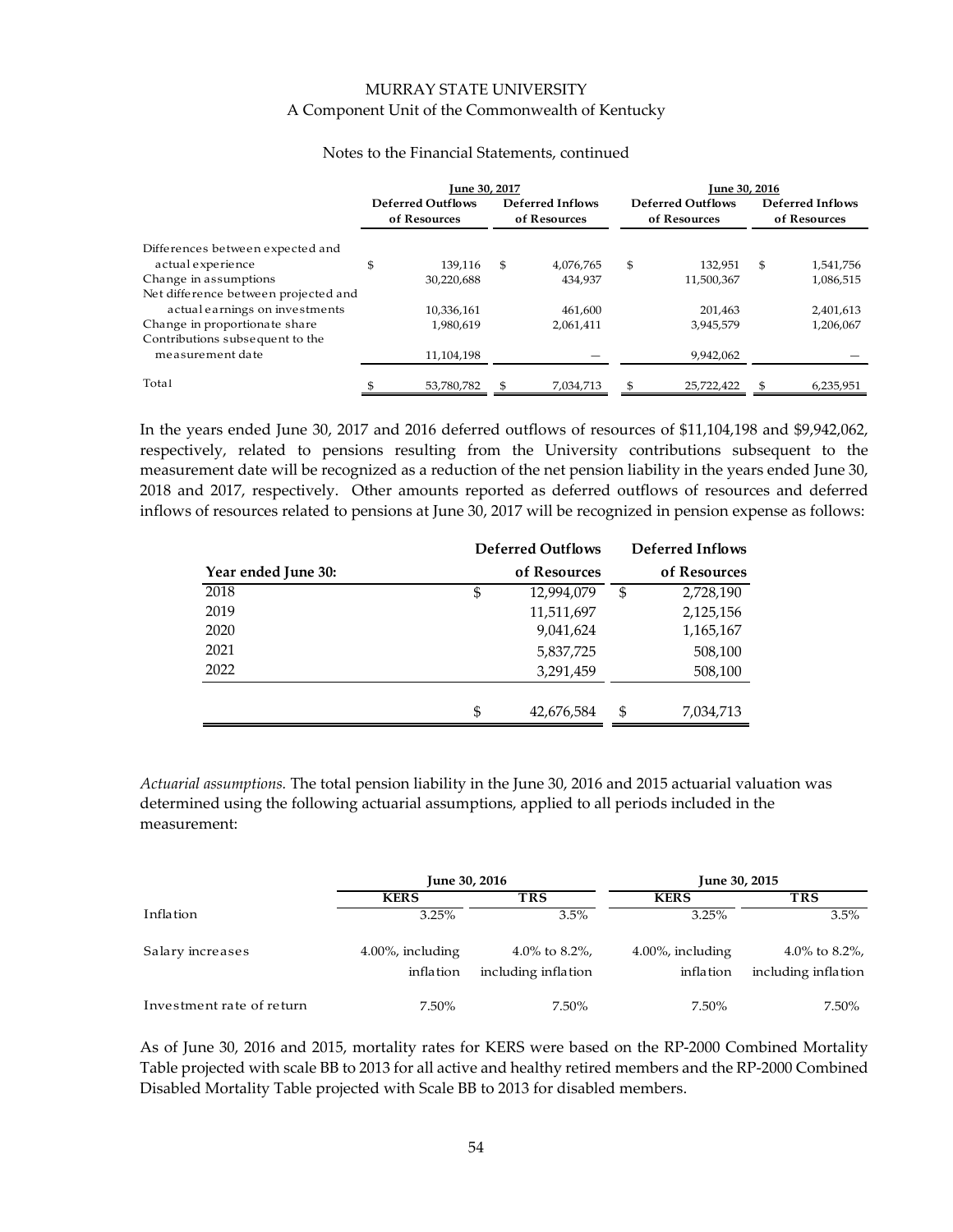MURRAY STATE UNIVERSITY
A Component Unit of the Commonwealth of Kentucky

Notes to the Financial Statements, continued

| | June 30, 2017 | | June 30, 2016 | |
|---|---|---|---|---|
| | Deferred Outflows of Resources | Deferred Inflows of Resources | Deferred Outflows of Resources | Deferred Inflows of Resources |
| Differences between expected and actual experience | $ 139,116 | $ 4,076,765 | $ 132,951 | $ 1,541,756 |
| Change in assumptions | 30,220,688 | 434,937 | 11,500,367 | 1,086,515 |
| Net difference between projected and actual earnings on investments | 10,336,161 | 461,600 | 201,463 | 2,401,613 |
| Change in proportionate share | 1,980,619 | 2,061,411 | 3,945,579 | 1,206,067 |
| Contributions subsequent to the measurement date | 11,104,198 | — | 9,942,062 | — |
| Total | $ 53,780,782 | $ 7,034,713 | $ 25,722,422 | $ 6,235,951 |

In the years ended June 30, 2017 and 2016 deferred outflows of resources of $11,104,198 and $9,942,062, respectively, related to pensions resulting from the University contributions subsequent to the measurement date will be recognized as a reduction of the net pension liability in the years ended June 30, 2018 and 2017, respectively. Other amounts reported as deferred outflows of resources and deferred inflows of resources related to pensions at June 30, 2017 will be recognized in pension expense as follows:

| Year ended June 30: | Deferred Outflows of Resources | Deferred Inflows of Resources |
|---|---|---|
| 2018 | $ 12,994,079 | $ 2,728,190 |
| 2019 | 11,511,697 | 2,125,156 |
| 2020 | 9,041,624 | 1,165,167 |
| 2021 | 5,837,725 | 508,100 |
| 2022 | 3,291,459 | 508,100 |
| | $ 42,676,584 | $ 7,034,713 |

*Actuarial assumptions.* The total pension liability in the June 30, 2016 and 2015 actuarial valuation was determined using the following actuarial assumptions, applied to all periods included in the measurement:

| | June 30, 2016 | | June 30, 2015 | |
|---|---|---|---|---|
| | KERS | TRS | KERS | TRS |
| Inflation | 3.25% | 3.5% | 3.25% | 3.5% |
| Salary increases | 4.00%, including inflation | 4.0% to 8.2%, including inflation | 4.00%, including inflation | 4.0% to 8.2%, including inflation |
| Investment rate of return | 7.50% | 7.50% | 7.50% | 7.50% |

As of June 30, 2016 and 2015, mortality rates for KERS were based on the RP-2000 Combined Mortality Table projected with scale BB to 2013 for all active and healthy retired members and the RP-2000 Combined Disabled Mortality Table projected with Scale BB to 2013 for disabled members.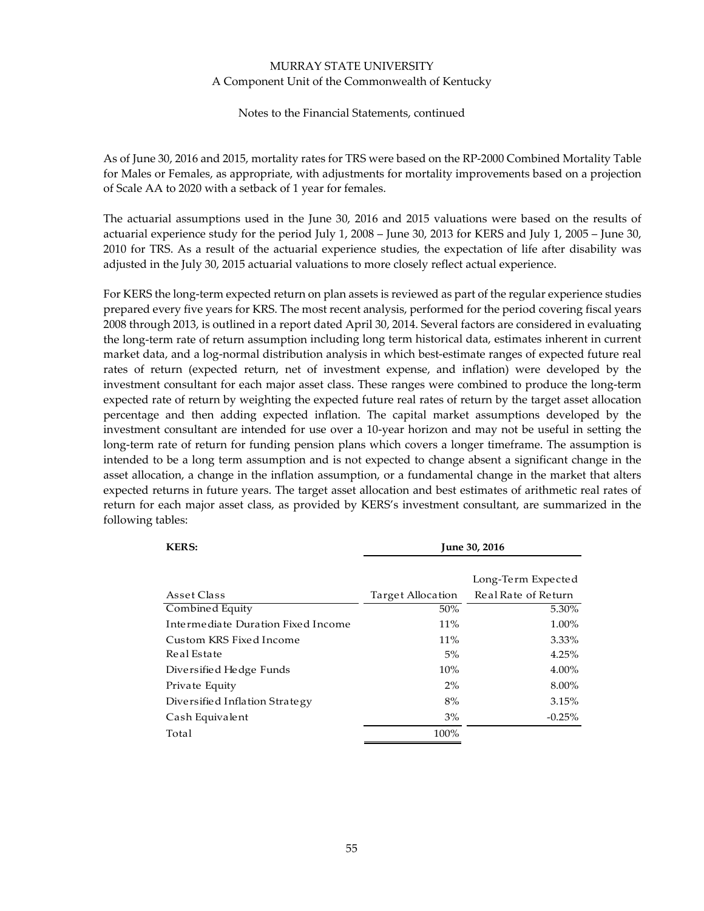As of June 30, 2016 and 2015, mortality rates for TRS were based on the RP-2000 Combined Mortality Table for Males or Females, as appropriate, with adjustments for mortality improvements based on a projection of Scale AA to 2020 with a setback of 1 year for females.

The actuarial assumptions used in the June 30, 2016 and 2015 valuations were based on the results of actuarial experience study for the period July 1, 2008 – June 30, 2013 for KERS and July 1, 2005 – June 30, 2010 for TRS. As a result of the actuarial experience studies, the expectation of life after disability was adjusted in the July 30, 2015 actuarial valuations to more closely reflect actual experience.

For KERS the long-term expected return on plan assets is reviewed as part of the regular experience studies prepared every five years for KRS. The most recent analysis, performed for the period covering fiscal years 2008 through 2013, is outlined in a report dated April 30, 2014. Several factors are considered in evaluating the long-term rate of return assumption including long term historical data, estimates inherent in current market data, and a log-normal distribution analysis in which best-estimate ranges of expected future real rates of return (expected return, net of investment expense, and inflation) were developed by the investment consultant for each major asset class. These ranges were combined to produce the long-term expected rate of return by weighting the expected future real rates of return by the target asset allocation percentage and then adding expected inflation. The capital market assumptions developed by the investment consultant are intended for use over a 10-year horizon and may not be useful in setting the long-term rate of return for funding pension plans which covers a longer timeframe. The assumption is intended to be a long term assumption and is not expected to change absent a significant change in the asset allocation, a change in the inflation assumption, or a fundamental change in the market that alters expected returns in future years. The target asset allocation and best estimates of arithmetic real rates of return for each major asset class, as provided by KERS's investment consultant, are summarized in the following tables:

| **KERS:** | **June 30, 2016** | |
|---|---|---|
| Asset Class | Target Allocation | Long-Term Expected Real Rate of Return |
| Combined Equity | 50% | 5.30% |
| Intermediate Duration Fixed Income | 11% | 1.00% |
| Custom KRS Fixed Income | 11% | 3.33% |
| Real Estate | 5% | 4.25% |
| Diversified Hedge Funds | 10% | 4.00% |
| Private Equity | 2% | 8.00% |
| Diversified Inflation Strategy | 8% | 3.15% |
| Cash Equivalent | 3% | -0.25% |
| Total | 100% | |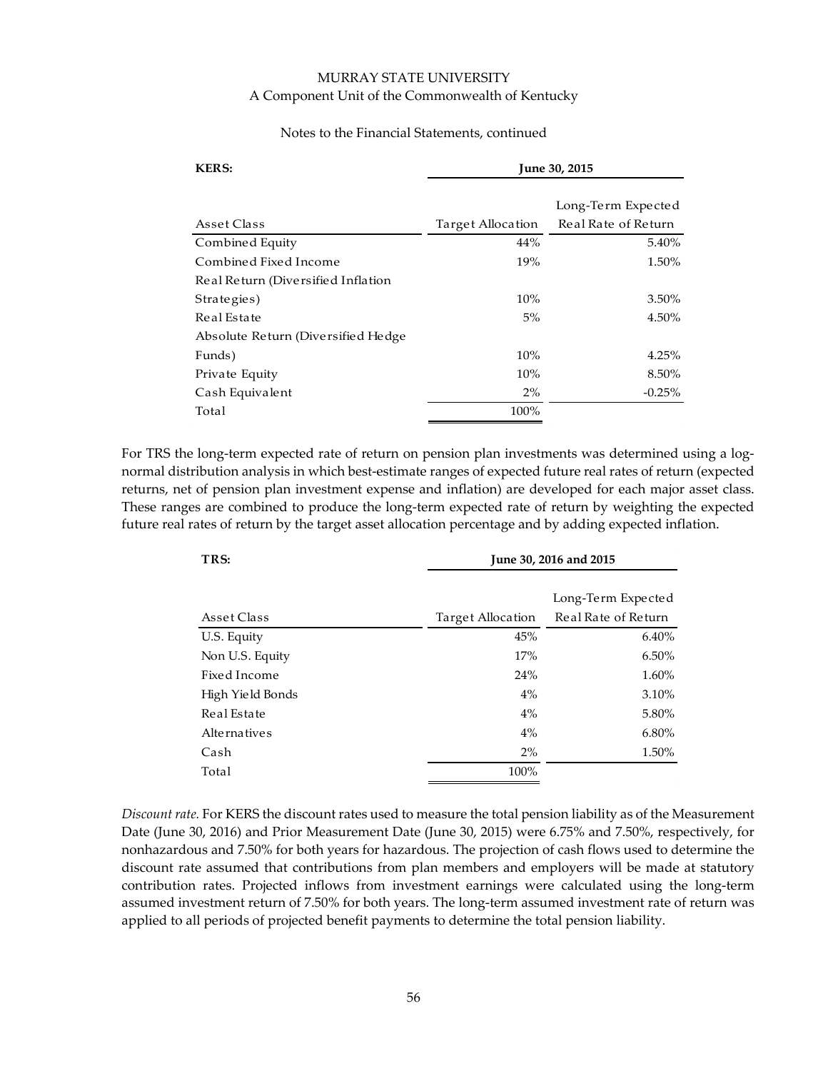**KERS:**

| Asset Class | June 30, 2015 | |
|---|---|---|
| | Target Allocation | Long-Term Expected Real Rate of Return |
| Combined Equity | 44% | 5.40% |
| Combined Fixed Income | 19% | 1.50% |
| Real Return (Diversified Inflation Strategies) | 10% | 3.50% |
| Real Estate | 5% | 4.50% |
| Absolute Return (Diversified Hedge Funds) | 10% | 4.25% |
| Private Equity | 10% | 8.50% |
| Cash Equivalent | 2% | -0.25% |
| Total | 100% | |

For TRS the long-term expected rate of return on pension plan investments was determined using a log-normal distribution analysis in which best-estimate ranges of expected future real rates of return (expected returns, net of pension plan investment expense and inflation) are developed for each major asset class. These ranges are combined to produce the long-term expected rate of return by weighting the expected future real rates of return by the target asset allocation percentage and by adding expected inflation.

**TRS:**

| Asset Class | June 30, 2016 and 2015 | |
|---|---|---|
| | Target Allocation | Long-Term Expected Real Rate of Return |
| U.S. Equity | 45% | 6.40% |
| Non U.S. Equity | 17% | 6.50% |
| Fixed Income | 24% | 1.60% |
| High Yield Bonds | 4% | 3.10% |
| Real Estate | 4% | 5.80% |
| Alternatives | 4% | 6.80% |
| Cash | 2% | 1.50% |
| Total | 100% | |

*Discount rate.* For KERS the discount rates used to measure the total pension liability as of the Measurement Date (June 30, 2016) and Prior Measurement Date (June 30, 2015) were 6.75% and 7.50%, respectively, for nonhazardous and 7.50% for both years for hazardous. The projection of cash flows used to determine the discount rate assumed that contributions from plan members and employers will be made at statutory contribution rates. Projected inflows from investment earnings were calculated using the long-term assumed investment return of 7.50% for both years. The long-term assumed investment rate of return was applied to all periods of projected benefit payments to determine the total pension liability.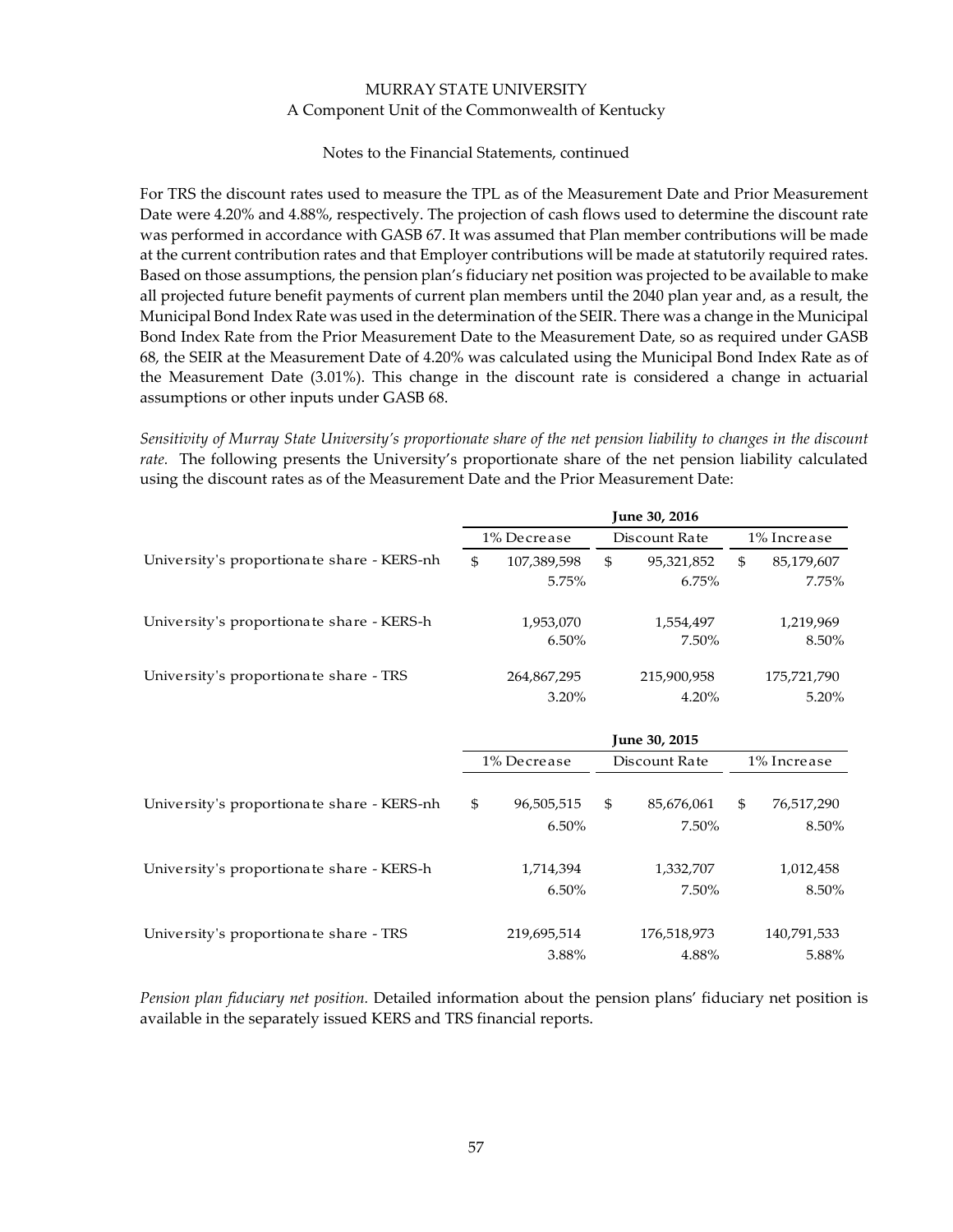MURRAY STATE UNIVERSITY
A Component Unit of the Commonwealth of Kentucky

Notes to the Financial Statements, continued

For TRS the discount rates used to measure the TPL as of the Measurement Date and Prior Measurement Date were 4.20% and 4.88%, respectively. The projection of cash flows used to determine the discount rate was performed in accordance with GASB 67. It was assumed that Plan member contributions will be made at the current contribution rates and that Employer contributions will be made at statutorily required rates. Based on those assumptions, the pension plan's fiduciary net position was projected to be available to make all projected future benefit payments of current plan members until the 2040 plan year and, as a result, the Municipal Bond Index Rate was used in the determination of the SEIR. There was a change in the Municipal Bond Index Rate from the Prior Measurement Date to the Measurement Date, so as required under GASB 68, the SEIR at the Measurement Date of 4.20% was calculated using the Municipal Bond Index Rate as of the Measurement Date (3.01%). This change in the discount rate is considered a change in actuarial assumptions or other inputs under GASB 68.

*Sensitivity of Murray State University's proportionate share of the net pension liability to changes in the discount rate.* The following presents the University's proportionate share of the net pension liability calculated using the discount rates as of the Measurement Date and the Prior Measurement Date:

| | **June 30, 2016** | | |
|---|---|---|---|
| | 1% Decrease | Discount Rate | 1% Increase |
| University's proportionate share - KERS-nh | $ 107,389,598 | $ 95,321,852 | $ 85,179,607 |
| | 5.75% | 6.75% | 7.75% |
| University's proportionate share - KERS-h | 1,953,070 | 1,554,497 | 1,219,969 |
| | 6.50% | 7.50% | 8.50% |
| University's proportionate share - TRS | 264,867,295 | 215,900,958 | 175,721,790 |
| | 3.20% | 4.20% | 5.20% |

| | **June 30, 2015** | | |
|---|---|---|---|
| | 1% Decrease | Discount Rate | 1% Increase |
| University's proportionate share - KERS-nh | $ 96,505,515 | $ 85,676,061 | $ 76,517,290 |
| | 6.50% | 7.50% | 8.50% |
| University's proportionate share - KERS-h | 1,714,394 | 1,332,707 | 1,012,458 |
| | 6.50% | 7.50% | 8.50% |
| University's proportionate share - TRS | 219,695,514 | 176,518,973 | 140,791,533 |
| | 3.88% | 4.88% | 5.88% |

*Pension plan fiduciary net position.* Detailed information about the pension plans' fiduciary net position is available in the separately issued KERS and TRS financial reports.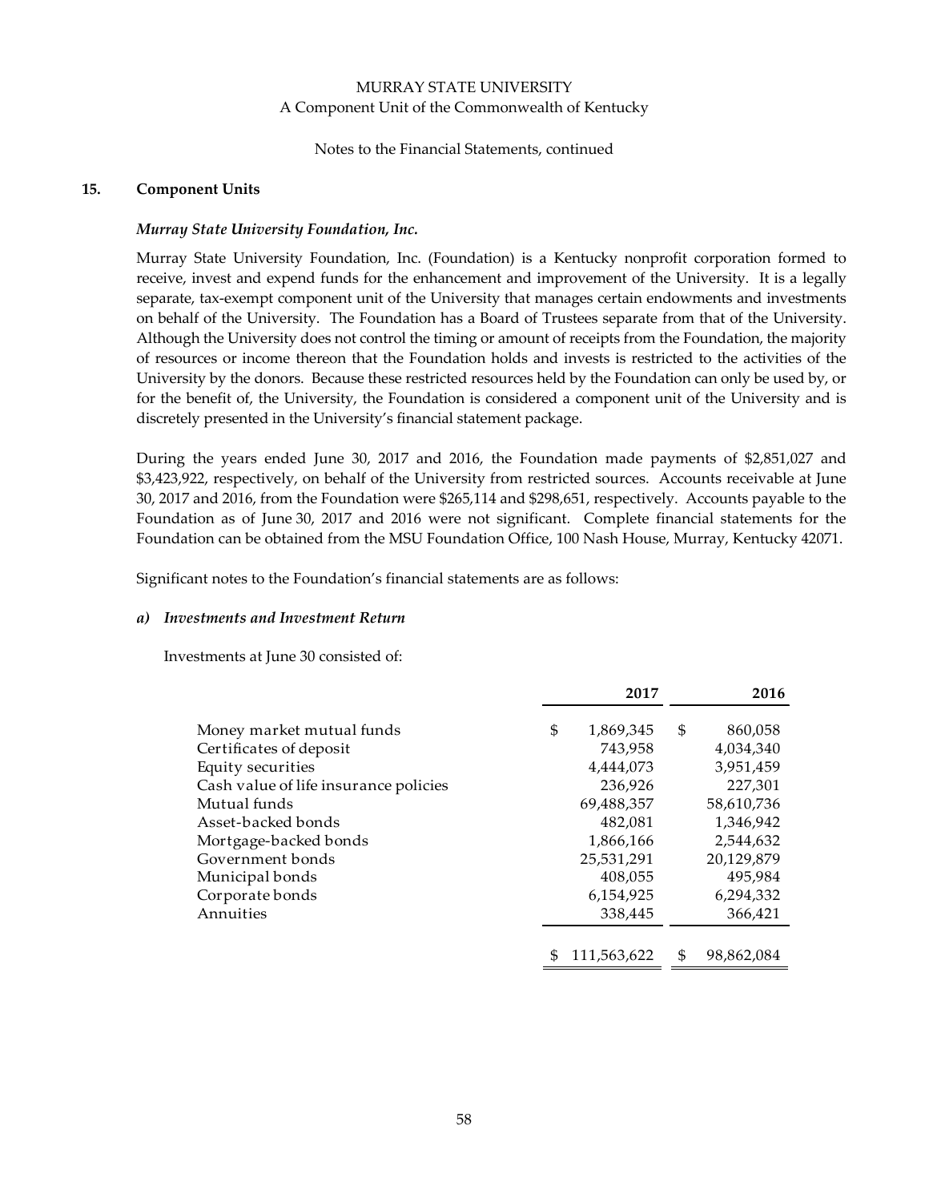# MURRAY STATE UNIVERSITY
A Component Unit of the Commonwealth of Kentucky

Notes to the Financial Statements, continued

## 15. Component Units

### *Murray State University Foundation, Inc.*

Murray State University Foundation, Inc. (Foundation) is a Kentucky nonprofit corporation formed to receive, invest and expend funds for the enhancement and improvement of the University. It is a legally separate, tax-exempt component unit of the University that manages certain endowments and investments on behalf of the University. The Foundation has a Board of Trustees separate from that of the University. Although the University does not control the timing or amount of receipts from the Foundation, the majority of resources or income thereon that the Foundation holds and invests is restricted to the activities of the University by the donors. Because these restricted resources held by the Foundation can only be used by, or for the benefit of, the University, the Foundation is considered a component unit of the University and is discretely presented in the University's financial statement package.

During the years ended June 30, 2017 and 2016, the Foundation made payments of $2,851,027 and $3,423,922, respectively, on behalf of the University from restricted sources. Accounts receivable at June 30, 2017 and 2016, from the Foundation were $265,114 and $298,651, respectively. Accounts payable to the Foundation as of June 30, 2017 and 2016 were not significant. Complete financial statements for the Foundation can be obtained from the MSU Foundation Office, 100 Nash House, Murray, Kentucky 42071.

Significant notes to the Foundation's financial statements are as follows:

#### *a) Investments and Investment Return*

Investments at June 30 consisted of:

| | 2017 | 2016 |
|---|---|---|
| Money market mutual funds | $ 1,869,345 | $ 860,058 |
| Certificates of deposit | 743,958 | 4,034,340 |
| Equity securities | 4,444,073 | 3,951,459 |
| Cash value of life insurance policies | 236,926 | 227,301 |
| Mutual funds | 69,488,357 | 58,610,736 |
| Asset-backed bonds | 482,081 | 1,346,942 |
| Mortgage-backed bonds | 1,866,166 | 2,544,632 |
| Government bonds | 25,531,291 | 20,129,879 |
| Municipal bonds | 408,055 | 495,984 |
| Corporate bonds | 6,154,925 | 6,294,332 |
| Annuities | 338,445 | 366,421 |
| | $ 111,563,622 | $ 98,862,084 |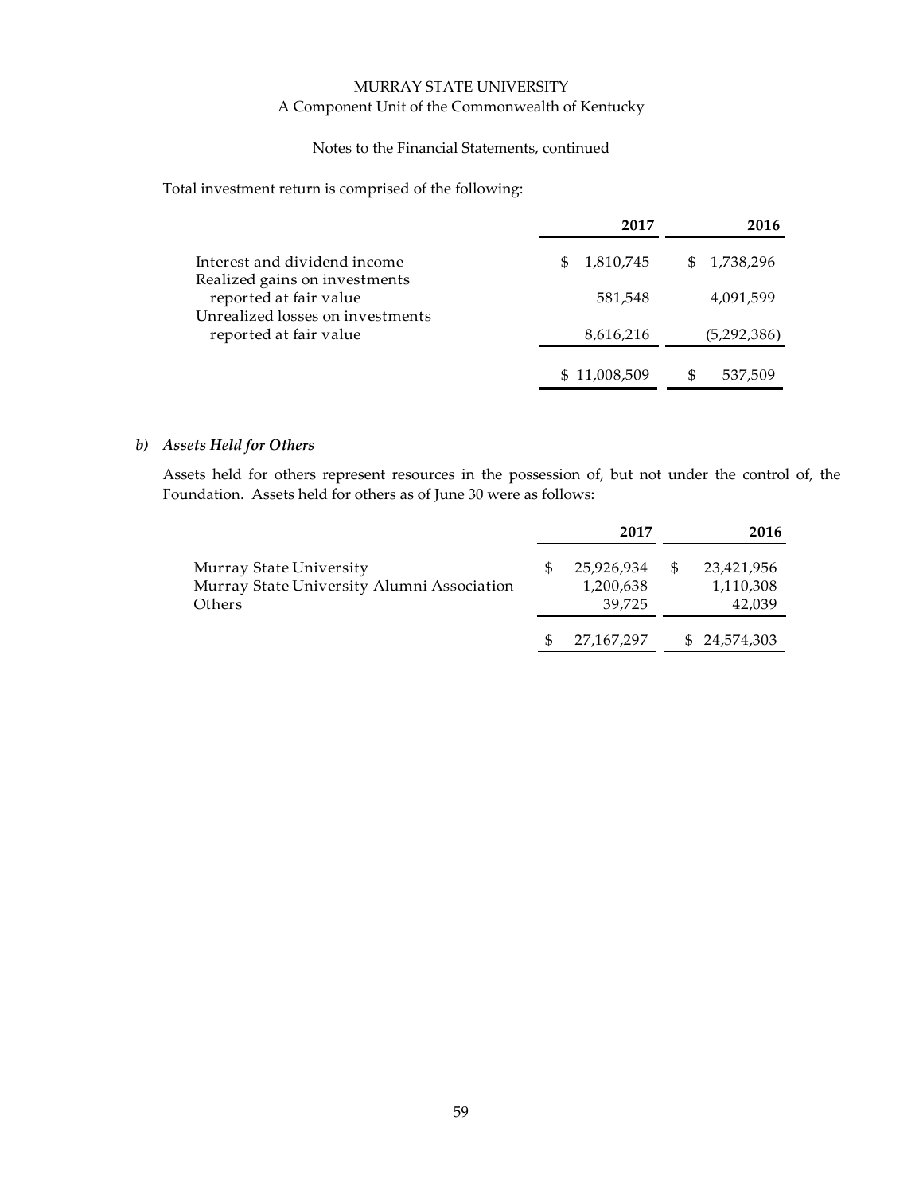Total investment return is comprised of the following:

| | 2017 | 2016 |
|---|---|---|
| Interest and dividend income | $ 1,810,745 | $ 1,738,296 |
| Realized gains on investments reported at fair value | 581,548 | 4,091,599 |
| Unrealized losses on investments reported at fair value | 8,616,216 | (5,292,386) |
| | $ 11,008,509 | $ 537,509 |

### *b) Assets Held for Others*

Assets held for others represent resources in the possession of, but not under the control of, the Foundation. Assets held for others as of June 30 were as follows:

| | 2017 | 2016 |
|---|---|---|
| Murray State University | $ 25,926,934 | $ 23,421,956 |
| Murray State University Alumni Association | 1,200,638 | 1,110,308 |
| Others | 39,725 | 42,039 |
| | $ 27,167,297 | $ 24,574,303 |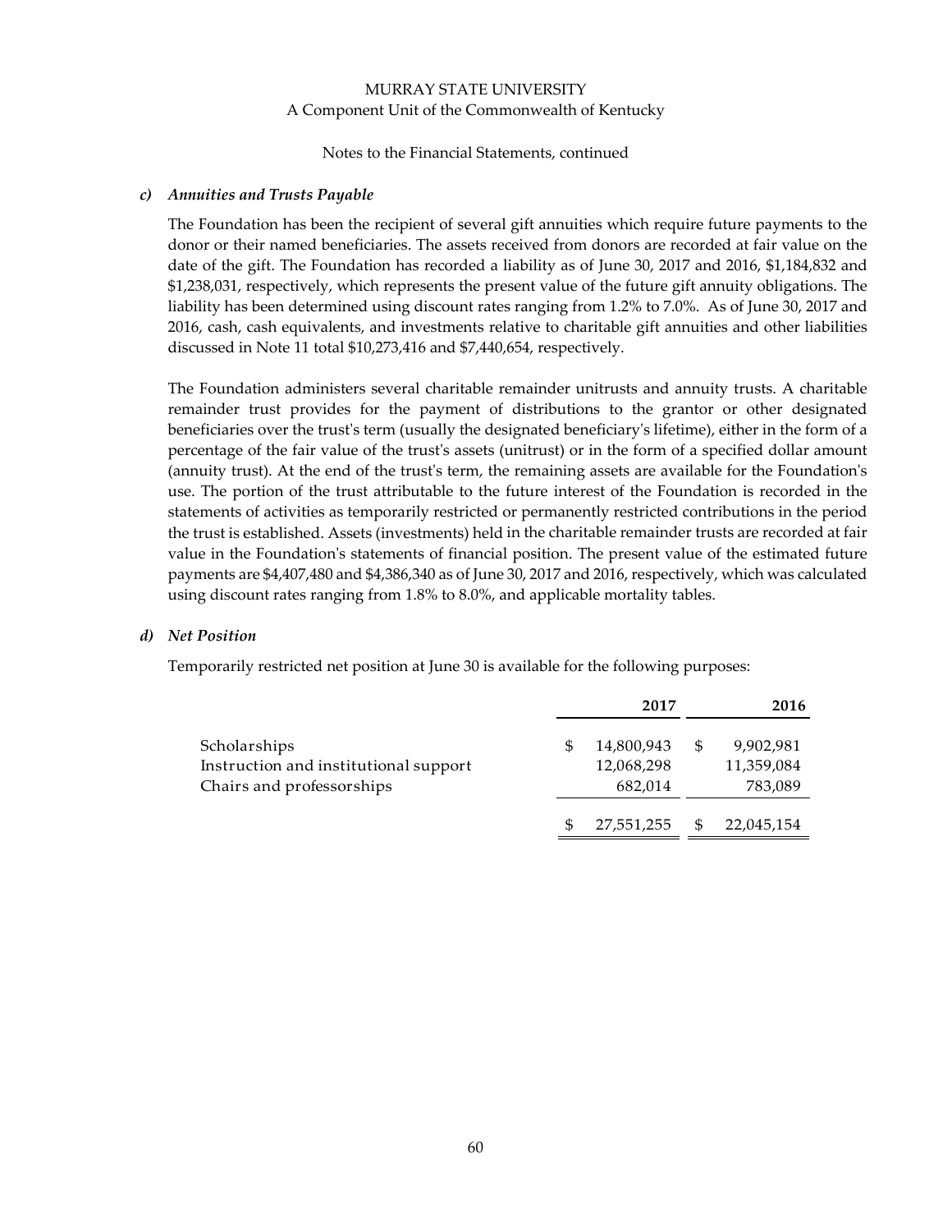MURRAY STATE UNIVERSITY
A Component Unit of the Commonwealth of Kentucky

Notes to the Financial Statements, continued

***c) Annuities and Trusts Payable***

The Foundation has been the recipient of several gift annuities which require future payments to the donor or their named beneficiaries. The assets received from donors are recorded at fair value on the date of the gift. The Foundation has recorded a liability as of June 30, 2017 and 2016, $1,184,832 and $1,238,031, respectively, which represents the present value of the future gift annuity obligations. The liability has been determined using discount rates ranging from 1.2% to 7.0%. As of June 30, 2017 and 2016, cash, cash equivalents, and investments relative to charitable gift annuities and other liabilities discussed in Note 11 total $10,273,416 and $7,440,654, respectively.

The Foundation administers several charitable remainder unitrusts and annuity trusts. A charitable remainder trust provides for the payment of distributions to the grantor or other designated beneficiaries over the trust's term (usually the designated beneficiary's lifetime), either in the form of a percentage of the fair value of the trust's assets (unitrust) or in the form of a specified dollar amount (annuity trust). At the end of the trust's term, the remaining assets are available for the Foundation's use. The portion of the trust attributable to the future interest of the Foundation is recorded in the statements of activities as temporarily restricted or permanently restricted contributions in the period the trust is established. Assets (investments) held in the charitable remainder trusts are recorded at fair value in the Foundation's statements of financial position. The present value of the estimated future payments are $4,407,480 and $4,386,340 as of June 30, 2017 and 2016, respectively, which was calculated using discount rates ranging from 1.8% to 8.0%, and applicable mortality tables.

***d) Net Position***

Temporarily restricted net position at June 30 is available for the following purposes:

| | 2017 | 2016 |
|---|---|---|
| Scholarships | $ 14,800,943 | $ 9,902,981 |
| Instruction and institutional support | 12,068,298 | 11,359,084 |
| Chairs and professorships | 682,014 | 783,089 |
| | $ 27,551,255 | $ 22,045,154 |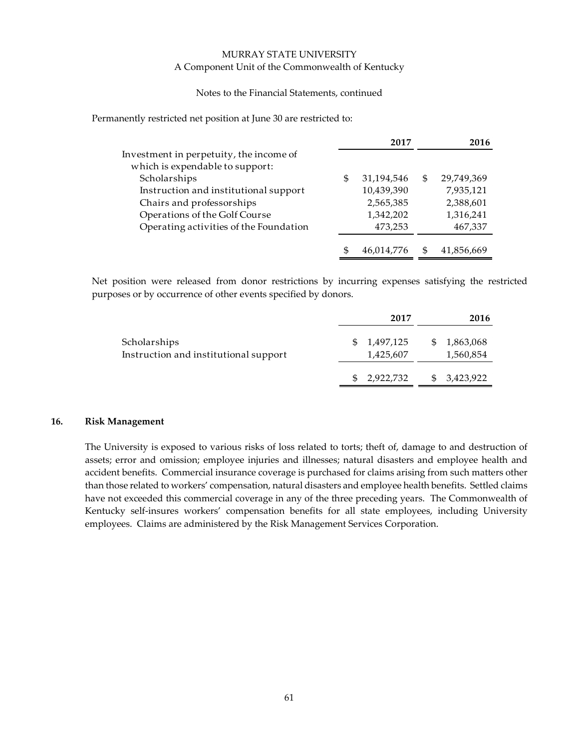Permanently restricted net position at June 30 are restricted to:

| | 2017 | 2016 |
|---|---|---|
| Investment in perpetuity, the income of which is expendable to support: | | |
| Scholarships | $ 31,194,546 | $ 29,749,369 |
| Instruction and institutional support | 10,439,390 | 7,935,121 |
| Chairs and professorships | 2,565,385 | 2,388,601 |
| Operations of the Golf Course | 1,342,202 | 1,316,241 |
| Operating activities of the Foundation | 473,253 | 467,337 |
| | $ 46,014,776 | $ 41,856,669 |

Net position were released from donor restrictions by incurring expenses satisfying the restricted purposes or by occurrence of other events specified by donors.

| | 2017 | 2016 |
|---|---|---|
| Scholarships | $ 1,497,125 | $ 1,863,068 |
| Instruction and institutional support | 1,425,607 | 1,560,854 |
| | $ 2,922,732 | $ 3,423,922 |

## 16. Risk Management

The University is exposed to various risks of loss related to torts; theft of, damage to and destruction of assets; error and omission; employee injuries and illnesses; natural disasters and employee health and accident benefits. Commercial insurance coverage is purchased for claims arising from such matters other than those related to workers' compensation, natural disasters and employee health benefits. Settled claims have not exceeded this commercial coverage in any of the three preceding years. The Commonwealth of Kentucky self-insures workers' compensation benefits for all state employees, including University employees. Claims are administered by the Risk Management Services Corporation.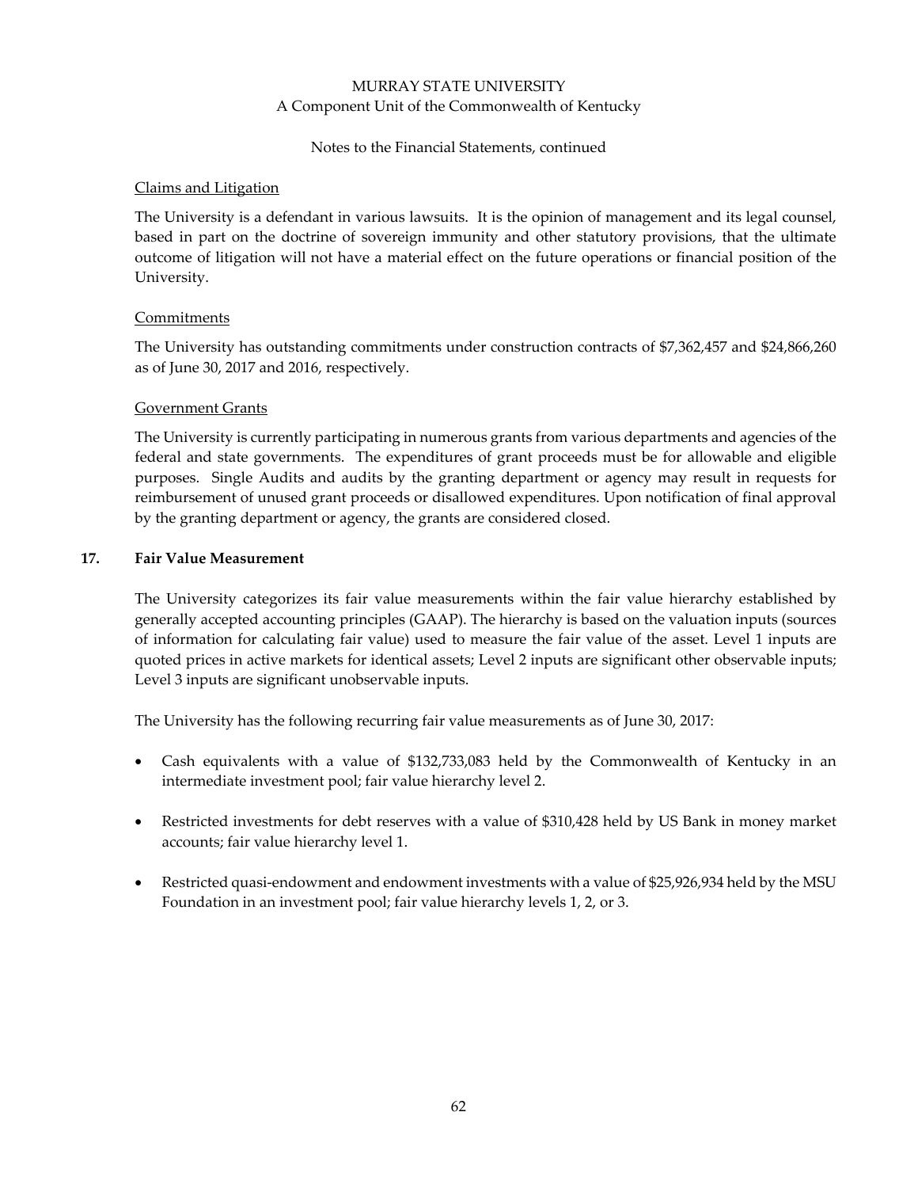Claims and Litigation

The University is a defendant in various lawsuits. It is the opinion of management and its legal counsel, based in part on the doctrine of sovereign immunity and other statutory provisions, that the ultimate outcome of litigation will not have a material effect on the future operations or financial position of the University.

Commitments

The University has outstanding commitments under construction contracts of $7,362,457 and $24,866,260 as of June 30, 2017 and 2016, respectively.

Government Grants

The University is currently participating in numerous grants from various departments and agencies of the federal and state governments. The expenditures of grant proceeds must be for allowable and eligible purposes. Single Audits and audits by the granting department or agency may result in requests for reimbursement of unused grant proceeds or disallowed expenditures. Upon notification of final approval by the granting department or agency, the grants are considered closed.

## 17. Fair Value Measurement

The University categorizes its fair value measurements within the fair value hierarchy established by generally accepted accounting principles (GAAP). The hierarchy is based on the valuation inputs (sources of information for calculating fair value) used to measure the fair value of the asset. Level 1 inputs are quoted prices in active markets for identical assets; Level 2 inputs are significant other observable inputs; Level 3 inputs are significant unobservable inputs.

The University has the following recurring fair value measurements as of June 30, 2017:

- Cash equivalents with a value of $132,733,083 held by the Commonwealth of Kentucky in an intermediate investment pool; fair value hierarchy level 2.
- Restricted investments for debt reserves with a value of $310,428 held by US Bank in money market accounts; fair value hierarchy level 1.
- Restricted quasi-endowment and endowment investments with a value of $25,926,934 held by the MSU Foundation in an investment pool; fair value hierarchy levels 1, 2, or 3.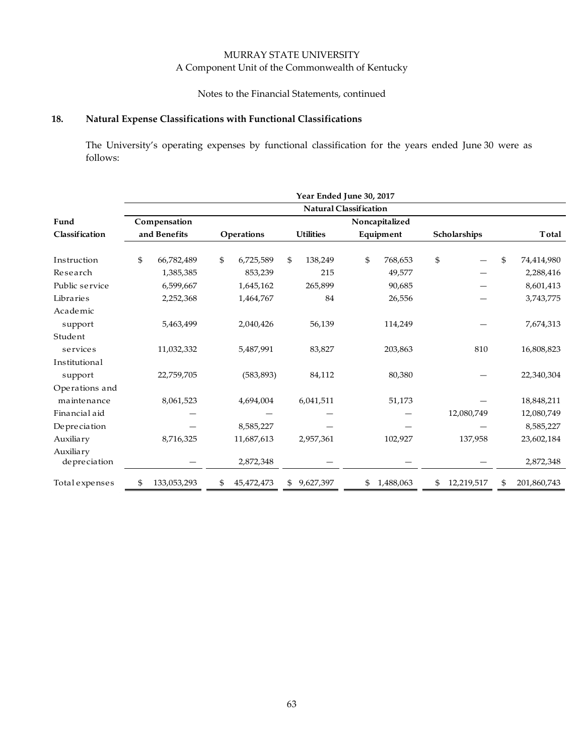MURRAY STATE UNIVERSITY
A Component Unit of the Commonwealth of Kentucky

Notes to the Financial Statements, continued

## 18. Natural Expense Classifications with Functional Classifications

The University's operating expenses by functional classification for the years ended June 30 were as follows:

| | Year Ended June 30, 2017 | | | | | |
|---|---|---|---|---|---|---|
| | Natural Classification | | | | | |
| **Fund Classification** | **Compensation and Benefits** | **Operations** | **Utilities** | **Noncapitalized Equipment** | **Scholarships** | **Total** |
| Instruction | $ 66,782,489 | $ 6,725,589 | $ 138,249 | $ 768,653 | $ — | $ 74,414,980 |
| Research | 1,385,385 | 853,239 | 215 | 49,577 | — | 2,288,416 |
| Public service | 6,599,667 | 1,645,162 | 265,899 | 90,685 | — | 8,601,413 |
| Libraries | 2,252,368 | 1,464,767 | 84 | 26,556 | — | 3,743,775 |
| Academic support | 5,463,499 | 2,040,426 | 56,139 | 114,249 | — | 7,674,313 |
| Student services | 11,032,332 | 5,487,991 | 83,827 | 203,863 | 810 | 16,808,823 |
| Institutional support | 22,759,705 | (583,893) | 84,112 | 80,380 | — | 22,340,304 |
| Operations and maintenance | 8,061,523 | 4,694,004 | 6,041,511 | 51,173 | — | 18,848,211 |
| Financial aid | — | — | — | — | 12,080,749 | 12,080,749 |
| Depreciation | — | 8,585,227 | — | — | — | 8,585,227 |
| Auxiliary | 8,716,325 | 11,687,613 | 2,957,361 | 102,927 | 137,958 | 23,602,184 |
| Auxiliary depreciation | — | 2,872,348 | — | — | — | 2,872,348 |
| Total expenses | $ 133,053,293 | $ 45,472,473 | $ 9,627,397 | $ 1,488,063 | $ 12,219,517 | $ 201,860,743 |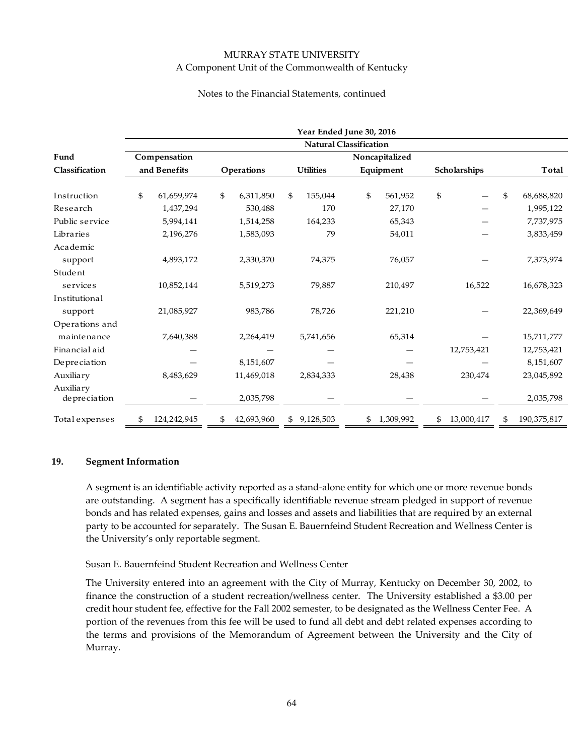| | Year Ended June 30, 2016 | | | | | |
|---|---|---|---|---|---|---|
| | Natural Classification | | | | | |
| Fund Classification | Compensation and Benefits | Operations | Utilities | Noncapitalized Equipment | Scholarships | Total |
| Instruction | $ 61,659,974 | $ 6,311,850 | $ 155,044 | $ 561,952 | $ — | $ 68,688,820 |
| Research | 1,437,294 | 530,488 | 170 | 27,170 | — | 1,995,122 |
| Public service | 5,994,141 | 1,514,258 | 164,233 | 65,343 | — | 7,737,975 |
| Libraries | 2,196,276 | 1,583,093 | 79 | 54,011 | — | 3,833,459 |
| Academic support | 4,893,172 | 2,330,370 | 74,375 | 76,057 | — | 7,373,974 |
| Student services | 10,852,144 | 5,519,273 | 79,887 | 210,497 | 16,522 | 16,678,323 |
| Institutional support | 21,085,927 | 983,786 | 78,726 | 221,210 | — | 22,369,649 |
| Operations and maintenance | 7,640,388 | 2,264,419 | 5,741,656 | 65,314 | — | 15,711,777 |
| Financial aid | — | — | — | — | 12,753,421 | 12,753,421 |
| Depreciation | — | 8,151,607 | — | — | — | 8,151,607 |
| Auxiliary | 8,483,629 | 11,469,018 | 2,834,333 | 28,438 | 230,474 | 23,045,892 |
| Auxiliary depreciation | — | 2,035,798 | — | — | — | 2,035,798 |
| Total expenses | $ 124,242,945 | $ 42,693,960 | $ 9,128,503 | $ 1,309,992 | $ 13,000,417 | $ 190,375,817 |

## 19. Segment Information

A segment is an identifiable activity reported as a stand-alone entity for which one or more revenue bonds are outstanding. A segment has a specifically identifiable revenue stream pledged in support of revenue bonds and has related expenses, gains and losses and assets and liabilities that are required by an external party to be accounted for separately. The Susan E. Bauernfeind Student Recreation and Wellness Center is the University's only reportable segment.

### Susan E. Bauernfeind Student Recreation and Wellness Center

The University entered into an agreement with the City of Murray, Kentucky on December 30, 2002, to finance the construction of a student recreation/wellness center. The University established a $3.00 per credit hour student fee, effective for the Fall 2002 semester, to be designated as the Wellness Center Fee. A portion of the revenues from this fee will be used to fund all debt and debt related expenses according to the terms and provisions of the Memorandum of Agreement between the University and the City of Murray.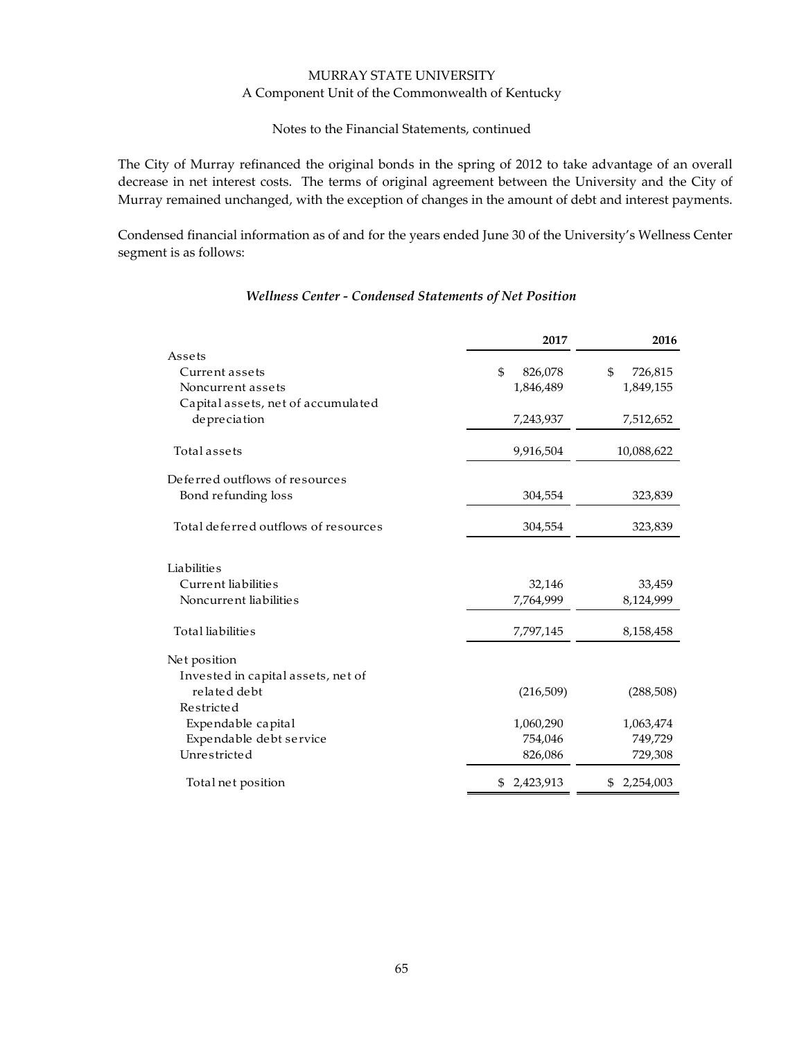MURRAY STATE UNIVERSITY
A Component Unit of the Commonwealth of Kentucky

Notes to the Financial Statements, continued

The City of Murray refinanced the original bonds in the spring of 2012 to take advantage of an overall decrease in net interest costs. The terms of original agreement between the University and the City of Murray remained unchanged, with the exception of changes in the amount of debt and interest payments.

Condensed financial information as of and for the years ended June 30 of the University's Wellness Center segment is as follows:

***Wellness Center - Condensed Statements of Net Position***

| | 2017 | 2016 |
|---|---|---|
| Assets | | |
| Current assets | $ 826,078 | $ 726,815 |
| Noncurrent assets | 1,846,489 | 1,849,155 |
| Capital assets, net of accumulated depreciation | 7,243,937 | 7,512,652 |
| Total assets | 9,916,504 | 10,088,622 |
| Deferred outflows of resources | | |
| Bond refunding loss | 304,554 | 323,839 |
| Total deferred outflows of resources | 304,554 | 323,839 |
| Liabilities | | |
| Current liabilities | 32,146 | 33,459 |
| Noncurrent liabilities | 7,764,999 | 8,124,999 |
| Total liabilities | 7,797,145 | 8,158,458 |
| Net position | | |
| Invested in capital assets, net of related debt | (216,509) | (288,508) |
| Restricted | | |
| Expendable capital | 1,060,290 | 1,063,474 |
| Expendable debt service | 754,046 | 749,729 |
| Unrestricted | 826,086 | 729,308 |
| Total net position | $ 2,423,913 | $ 2,254,003 |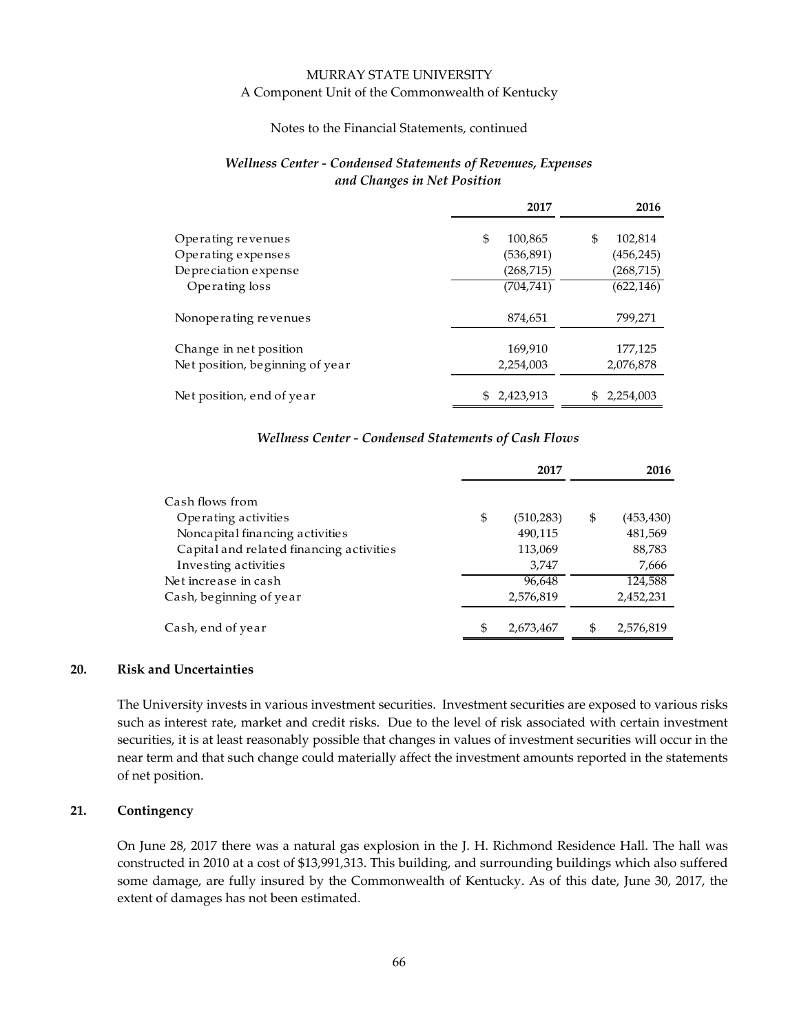*Wellness Center - Condensed Statements of Revenues, Expenses and Changes in Net Position*

| | 2017 | 2016 |
|---|---|---|
| Operating revenues | $ 100,865 | $ 102,814 |
| Operating expenses | (536,891) | (456,245) |
| Depreciation expense | (268,715) | (268,715) |
| Operating loss | (704,741) | (622,146) |
| Nonoperating revenues | 874,651 | 799,271 |
| Change in net position | 169,910 | 177,125 |
| Net position, beginning of year | 2,254,003 | 2,076,878 |
| Net position, end of year | $ 2,423,913 | $ 2,254,003 |

*Wellness Center - Condensed Statements of Cash Flows*

| | 2017 | 2016 |
|---|---|---|
| Cash flows from | | |
| Operating activities | $ (510,283) | $ (453,430) |
| Noncapital financing activities | 490,115 | 481,569 |
| Capital and related financing activities | 113,069 | 88,783 |
| Investing activities | 3,747 | 7,666 |
| Net increase in cash | 96,648 | 124,588 |
| Cash, beginning of year | 2,576,819 | 2,452,231 |
| Cash, end of year | $ 2,673,467 | $ 2,576,819 |

## 20. Risk and Uncertainties

The University invests in various investment securities. Investment securities are exposed to various risks such as interest rate, market and credit risks. Due to the level of risk associated with certain investment securities, it is at least reasonably possible that changes in values of investment securities will occur in the near term and that such change could materially affect the investment amounts reported in the statements of net position.

## 21. Contingency

On June 28, 2017 there was a natural gas explosion in the J. H. Richmond Residence Hall. The hall was constructed in 2010 at a cost of $13,991,313. This building, and surrounding buildings which also suffered some damage, are fully insured by the Commonwealth of Kentucky. As of this date, June 30, 2017, the extent of damages has not been estimated.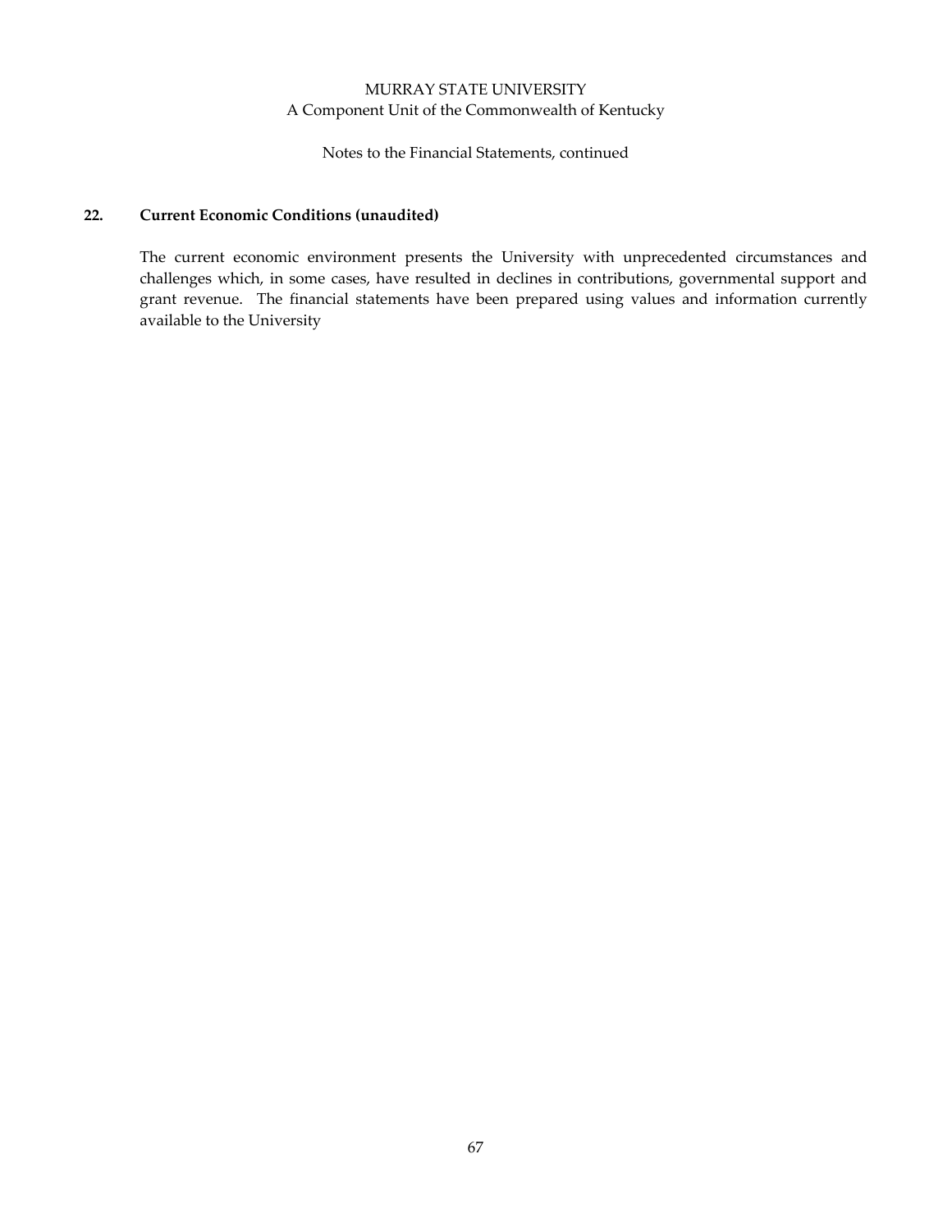## 22. Current Economic Conditions (unaudited)

The current economic environment presents the University with unprecedented circumstances and challenges which, in some cases, have resulted in declines in contributions, governmental support and grant revenue. The financial statements have been prepared using values and information currently available to the University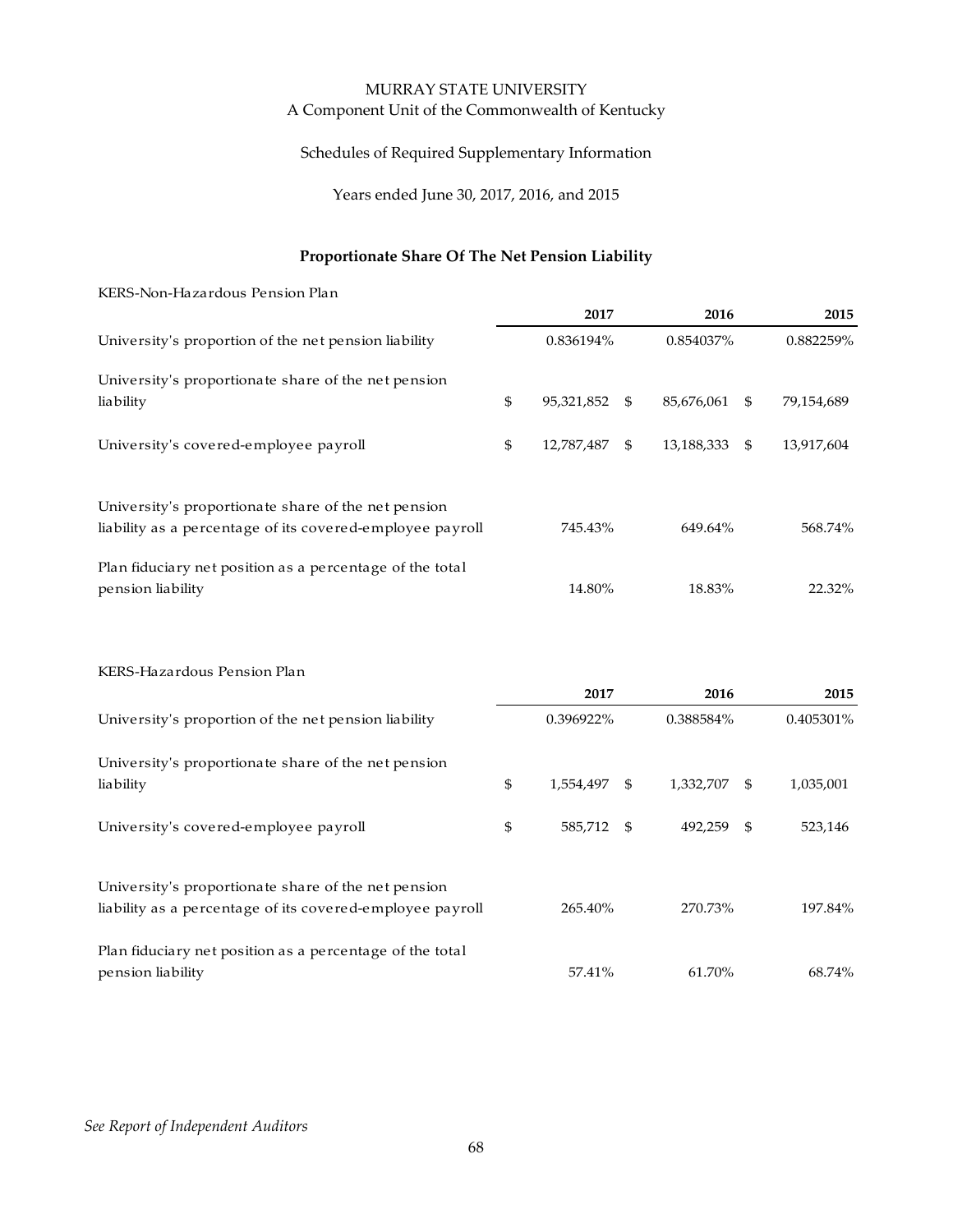MURRAY STATE UNIVERSITY
A Component Unit of the Commonwealth of Kentucky

Schedules of Required Supplementary Information

Years ended June 30, 2017, 2016, and 2015

## Proportionate Share Of The Net Pension Liability

KERS-Non-Hazardous Pension Plan

| | 2017 | 2016 | 2015 |
|---|---|---|---|
| University's proportion of the net pension liability | 0.836194% | 0.854037% | 0.882259% |
| University's proportionate share of the net pension liability | $ 95,321,852 | $ 85,676,061 | $ 79,154,689 |
| University's covered-employee payroll | $ 12,787,487 | $ 13,188,333 | $ 13,917,604 |
| University's proportionate share of the net pension liability as a percentage of its covered-employee payroll | 745.43% | 649.64% | 568.74% |
| Plan fiduciary net position as a percentage of the total pension liability | 14.80% | 18.83% | 22.32% |

KERS-Hazardous Pension Plan

| | 2017 | 2016 | 2015 |
|---|---|---|---|
| University's proportion of the net pension liability | 0.396922% | 0.388584% | 0.405301% |
| University's proportionate share of the net pension liability | $ 1,554,497 | $ 1,332,707 | $ 1,035,001 |
| University's covered-employee payroll | $ 585,712 | $ 492,259 | $ 523,146 |
| University's proportionate share of the net pension liability as a percentage of its covered-employee payroll | 265.40% | 270.73% | 197.84% |
| Plan fiduciary net position as a percentage of the total pension liability | 57.41% | 61.70% | 68.74% |

*See Report of Independent Auditors*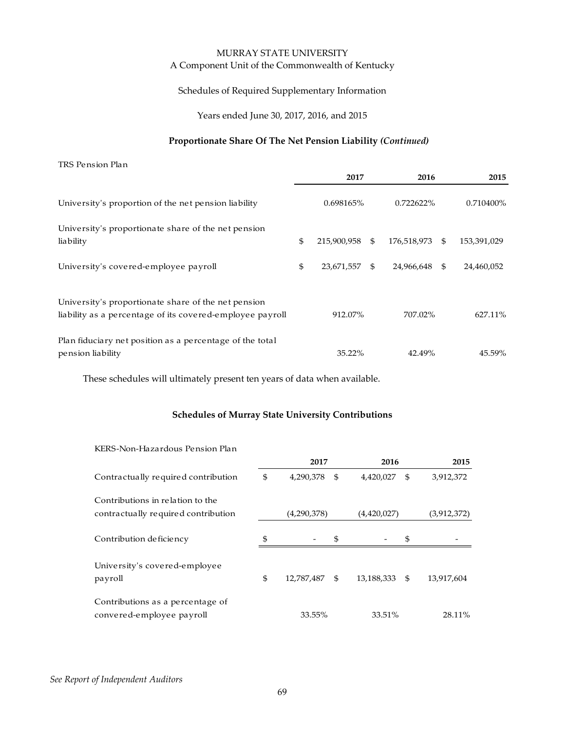MURRAY STATE UNIVERSITY
A Component Unit of the Commonwealth of Kentucky

Schedules of Required Supplementary Information

Years ended June 30, 2017, 2016, and 2015

### Proportionate Share Of The Net Pension Liability *(Continued)*

TRS Pension Plan

| | 2017 | 2016 | 2015 |
|---|---|---|---|
| University's proportion of the net pension liability | 0.698165% | 0.722622% | 0.710400% |
| University's proportionate share of the net pension liability | $ 215,900,958 | $ 176,518,973 | $ 153,391,029 |
| University's covered-employee payroll | $ 23,671,557 | $ 24,966,648 | $ 24,460,052 |
| University's proportionate share of the net pension liability as a percentage of its covered-employee payroll | 912.07% | 707.02% | 627.11% |
| Plan fiduciary net position as a percentage of the total pension liability | 35.22% | 42.49% | 45.59% |

These schedules will ultimately present ten years of data when available.

### Schedules of Murray State University Contributions

KERS-Non-Hazardous Pension Plan

| | 2017 | 2016 | 2015 |
|---|---|---|---|
| Contractually required contribution | $ 4,290,378 | $ 4,420,027 | $ 3,912,372 |
| Contributions in relation to the contractually required contribution | (4,290,378) | (4,420,027) | (3,912,372) |
| Contribution deficiency | $ - | $ - | $ - |
| University's covered-employee payroll | $ 12,787,487 | $ 13,188,333 | $ 13,917,604 |
| Contributions as a percentage of convered-employee payroll | 33.55% | 33.51% | 28.11% |

*See Report of Independent Auditors*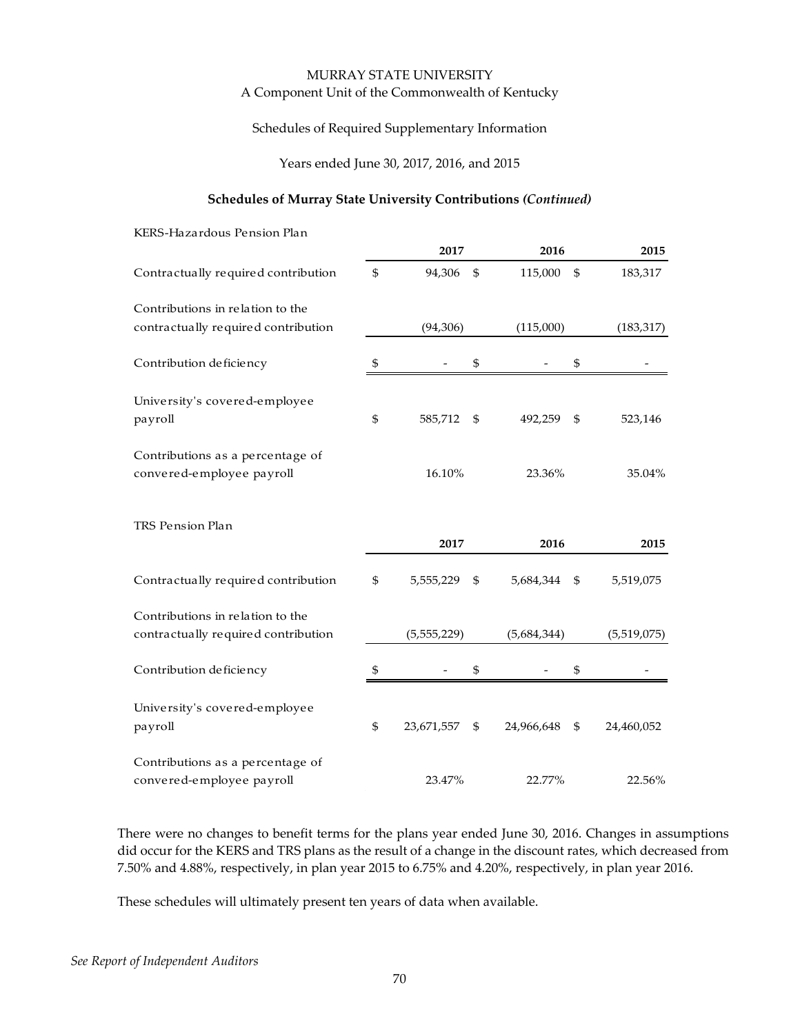MURRAY STATE UNIVERSITY
A Component Unit of the Commonwealth of Kentucky

Schedules of Required Supplementary Information

Years ended June 30, 2017, 2016, and 2015

**Schedules of Murray State University Contributions *(Continued)***

KERS-Hazardous Pension Plan

| | 2017 | 2016 | 2015 |
|---|---|---|---|
| Contractually required contribution | $ 94,306 | $ 115,000 | $ 183,317 |
| Contributions in relation to the contractually required contribution | (94,306) | (115,000) | (183,317) |
| Contribution deficiency | $ - | $ - | $ - |
| University's covered-employee payroll | $ 585,712 | $ 492,259 | $ 523,146 |
| Contributions as a percentage of convered-employee payroll | 16.10% | 23.36% | 35.04% |

TRS Pension Plan

| | 2017 | 2016 | 2015 |
|---|---|---|---|
| Contractually required contribution | $ 5,555,229 | $ 5,684,344 | $ 5,519,075 |
| Contributions in relation to the contractually required contribution | (5,555,229) | (5,684,344) | (5,519,075) |
| Contribution deficiency | $ - | $ - | $ - |
| University's covered-employee payroll | $ 23,671,557 | $ 24,966,648 | $ 24,460,052 |
| Contributions as a percentage of convered-employee payroll | 23.47% | 22.77% | 22.56% |

There were no changes to benefit terms for the plans year ended June 30, 2016. Changes in assumptions did occur for the KERS and TRS plans as the result of a change in the discount rates, which decreased from 7.50% and 4.88%, respectively, in plan year 2015 to 6.75% and 4.20%, respectively, in plan year 2016.

These schedules will ultimately present ten years of data when available.

*See Report of Independent Auditors*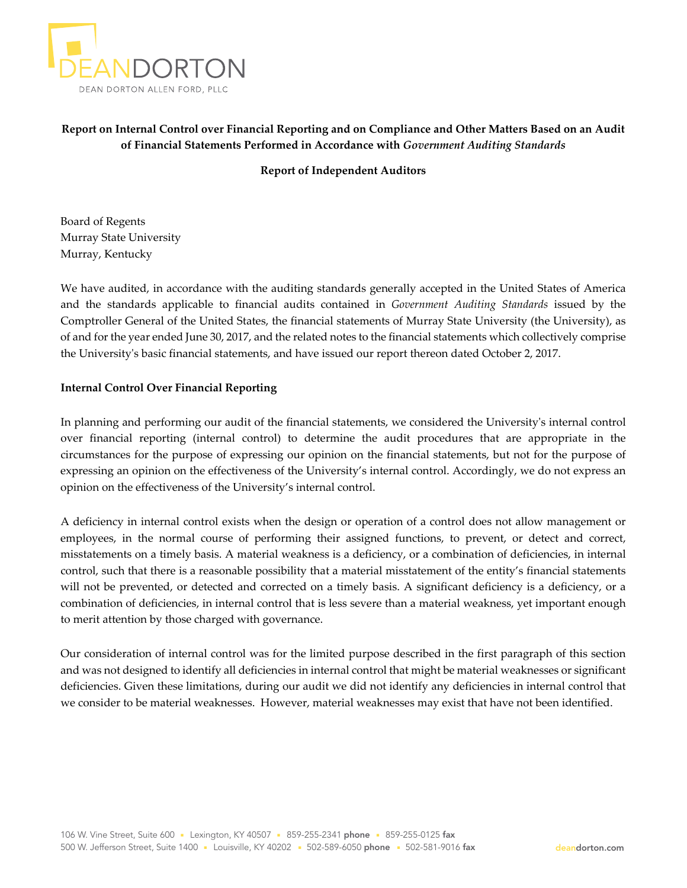DEANDORTON

DEAN DORTON ALLEN FORD, PLLC

**Report on Internal Control over Financial Reporting and on Compliance and Other Matters Based on an Audit of Financial Statements Performed in Accordance with *Government Auditing Standards***

**Report of Independent Auditors**

Board of Regents
Murray State University
Murray, Kentucky

We have audited, in accordance with the auditing standards generally accepted in the United States of America and the standards applicable to financial audits contained in *Government Auditing Standards* issued by the Comptroller General of the United States, the financial statements of Murray State University (the University), as of and for the year ended June 30, 2017, and the related notes to the financial statements which collectively comprise the University's basic financial statements, and have issued our report thereon dated October 2, 2017.

**Internal Control Over Financial Reporting**

In planning and performing our audit of the financial statements, we considered the University's internal control over financial reporting (internal control) to determine the audit procedures that are appropriate in the circumstances for the purpose of expressing our opinion on the financial statements, but not for the purpose of expressing an opinion on the effectiveness of the University's internal control. Accordingly, we do not express an opinion on the effectiveness of the University's internal control.

A deficiency in internal control exists when the design or operation of a control does not allow management or employees, in the normal course of performing their assigned functions, to prevent, or detect and correct, misstatements on a timely basis. A material weakness is a deficiency, or a combination of deficiencies, in internal control, such that there is a reasonable possibility that a material misstatement of the entity's financial statements will not be prevented, or detected and corrected on a timely basis. A significant deficiency is a deficiency, or a combination of deficiencies, in internal control that is less severe than a material weakness, yet important enough to merit attention by those charged with governance.

Our consideration of internal control was for the limited purpose described in the first paragraph of this section and was not designed to identify all deficiencies in internal control that might be material weaknesses or significant deficiencies. Given these limitations, during our audit we did not identify any deficiencies in internal control that we consider to be material weaknesses. However, material weaknesses may exist that have not been identified.

106 W. Vine Street, Suite 600 • Lexington, KY 40507 • 859-255-2341 **phone** • 859-255-0125 **fax**
500 W. Jefferson Street, Suite 1400 • Louisville, KY 40202 • 502-589-6050 **phone** • 502-581-9016 **fax**

deandorton.com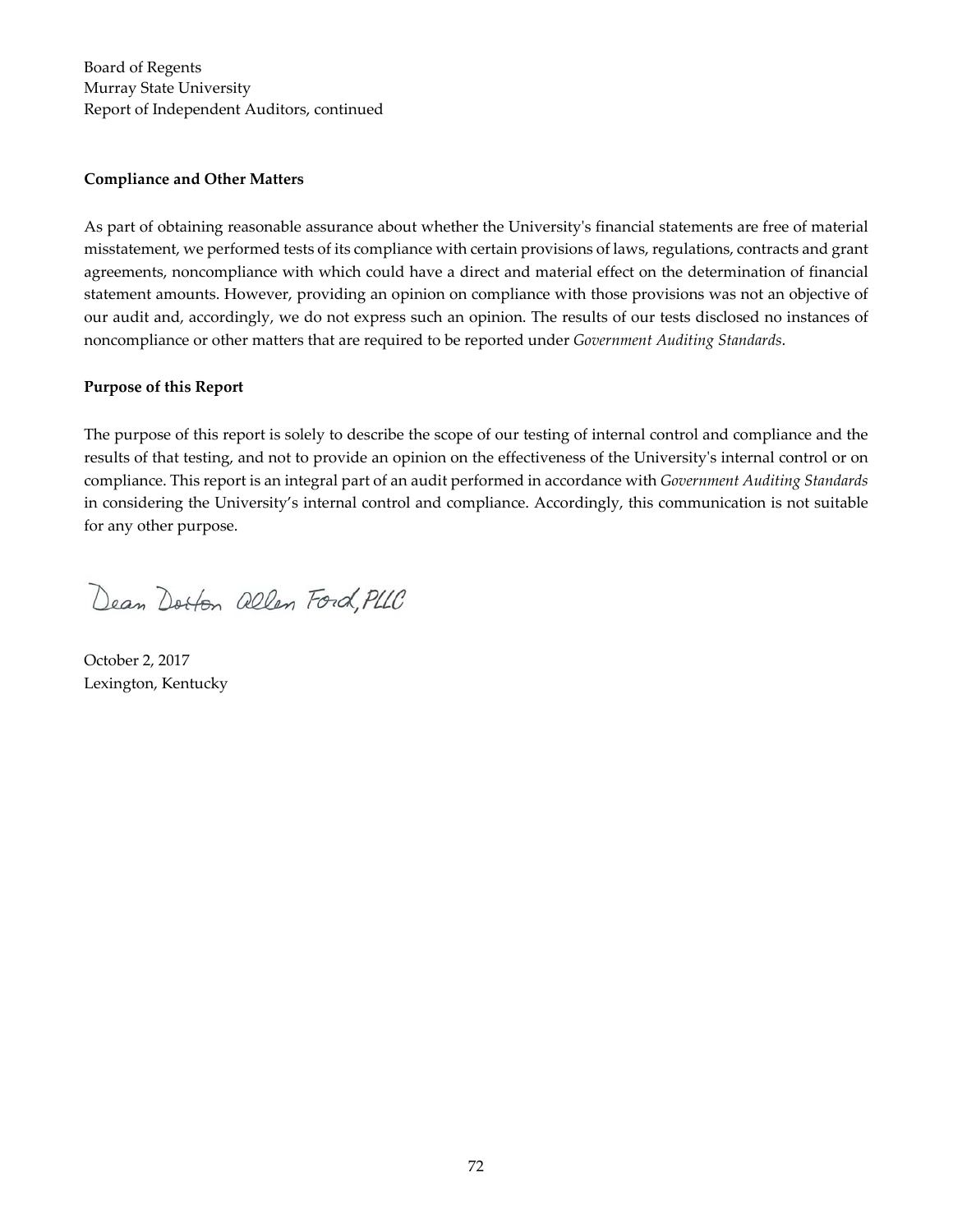Board of Regents
Murray State University
Report of Independent Auditors, continued

**Compliance and Other Matters**

As part of obtaining reasonable assurance about whether the University's financial statements are free of material misstatement, we performed tests of its compliance with certain provisions of laws, regulations, contracts and grant agreements, noncompliance with which could have a direct and material effect on the determination of financial statement amounts. However, providing an opinion on compliance with those provisions was not an objective of our audit and, accordingly, we do not express such an opinion. The results of our tests disclosed no instances of noncompliance or other matters that are required to be reported under *Government Auditing Standards*.

**Purpose of this Report**

The purpose of this report is solely to describe the scope of our testing of internal control and compliance and the results of that testing, and not to provide an opinion on the effectiveness of the University's internal control or on compliance. This report is an integral part of an audit performed in accordance with *Government Auditing Standards* in considering the University's internal control and compliance. Accordingly, this communication is not suitable for any other purpose.

Dean Dorton Allen Ford, PLLC

October 2, 2017
Lexington, Kentucky